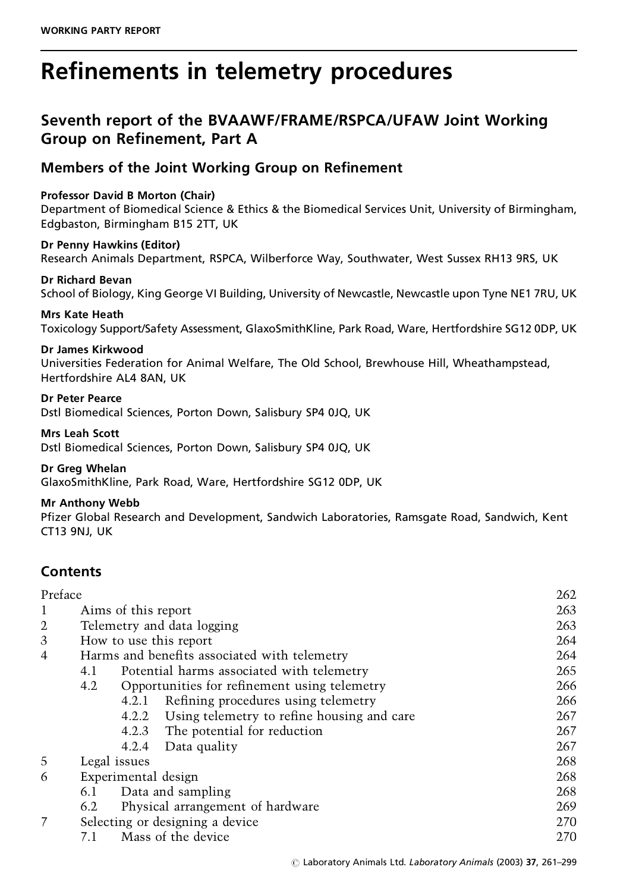WORKING PARTY REPORT

# Refinements in telemetry procedures

## Seventh report of the BVAAWF/FRAME/RSPCA/UFAW Joint Working Group on Refinement, Part A

### Members of the Joint Working Group on Refinement

**Professor David B Morton (Chair)**
Department of Biomedical Science & Ethics & the Biomedical Services Unit, University of Birmingham, Edgbaston, Birmingham B15 2TT, UK

**Dr Penny Hawkins (Editor)**
Research Animals Department, RSPCA, Wilberforce Way, Southwater, West Sussex RH13 9RS, UK

**Dr Richard Bevan**
School of Biology, King George VI Building, University of Newcastle, Newcastle upon Tyne NE1 7RU, UK

**Mrs Kate Heath**
Toxicology Support/Safety Assessment, GlaxoSmithKline, Park Road, Ware, Hertfordshire SG12 0DP, UK

**Dr James Kirkwood**
Universities Federation for Animal Welfare, The Old School, Brewhouse Hill, Wheathampstead, Hertfordshire AL4 8AN, UK

**Dr Peter Pearce**
Dstl Biomedical Sciences, Porton Down, Salisbury SP4 0JQ, UK

**Mrs Leah Scott**
Dstl Biomedical Sciences, Porton Down, Salisbury SP4 0JQ, UK

**Dr Greg Whelan**
GlaxoSmithKline, Park Road, Ware, Hertfordshire SG12 0DP, UK

**Mr Anthony Webb**
Pfizer Global Research and Development, Sandwich Laboratories, Ramsgate Road, Sandwich, Kent CT13 9NJ, UK

### Contents

| | | Page |
|---|---|---|
| Preface | | 262 |
| 1 | Aims of this report | 263 |
| 2 | Telemetry and data logging | 263 |
| 3 | How to use this report | 264 |
| 4 | Harms and benefits associated with telemetry | 264 |
| | 4.1 Potential harms associated with telemetry | 265 |
| | 4.2 Opportunities for refinement using telemetry | 266 |
| | 4.2.1 Refining procedures using telemetry | 266 |
| | 4.2.2 Using telemetry to refine housing and care | 267 |
| | 4.2.3 The potential for reduction | 267 |
| | 4.2.4 Data quality | 267 |
| 5 | Legal issues | 268 |
| 6 | Experimental design | 268 |
| | 6.1 Data and sampling | 268 |
| | 6.2 Physical arrangement of hardware | 269 |
| 7 | Selecting or designing a device | 270 |
| | 7.1 Mass of the device | 270 |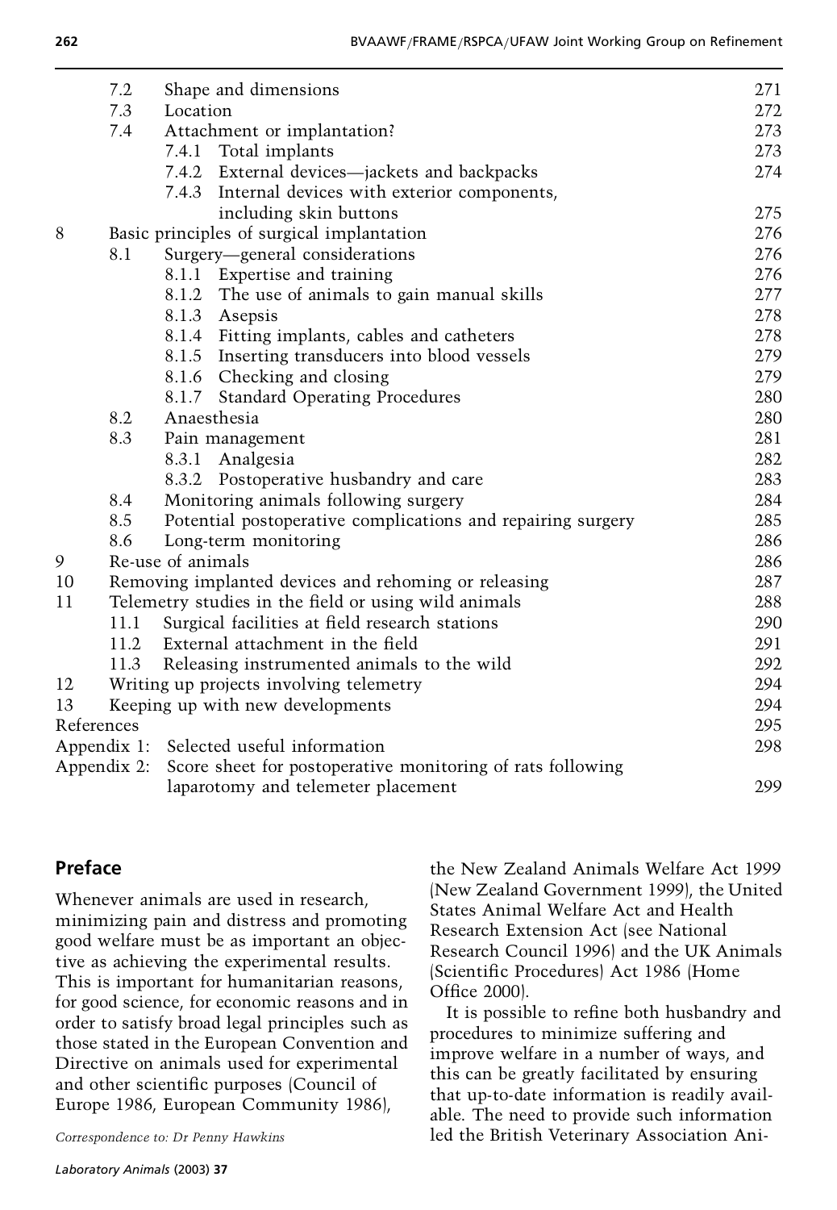| | | | |
|---|---|---|---|
| | 7.2 | Shape and dimensions | 271 |
| | 7.3 | Location | 272 |
| | 7.4 | Attachment or implantation? | 273 |
| | | 7.4.1 Total implants | 273 |
| | | 7.4.2 External devices—jackets and backpacks | 274 |
| | | 7.4.3 Internal devices with exterior components, including skin buttons | 275 |
| 8 | | Basic principles of surgical implantation | 276 |
| | 8.1 | Surgery—general considerations | 276 |
| | | 8.1.1 Expertise and training | 276 |
| | | 8.1.2 The use of animals to gain manual skills | 277 |
| | | 8.1.3 Asepsis | 278 |
| | | 8.1.4 Fitting implants, cables and catheters | 278 |
| | | 8.1.5 Inserting transducers into blood vessels | 279 |
| | | 8.1.6 Checking and closing | 279 |
| | | 8.1.7 Standard Operating Procedures | 280 |
| | 8.2 | Anaesthesia | 280 |
| | 8.3 | Pain management | 281 |
| | | 8.3.1 Analgesia | 282 |
| | | 8.3.2 Postoperative husbandry and care | 283 |
| | 8.4 | Monitoring animals following surgery | 284 |
| | 8.5 | Potential postoperative complications and repairing surgery | 285 |
| | 8.6 | Long-term monitoring | 286 |
| 9 | | Re-use of animals | 286 |
| 10 | | Removing implanted devices and rehoming or releasing | 287 |
| 11 | | Telemetry studies in the field or using wild animals | 288 |
| | 11.1 | Surgical facilities at field research stations | 290 |
| | 11.2 | External attachment in the field | 291 |
| | 11.3 | Releasing instrumented animals to the wild | 292 |
| 12 | | Writing up projects involving telemetry | 294 |
| 13 | | Keeping up with new developments | 294 |
| References | | | 295 |
| Appendix 1: | | Selected useful information | 298 |
| Appendix 2: | | Score sheet for postoperative monitoring of rats following laparotomy and telemeter placement | 299 |

## Preface

Whenever animals are used in research, minimizing pain and distress and promoting good welfare must be as important an objective as achieving the experimental results. This is important for humanitarian reasons, for good science, for economic reasons and in order to satisfy broad legal principles such as those stated in the European Convention and Directive on animals used for experimental and other scientific purposes (Council of Europe 1986, European Community 1986), the New Zealand Animals Welfare Act 1999 (New Zealand Government 1999), the United States Animal Welfare Act and Health Research Extension Act (see National Research Council 1996) and the UK Animals (Scientific Procedures) Act 1986 (Home Office 2000).

It is possible to refine both husbandry and procedures to minimize suffering and improve welfare in a number of ways, and this can be greatly facilitated by ensuring that up-to-date information is readily available. The need to provide such information led the British Veterinary Association Ani-

*Correspondence to: Dr Penny Hawkins*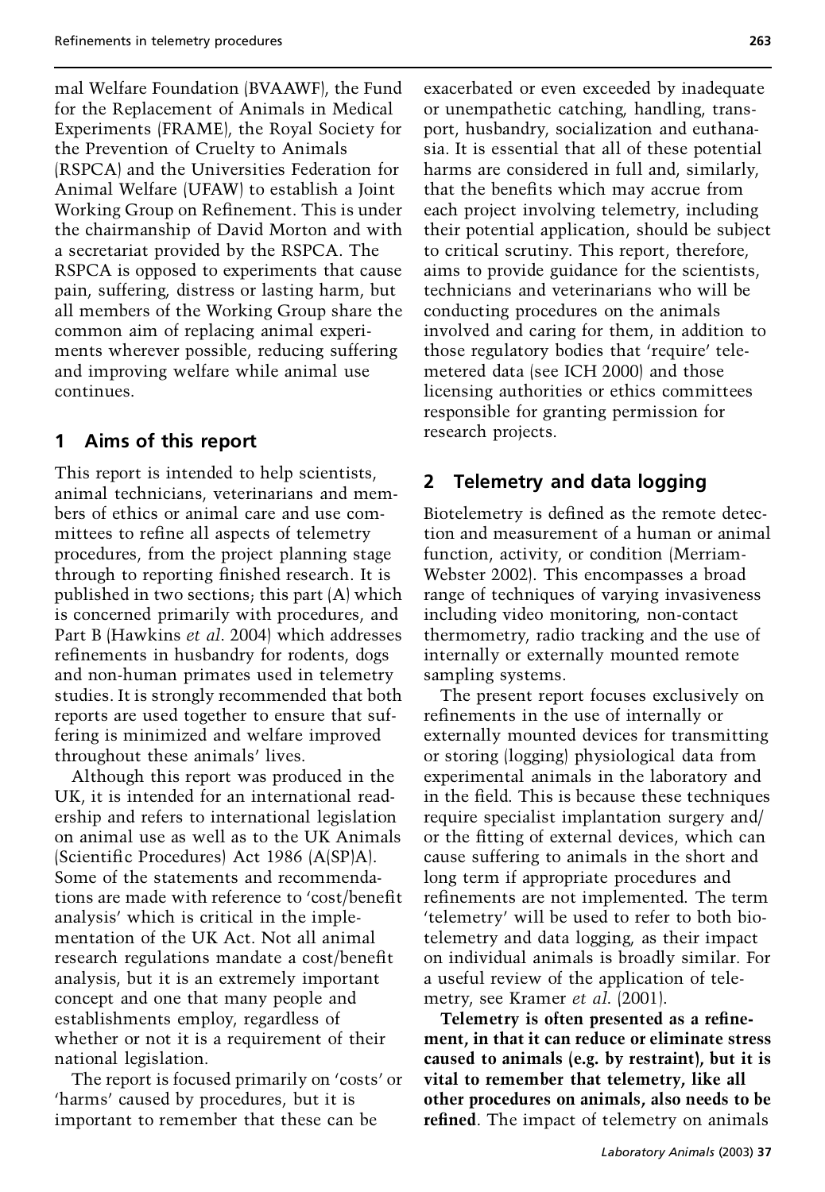mal Welfare Foundation (BVAAWF), the Fund for the Replacement of Animals in Medical Experiments (FRAME), the Royal Society for the Prevention of Cruelty to Animals (RSPCA) and the Universities Federation for Animal Welfare (UFAW) to establish a Joint Working Group on Refinement. This is under the chairmanship of David Morton and with a secretariat provided by the RSPCA. The RSPCA is opposed to experiments that cause pain, suffering, distress or lasting harm, but all members of the Working Group share the common aim of replacing animal experiments wherever possible, reducing suffering and improving welfare while animal use continues.

## 1 Aims of this report

This report is intended to help scientists, animal technicians, veterinarians and members of ethics or animal care and use committees to refine all aspects of telemetry procedures, from the project planning stage through to reporting finished research. It is published in two sections; this part (A) which is concerned primarily with procedures, and Part B (Hawkins *et al*. 2004) which addresses refinements in husbandry for rodents, dogs and non-human primates used in telemetry studies. It is strongly recommended that both reports are used together to ensure that suffering is minimized and welfare improved throughout these animals' lives.

Although this report was produced in the UK, it is intended for an international readership and refers to international legislation on animal use as well as to the UK Animals (Scientific Procedures) Act 1986 (A(SP)A). Some of the statements and recommendations are made with reference to 'cost/benefit analysis' which is critical in the implementation of the UK Act. Not all animal research regulations mandate a cost/benefit analysis, but it is an extremely important concept and one that many people and establishments employ, regardless of whether or not it is a requirement of their national legislation.

The report is focused primarily on 'costs' or 'harms' caused by procedures, but it is important to remember that these can be exacerbated or even exceeded by inadequate or unempathetic catching, handling, transport, husbandry, socialization and euthanasia. It is essential that all of these potential harms are considered in full and, similarly, that the benefits which may accrue from each project involving telemetry, including their potential application, should be subject to critical scrutiny. This report, therefore, aims to provide guidance for the scientists, technicians and veterinarians who will be conducting procedures on the animals involved and caring for them, in addition to those regulatory bodies that 'require' telemetered data (see ICH 2000) and those licensing authorities or ethics committees responsible for granting permission for research projects.

## 2 Telemetry and data logging

Biotelemetry is defined as the remote detection and measurement of a human or animal function, activity, or condition (Merriam-Webster 2002). This encompasses a broad range of techniques of varying invasiveness including video monitoring, non-contact thermometry, radio tracking and the use of internally or externally mounted remote sampling systems.

The present report focuses exclusively on refinements in the use of internally or externally mounted devices for transmitting or storing (logging) physiological data from experimental animals in the laboratory and in the field. This is because these techniques require specialist implantation surgery and/or the fitting of external devices, which can cause suffering to animals in the short and long term if appropriate procedures and refinements are not implemented. The term 'telemetry' will be used to refer to both biotelemetry and data logging, as their impact on individual animals is broadly similar. For a useful review of the application of telemetry, see Kramer *et al*. (2001).

**Telemetry is often presented as a refinement, in that it can reduce or eliminate stress caused to animals (e.g. by restraint), but it is vital to remember that telemetry, like all other procedures on animals, also needs to be refined**. The impact of telemetry on animals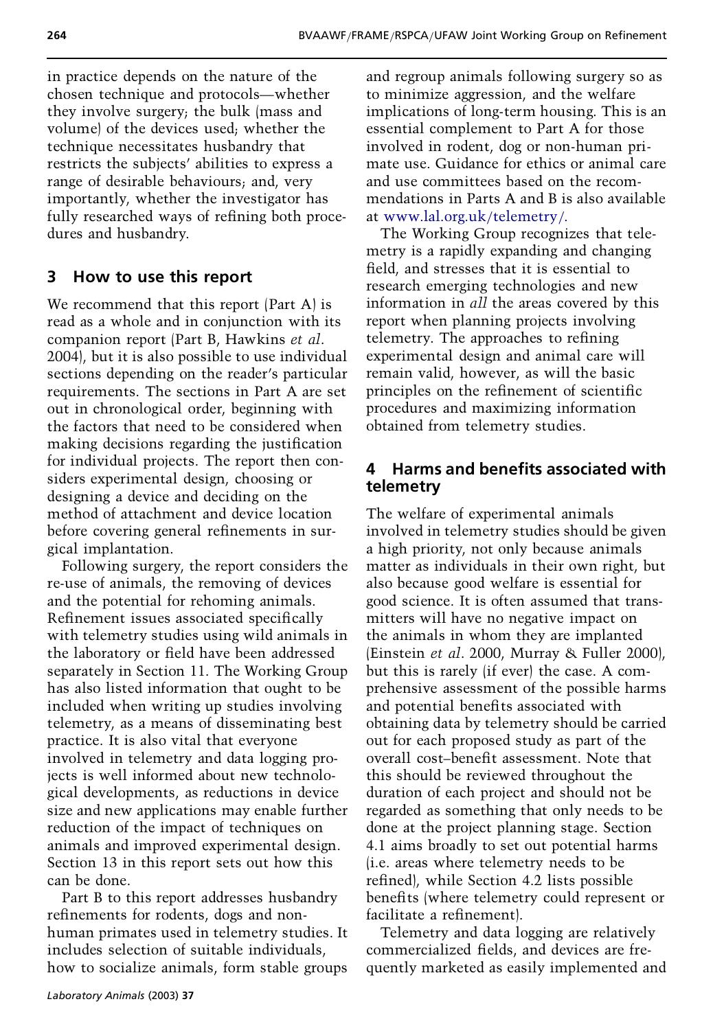in practice depends on the nature of the chosen technique and protocols—whether they involve surgery; the bulk (mass and volume) of the devices used; whether the technique necessitates husbandry that restricts the subjects' abilities to express a range of desirable behaviours; and, very importantly, whether the investigator has fully researched ways of refining both procedures and husbandry.

## 3 How to use this report

We recommend that this report (Part A) is read as a whole and in conjunction with its companion report (Part B, Hawkins *et al*. 2004), but it is also possible to use individual sections depending on the reader's particular requirements. The sections in Part A are set out in chronological order, beginning with the factors that need to be considered when making decisions regarding the justification for individual projects. The report then considers experimental design, choosing or designing a device and deciding on the method of attachment and device location before covering general refinements in surgical implantation.

Following surgery, the report considers the re-use of animals, the removing of devices and the potential for rehoming animals. Refinement issues associated specifically with telemetry studies using wild animals in the laboratory or field have been addressed separately in Section 11. The Working Group has also listed information that ought to be included when writing up studies involving telemetry, as a means of disseminating best practice. It is also vital that everyone involved in telemetry and data logging projects is well informed about new technological developments, as reductions in device size and new applications may enable further reduction of the impact of techniques on animals and improved experimental design. Section 13 in this report sets out how this can be done.

Part B to this report addresses husbandry refinements for rodents, dogs and non-human primates used in telemetry studies. It includes selection of suitable individuals, how to socialize animals, form stable groups and regroup animals following surgery so as to minimize aggression, and the welfare implications of long-term housing. This is an essential complement to Part A for those involved in rodent, dog or non-human primate use. Guidance for ethics or animal care and use committees based on the recommendations in Parts A and B is also available at www.lal.org.uk/telemetry/.

The Working Group recognizes that telemetry is a rapidly expanding and changing field, and stresses that it is essential to research emerging technologies and new information in *all* the areas covered by this report when planning projects involving telemetry. The approaches to refining experimental design and animal care will remain valid, however, as will the basic principles on the refinement of scientific procedures and maximizing information obtained from telemetry studies.

## 4 Harms and benefits associated with telemetry

The welfare of experimental animals involved in telemetry studies should be given a high priority, not only because animals matter as individuals in their own right, but also because good welfare is essential for good science. It is often assumed that transmitters will have no negative impact on the animals in whom they are implanted (Einstein *et al*. 2000, Murray & Fuller 2000), but this is rarely (if ever) the case. A comprehensive assessment of the possible harms and potential benefits associated with obtaining data by telemetry should be carried out for each proposed study as part of the overall cost–benefit assessment. Note that this should be reviewed throughout the duration of each project and should not be regarded as something that only needs to be done at the project planning stage. Section 4.1 aims broadly to set out potential harms (i.e. areas where telemetry needs to be refined), while Section 4.2 lists possible benefits (where telemetry could represent or facilitate a refinement).

Telemetry and data logging are relatively commercialized fields, and devices are frequently marketed as easily implemented and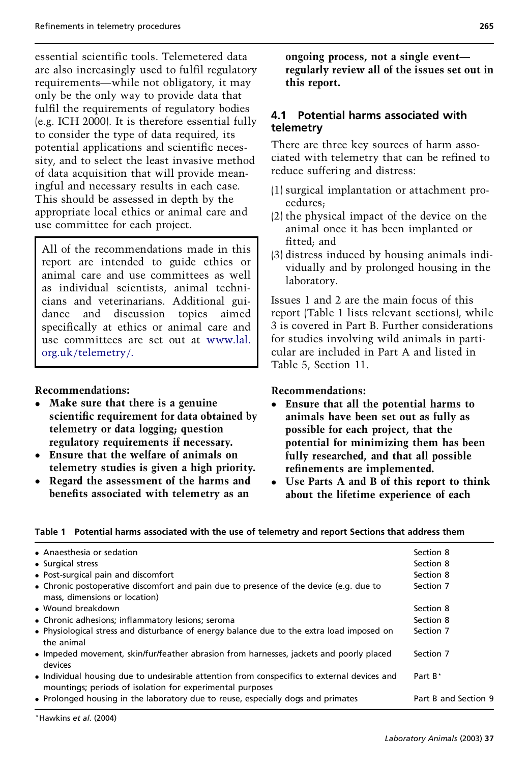essential scientific tools. Telemetered data are also increasingly used to fulfil regulatory requirements—while not obligatory, it may only be the only way to provide data that fulfil the requirements of regulatory bodies (e.g. ICH 2000). It is therefore essential fully to consider the type of data required, its potential applications and scientific necessity, and to select the least invasive method of data acquisition that will provide meaningful and necessary results in each case. This should be assessed in depth by the appropriate local ethics or animal care and use committee for each project.

> All of the recommendations made in this report are intended to guide ethics or animal care and use committees as well as individual scientists, animal technicians and veterinarians. Additional guidance and discussion topics aimed specifically at ethics or animal care and use committees are set out at www.lal.org.uk/telemetry/.

**Recommendations:**

- **Make sure that there is a genuine scientific requirement for data obtained by telemetry or data logging; question regulatory requirements if necessary.**
- **Ensure that the welfare of animals on telemetry studies is given a high priority.**
- **Regard the assessment of the harms and benefits associated with telemetry as an ongoing process, not a single event—regularly review all of the issues set out in this report.**

## 4.1 Potential harms associated with telemetry

There are three key sources of harm associated with telemetry that can be refined to reduce suffering and distress:

(1) surgical implantation or attachment procedures;
(2) the physical impact of the device on the animal once it has been implanted or fitted; and
(3) distress induced by housing animals individually and by prolonged housing in the laboratory.

Issues 1 and 2 are the main focus of this report (Table 1 lists relevant sections), while 3 is covered in Part B. Further considerations for studies involving wild animals in particular are included in Part A and listed in Table 5, Section 11.

**Recommendations:**

- **Ensure that all the potential harms to animals have been set out as fully as possible for each project, that the potential for minimizing them has been fully researched, and that all possible refinements are implemented.**
- **Use Parts A and B of this report to think about the lifetime experience of each**

**Table 1 Potential harms associated with the use of telemetry and report Sections that address them**

| Potential harm | Section |
|---|---|
| • Anaesthesia or sedation | Section 8 |
| • Surgical stress | Section 8 |
| • Post-surgical pain and discomfort | Section 8 |
| • Chronic postoperative discomfort and pain due to presence of the device (e.g. due to mass, dimensions or location) | Section 7 |
| • Wound breakdown | Section 8 |
| • Chronic adhesions; inflammatory lesions; seroma | Section 8 |
| • Physiological stress and disturbance of energy balance due to the extra load imposed on the animal | Section 7 |
| • Impeded movement, skin/fur/feather abrasion from harnesses, jackets and poorly placed devices | Section 7 |
| • Individual housing due to undesirable attention from conspecifics to external devices and mountings; periods of isolation for experimental purposes | Part B* |
| • Prolonged housing in the laboratory due to reuse, especially dogs and primates | Part B and Section 9 |

*Hawkins *et al*. (2004)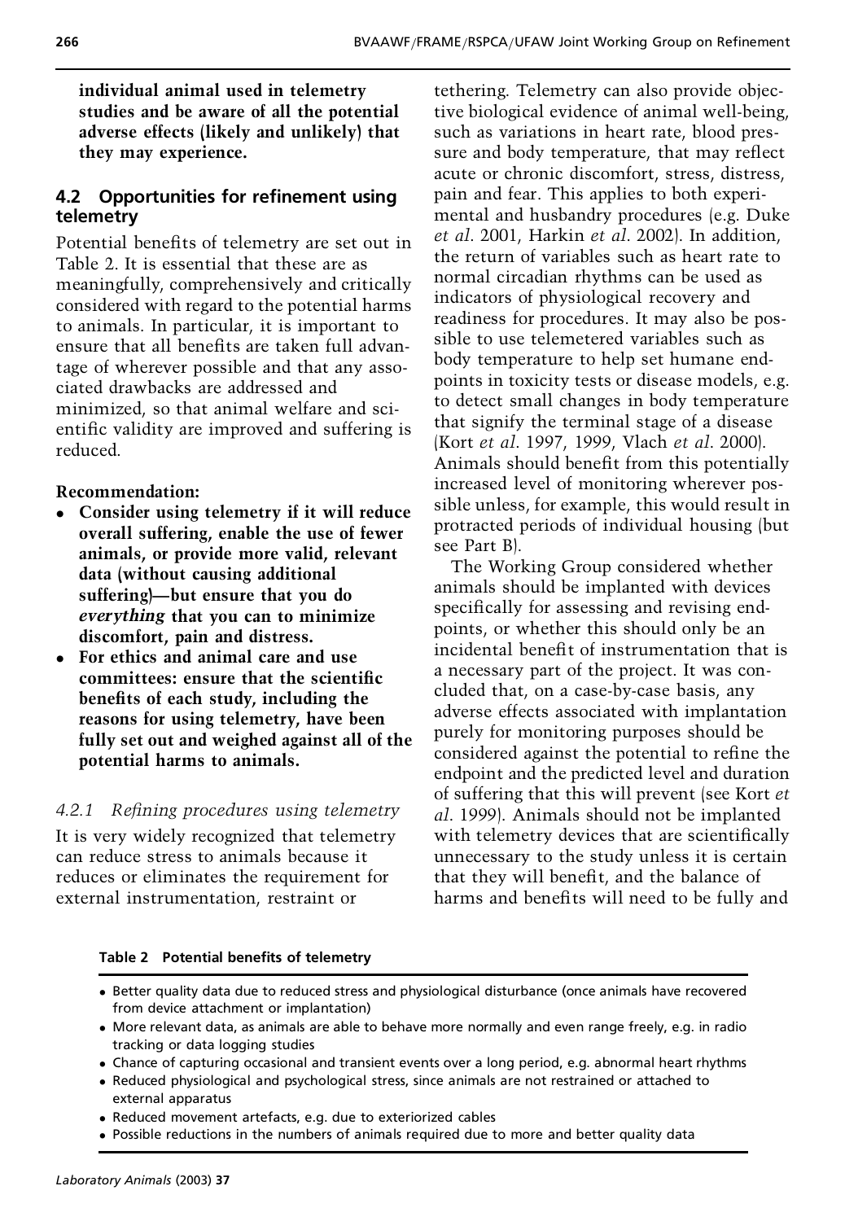**individual animal used in telemetry studies and be aware of all the potential adverse effects (likely and unlikely) that they may experience.**

## 4.2 Opportunities for refinement using telemetry

Potential benefits of telemetry are set out in Table 2. It is essential that these are as meaningfully, comprehensively and critically considered with regard to the potential harms to animals. In particular, it is important to ensure that all benefits are taken full advantage of wherever possible and that any associated drawbacks are addressed and minimized, so that animal welfare and scientific validity are improved and suffering is reduced.

**Recommendation:**

- **Consider using telemetry if it will reduce overall suffering, enable the use of fewer animals, or provide more valid, relevant data (without causing additional suffering)—but ensure that you do *everything* that you can to minimize discomfort, pain and distress.**
- **For ethics and animal care and use committees: ensure that the scientific benefits of each study, including the reasons for using telemetry, have been fully set out and weighed against all of the potential harms to animals.**

### *4.2.1 Refining procedures using telemetry*

It is very widely recognized that telemetry can reduce stress to animals because it reduces or eliminates the requirement for external instrumentation, restraint or tethering. Telemetry can also provide objective biological evidence of animal well-being, such as variations in heart rate, blood pressure and body temperature, that may reflect acute or chronic discomfort, stress, distress, pain and fear. This applies to both experimental and husbandry procedures (e.g. Duke *et al*. 2001, Harkin *et al*. 2002). In addition, the return of variables such as heart rate to normal circadian rhythms can be used as indicators of physiological recovery and readiness for procedures. It may also be possible to use telemetered variables such as body temperature to help set humane endpoints in toxicity tests or disease models, e.g. to detect small changes in body temperature that signify the terminal stage of a disease (Kort *et al*. 1997, 1999, Vlach *et al*. 2000). Animals should benefit from this potentially increased level of monitoring wherever possible unless, for example, this would result in protracted periods of individual housing (but see Part B).

The Working Group considered whether animals should be implanted with devices specifically for assessing and revising endpoints, or whether this should only be an incidental benefit of instrumentation that is a necessary part of the project. It was concluded that, on a case-by-case basis, any adverse effects associated with implantation purely for monitoring purposes should be considered against the potential to refine the endpoint and the predicted level and duration of suffering that this will prevent (see Kort *et al*. 1999). Animals should not be implanted with telemetry devices that are scientifically unnecessary to the study unless it is certain that they will benefit, and the balance of harms and benefits will need to be fully and

**Table 2 Potential benefits of telemetry**

- Better quality data due to reduced stress and physiological disturbance (once animals have recovered from device attachment or implantation)
- More relevant data, as animals are able to behave more normally and even range freely, e.g. in radio tracking or data logging studies
- Chance of capturing occasional and transient events over a long period, e.g. abnormal heart rhythms
- Reduced physiological and psychological stress, since animals are not restrained or attached to external apparatus
- Reduced movement artefacts, e.g. due to exteriorized cables
- Possible reductions in the numbers of animals required due to more and better quality data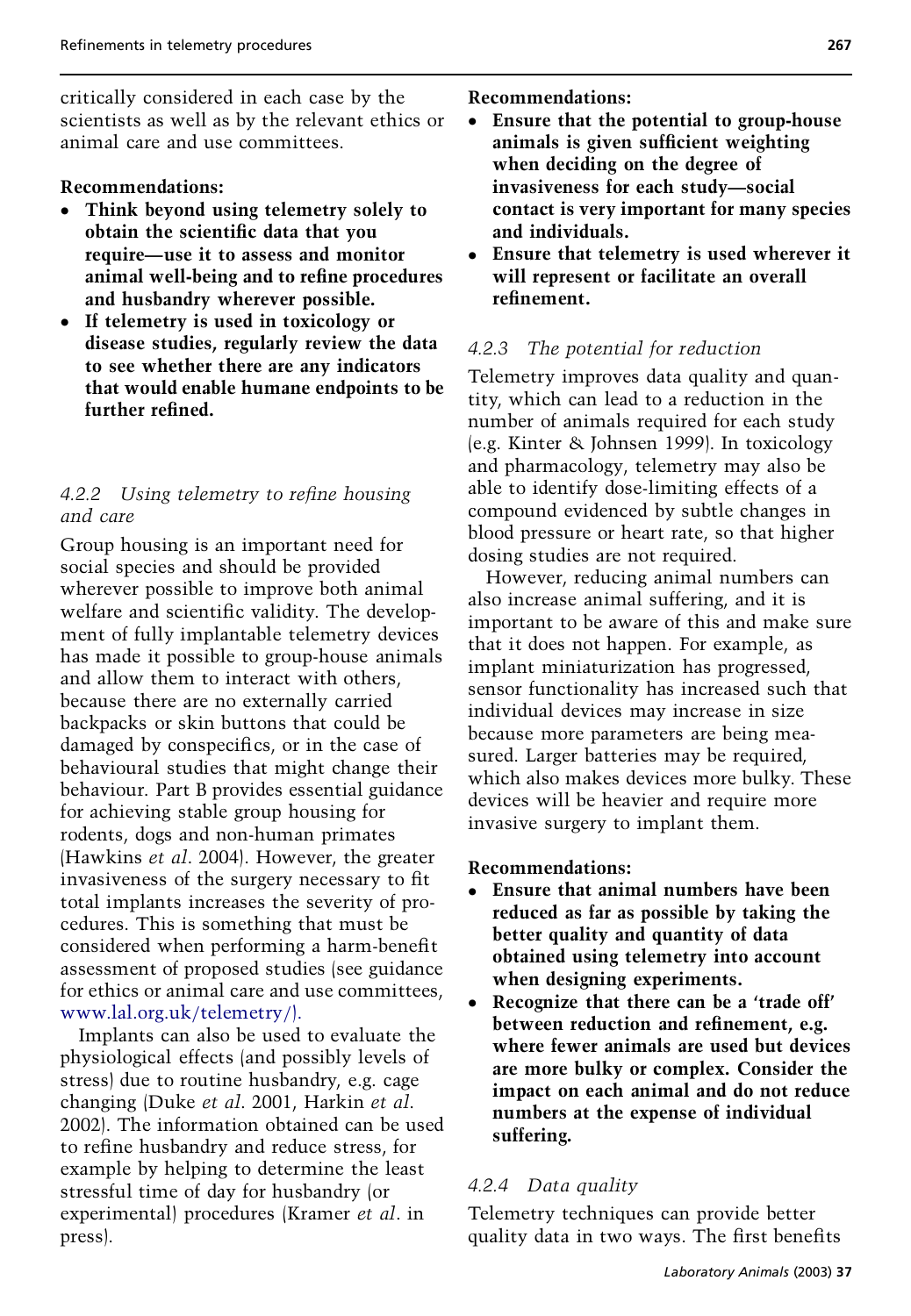critically considered in each case by the scientists as well as by the relevant ethics or animal care and use committees.

**Recommendations:**

- **Think beyond using telemetry solely to obtain the scientific data that you require—use it to assess and monitor animal well-being and to refine procedures and husbandry wherever possible.**
- **If telemetry is used in toxicology or disease studies, regularly review the data to see whether there are any indicators that would enable humane endpoints to be further refined.**

### *4.2.2 Using telemetry to refine housing and care*

Group housing is an important need for social species and should be provided wherever possible to improve both animal welfare and scientific validity. The development of fully implantable telemetry devices has made it possible to group-house animals and allow them to interact with others, because there are no externally carried backpacks or skin buttons that could be damaged by conspecifics, or in the case of behavioural studies that might change their behaviour. Part B provides essential guidance for achieving stable group housing for rodents, dogs and non-human primates (Hawkins *et al*. 2004). However, the greater invasiveness of the surgery necessary to fit total implants increases the severity of procedures. This is something that must be considered when performing a harm-benefit assessment of proposed studies (see guidance for ethics or animal care and use committees, www.lal.org.uk/telemetry/).

Implants can also be used to evaluate the physiological effects (and possibly levels of stress) due to routine husbandry, e.g. cage changing (Duke *et al*. 2001, Harkin *et al*. 2002). The information obtained can be used to refine husbandry and reduce stress, for example by helping to determine the least stressful time of day for husbandry (or experimental) procedures (Kramer *et al*. in press).

**Recommendations:**

- **Ensure that the potential to group-house animals is given sufficient weighting when deciding on the degree of invasiveness for each study—social contact is very important for many species and individuals.**
- **Ensure that telemetry is used wherever it will represent or facilitate an overall refinement.**

### *4.2.3 The potential for reduction*

Telemetry improves data quality and quantity, which can lead to a reduction in the number of animals required for each study (e.g. Kinter & Johnsen 1999). In toxicology and pharmacology, telemetry may also be able to identify dose-limiting effects of a compound evidenced by subtle changes in blood pressure or heart rate, so that higher dosing studies are not required.

However, reducing animal numbers can also increase animal suffering, and it is important to be aware of this and make sure that it does not happen. For example, as implant miniaturization has progressed, sensor functionality has increased such that individual devices may increase in size because more parameters are being measured. Larger batteries may be required, which also makes devices more bulky. These devices will be heavier and require more invasive surgery to implant them.

**Recommendations:**

- **Ensure that animal numbers have been reduced as far as possible by taking the better quality and quantity of data obtained using telemetry into account when designing experiments.**
- **Recognize that there can be a 'trade off' between reduction and refinement, e.g. where fewer animals are used but devices are more bulky or complex. Consider the impact on each animal and do not reduce numbers at the expense of individual suffering.**

### *4.2.4 Data quality*

Telemetry techniques can provide better quality data in two ways. The first benefits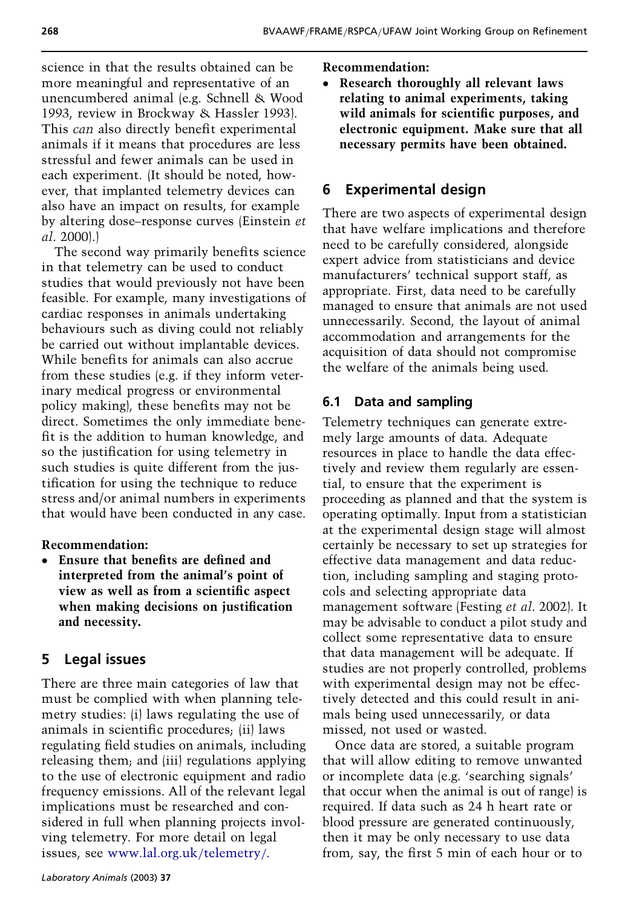science in that the results obtained can be more meaningful and representative of an unencumbered animal (e.g. Schnell & Wood 1993, review in Brockway & Hassler 1993). This *can* also directly benefit experimental animals if it means that procedures are less stressful and fewer animals can be used in each experiment. (It should be noted, however, that implanted telemetry devices can also have an impact on results, for example by altering dose–response curves (Einstein *et al*. 2000).)

The second way primarily benefits science in that telemetry can be used to conduct studies that would previously not have been feasible. For example, many investigations of cardiac responses in animals undertaking behaviours such as diving could not reliably be carried out without implantable devices. While benefits for animals can also accrue from these studies (e.g. if they inform veterinary medical progress or environmental policy making), these benefits may not be direct. Sometimes the only immediate benefit is the addition to human knowledge, and so the justification for using telemetry in such studies is quite different from the justification for using the technique to reduce stress and/or animal numbers in experiments that would have been conducted in any case.

**Recommendation:**

- **Ensure that benefits are defined and interpreted from the animal's point of view as well as from a scientific aspect when making decisions on justification and necessity.**

## 5 Legal issues

There are three main categories of law that must be complied with when planning telemetry studies: (i) laws regulating the use of animals in scientific procedures; (ii) laws regulating field studies on animals, including releasing them; and (iii) regulations applying to the use of electronic equipment and radio frequency emissions. All of the relevant legal implications must be researched and considered in full when planning projects involving telemetry. For more detail on legal issues, see www.lal.org.uk/telemetry/.

**Recommendation:**

- **Research thoroughly all relevant laws relating to animal experiments, taking wild animals for scientific purposes, and electronic equipment. Make sure that all necessary permits have been obtained.**

## 6 Experimental design

There are two aspects of experimental design that have welfare implications and therefore need to be carefully considered, alongside expert advice from statisticians and device manufacturers' technical support staff, as appropriate. First, data need to be carefully managed to ensure that animals are not used unnecessarily. Second, the layout of animal accommodation and arrangements for the acquisition of data should not compromise the welfare of the animals being used.

### 6.1 Data and sampling

Telemetry techniques can generate extremely large amounts of data. Adequate resources in place to handle the data effectively and review them regularly are essential, to ensure that the experiment is proceeding as planned and that the system is operating optimally. Input from a statistician at the experimental design stage will almost certainly be necessary to set up strategies for effective data management and data reduction, including sampling and staging protocols and selecting appropriate data management software (Festing *et al*. 2002). It may be advisable to conduct a pilot study and collect some representative data to ensure that data management will be adequate. If studies are not properly controlled, problems with experimental design may not be effectively detected and this could result in animals being used unnecessarily, or data missed, not used or wasted.

Once data are stored, a suitable program that will allow editing to remove unwanted or incomplete data (e.g. 'searching signals' that occur when the animal is out of range) is required. If data such as 24 h heart rate or blood pressure are generated continuously, then it may be only necessary to use data from, say, the first 5 min of each hour or to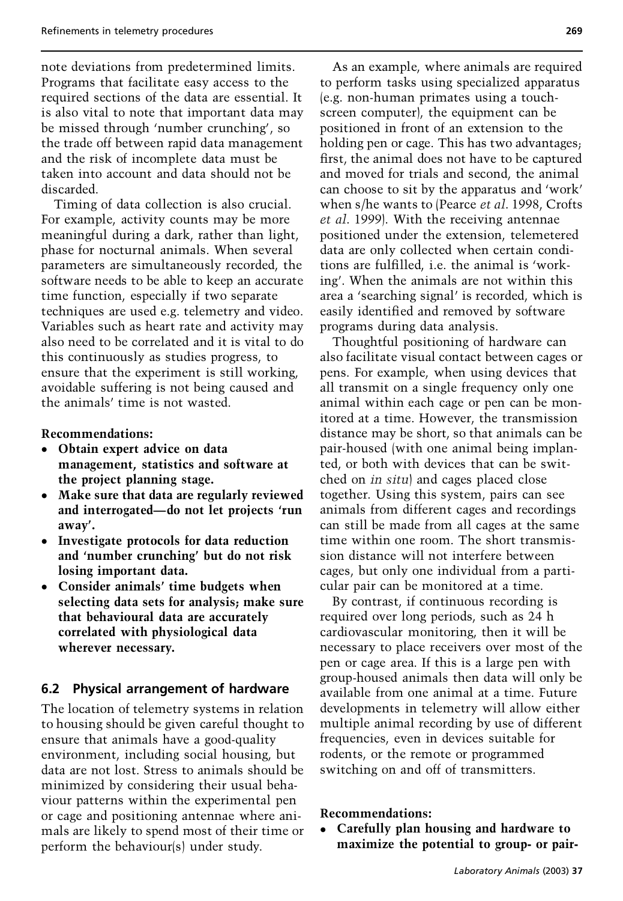note deviations from predetermined limits. Programs that facilitate easy access to the required sections of the data are essential. It is also vital to note that important data may be missed through 'number crunching', so the trade off between rapid data management and the risk of incomplete data must be taken into account and data should not be discarded.

Timing of data collection is also crucial. For example, activity counts may be more meaningful during a dark, rather than light, phase for nocturnal animals. When several parameters are simultaneously recorded, the software needs to be able to keep an accurate time function, especially if two separate techniques are used e.g. telemetry and video. Variables such as heart rate and activity may also need to be correlated and it is vital to do this continuously as studies progress, to ensure that the experiment is still working, avoidable suffering is not being caused and the animals' time is not wasted.

**Recommendations:**

- **Obtain expert advice on data management, statistics and software at the project planning stage.**
- **Make sure that data are regularly reviewed and interrogated—do not let projects 'run away'.**
- **Investigate protocols for data reduction and 'number crunching' but do not risk losing important data.**
- **Consider animals' time budgets when selecting data sets for analysis; make sure that behavioural data are accurately correlated with physiological data wherever necessary.**

## 6.2 Physical arrangement of hardware

The location of telemetry systems in relation to housing should be given careful thought to ensure that animals have a good-quality environment, including social housing, but data are not lost. Stress to animals should be minimized by considering their usual behaviour patterns within the experimental pen or cage and positioning antennae where animals are likely to spend most of their time or perform the behaviour(s) under study.

As an example, where animals are required to perform tasks using specialized apparatus (e.g. non-human primates using a touch-screen computer), the equipment can be positioned in front of an extension to the holding pen or cage. This has two advantages; first, the animal does not have to be captured and moved for trials and second, the animal can choose to sit by the apparatus and 'work' when s/he wants to (Pearce *et al*. 1998, Crofts *et al*. 1999). With the receiving antennae positioned under the extension, telemetered data are only collected when certain conditions are fulfilled, i.e. the animal is 'working'. When the animals are not within this area a 'searching signal' is recorded, which is easily identified and removed by software programs during data analysis.

Thoughtful positioning of hardware can also facilitate visual contact between cages or pens. For example, when using devices that all transmit on a single frequency only one animal within each cage or pen can be monitored at a time. However, the transmission distance may be short, so that animals can be pair-housed (with one animal being implanted, or both with devices that can be switched on *in situ*) and cages placed close together. Using this system, pairs can see animals from different cages and recordings can still be made from all cages at the same time within one room. The short transmission distance will not interfere between cages, but only one individual from a particular pair can be monitored at a time.

By contrast, if continuous recording is required over long periods, such as 24 h cardiovascular monitoring, then it will be necessary to place receivers over most of the pen or cage area. If this is a large pen with group-housed animals then data will only be available from one animal at a time. Future developments in telemetry will allow either multiple animal recording by use of different frequencies, even in devices suitable for rodents, or the remote or programmed switching on and off of transmitters.

**Recommendations:**

- **Carefully plan housing and hardware to maximize the potential to group- or pair-**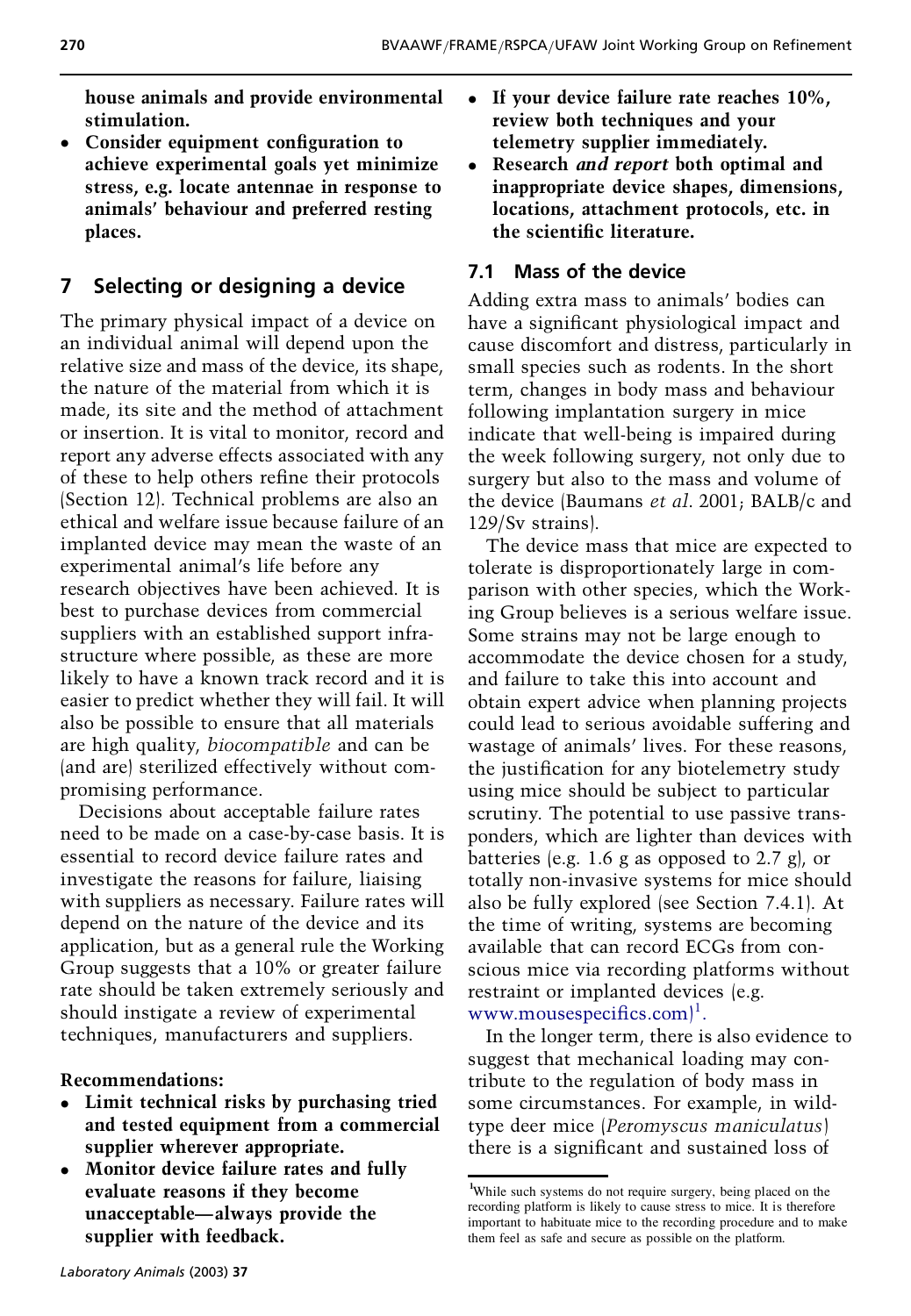**house animals and provide environmental stimulation.**

- **Consider equipment configuration to achieve experimental goals yet minimize stress, e.g. locate antennae in response to animals' behaviour and preferred resting places.**

## 7 Selecting or designing a device

The primary physical impact of a device on an individual animal will depend upon the relative size and mass of the device, its shape, the nature of the material from which it is made, its site and the method of attachment or insertion. It is vital to monitor, record and report any adverse effects associated with any of these to help others refine their protocols (Section 12). Technical problems are also an ethical and welfare issue because failure of an implanted device may mean the waste of an experimental animal's life before any research objectives have been achieved. It is best to purchase devices from commercial suppliers with an established support infrastructure where possible, as these are more likely to have a known track record and it is easier to predict whether they will fail. It will also be possible to ensure that all materials are high quality, *biocompatible* and can be (and are) sterilized effectively without compromising performance.

Decisions about acceptable failure rates need to be made on a case-by-case basis. It is essential to record device failure rates and investigate the reasons for failure, liaising with suppliers as necessary. Failure rates will depend on the nature of the device and its application, but as a general rule the Working Group suggests that a 10% or greater failure rate should be taken extremely seriously and should instigate a review of experimental techniques, manufacturers and suppliers.

**Recommendations:**

- **Limit technical risks by purchasing tried and tested equipment from a commercial supplier wherever appropriate.**
- **Monitor device failure rates and fully evaluate reasons if they become unacceptable—always provide the supplier with feedback.**
- **If your device failure rate reaches 10%, review both techniques and your telemetry supplier immediately.**
- **Research *and report* both optimal and inappropriate device shapes, dimensions, locations, attachment protocols, etc. in the scientific literature.**

### 7.1 Mass of the device

Adding extra mass to animals' bodies can have a significant physiological impact and cause discomfort and distress, particularly in small species such as rodents. In the short term, changes in body mass and behaviour following implantation surgery in mice indicate that well-being is impaired during the week following surgery, not only due to surgery but also to the mass and volume of the device (Baumans *et al*. 2001; BALB/c and 129/Sv strains).

The device mass that mice are expected to tolerate is disproportionately large in comparison with other species, which the Working Group believes is a serious welfare issue. Some strains may not be large enough to accommodate the device chosen for a study, and failure to take this into account and obtain expert advice when planning projects could lead to serious avoidable suffering and wastage of animals' lives. For these reasons, the justification for any biotelemetry study using mice should be subject to particular scrutiny. The potential to use passive transponders, which are lighter than devices with batteries (e.g. 1.6 g as opposed to 2.7 g), or totally non-invasive systems for mice should also be fully explored (see Section 7.4.1). At the time of writing, systems are becoming available that can record ECGs from conscious mice via recording platforms without restraint or implanted devices (e.g. www.mousespecifics.com)[1].

In the longer term, there is also evidence to suggest that mechanical loading may contribute to the regulation of body mass in some circumstances. For example, in wild-type deer mice (*Peromyscus maniculatus*) there is a significant and sustained loss of

[1] While such systems do not require surgery, being placed on the recording platform is likely to cause stress to mice. It is therefore important to habituate mice to the recording procedure and to make them feel as safe and secure as possible on the platform.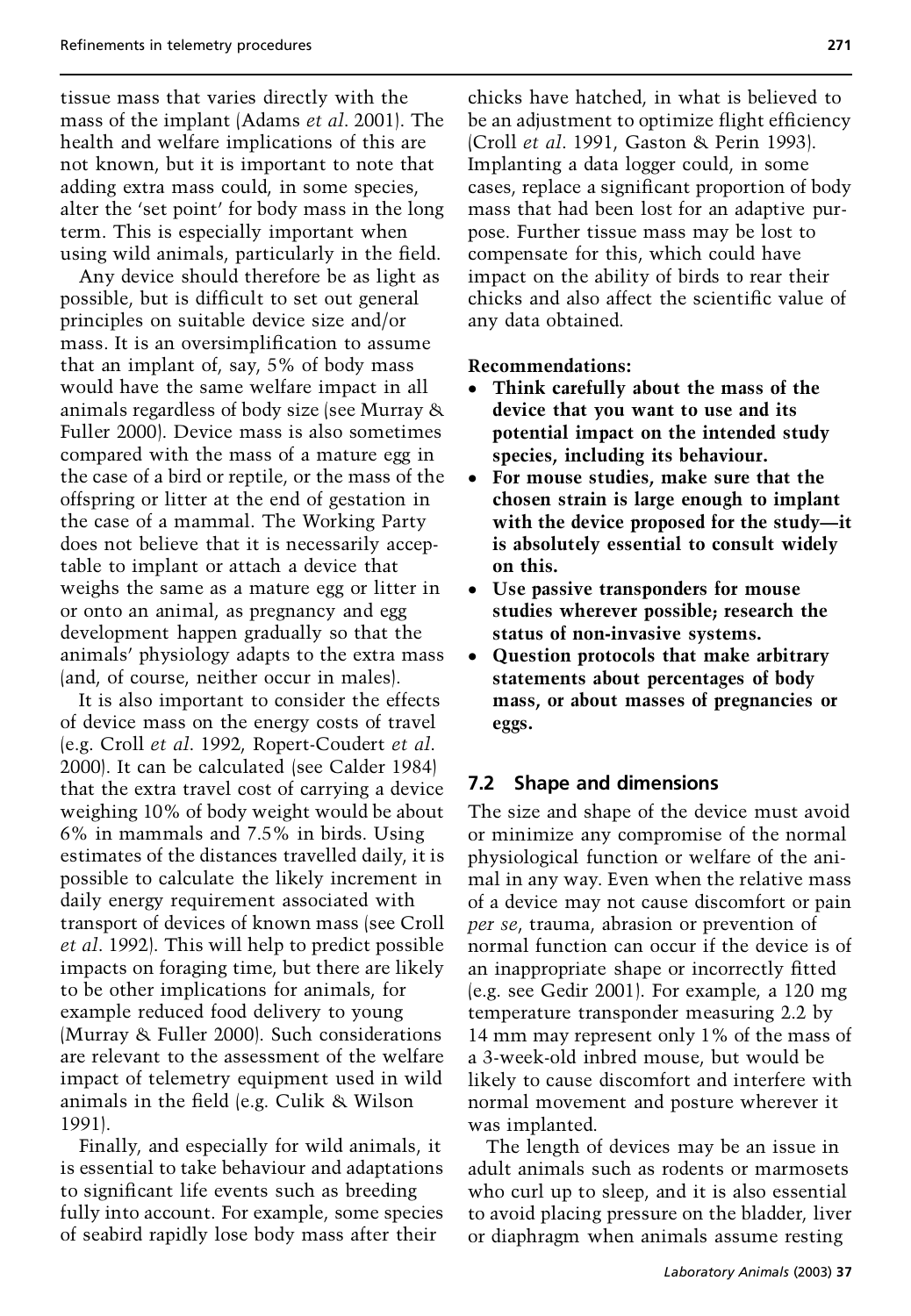tissue mass that varies directly with the mass of the implant (Adams *et al*. 2001). The health and welfare implications of this are not known, but it is important to note that adding extra mass could, in some species, alter the 'set point' for body mass in the long term. This is especially important when using wild animals, particularly in the field.

Any device should therefore be as light as possible, but is difficult to set out general principles on suitable device size and/or mass. It is an oversimplification to assume that an implant of, say, 5% of body mass would have the same welfare impact in all animals regardless of body size (see Murray & Fuller 2000). Device mass is also sometimes compared with the mass of a mature egg in the case of a bird or reptile, or the mass of the offspring or litter at the end of gestation in the case of a mammal. The Working Party does not believe that it is necessarily acceptable to implant or attach a device that weighs the same as a mature egg or litter in or onto an animal, as pregnancy and egg development happen gradually so that the animals' physiology adapts to the extra mass (and, of course, neither occur in males).

It is also important to consider the effects of device mass on the energy costs of travel (e.g. Croll *et al*. 1992, Ropert-Coudert *et al*. 2000). It can be calculated (see Calder 1984) that the extra travel cost of carrying a device weighing 10% of body weight would be about 6% in mammals and 7.5% in birds. Using estimates of the distances travelled daily, it is possible to calculate the likely increment in daily energy requirement associated with transport of devices of known mass (see Croll *et al*. 1992). This will help to predict possible impacts on foraging time, but there are likely to be other implications for animals, for example reduced food delivery to young (Murray & Fuller 2000). Such considerations are relevant to the assessment of the welfare impact of telemetry equipment used in wild animals in the field (e.g. Culik & Wilson 1991).

Finally, and especially for wild animals, it is essential to take behaviour and adaptations to significant life events such as breeding fully into account. For example, some species of seabird rapidly lose body mass after their chicks have hatched, in what is believed to be an adjustment to optimize flight efficiency (Croll *et al*. 1991, Gaston & Perin 1993). Implanting a data logger could, in some cases, replace a significant proportion of body mass that had been lost for an adaptive purpose. Further tissue mass may be lost to compensate for this, which could have impact on the ability of birds to rear their chicks and also affect the scientific value of any data obtained.

**Recommendations:**

- **Think carefully about the mass of the device that you want to use and its potential impact on the intended study species, including its behaviour.**
- **For mouse studies, make sure that the chosen strain is large enough to implant with the device proposed for the study—it is absolutely essential to consult widely on this.**
- **Use passive transponders for mouse studies wherever possible; research the status of non-invasive systems.**
- **Question protocols that make arbitrary statements about percentages of body mass, or about masses of pregnancies or eggs.**

## 7.2 Shape and dimensions

The size and shape of the device must avoid or minimize any compromise of the normal physiological function or welfare of the animal in any way. Even when the relative mass of a device may not cause discomfort or pain *per se*, trauma, abrasion or prevention of normal function can occur if the device is of an inappropriate shape or incorrectly fitted (e.g. see Gedir 2001). For example, a 120 mg temperature transponder measuring 2.2 by 14 mm may represent only 1% of the mass of a 3-week-old inbred mouse, but would be likely to cause discomfort and interfere with normal movement and posture wherever it was implanted.

The length of devices may be an issue in adult animals such as rodents or marmosets who curl up to sleep, and it is also essential to avoid placing pressure on the bladder, liver or diaphragm when animals assume resting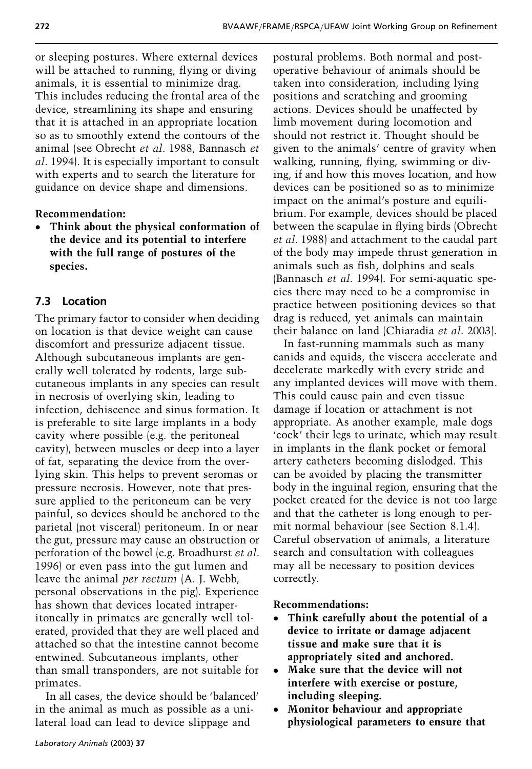or sleeping postures. Where external devices will be attached to running, flying or diving animals, it is essential to minimize drag. This includes reducing the frontal area of the device, streamlining its shape and ensuring that it is attached in an appropriate location so as to smoothly extend the contours of the animal (see Obrecht *et al*. 1988, Bannasch *et al*. 1994). It is especially important to consult with experts and to search the literature for guidance on device shape and dimensions.

**Recommendation:**

- **Think about the physical conformation of the device and its potential to interfere with the full range of postures of the species.**

## 7.3 Location

The primary factor to consider when deciding on location is that device weight can cause discomfort and pressurize adjacent tissue. Although subcutaneous implants are generally well tolerated by rodents, large subcutaneous implants in any species can result in necrosis of overlying skin, leading to infection, dehiscence and sinus formation. It is preferable to site large implants in a body cavity where possible (e.g. the peritoneal cavity), between muscles or deep into a layer of fat, separating the device from the overlying skin. This helps to prevent seromas or pressure necrosis. However, note that pressure applied to the peritoneum can be very painful, so devices should be anchored to the parietal (not visceral) peritoneum. In or near the gut, pressure may cause an obstruction or perforation of the bowel (e.g. Broadhurst *et al*. 1996) or even pass into the gut lumen and leave the animal *per rectum* (A. J. Webb, personal observations in the pig). Experience has shown that devices located intraperitoneally in primates are generally well tolerated, provided that they are well placed and attached so that the intestine cannot become entwined. Subcutaneous implants, other than small transponders, are not suitable for primates.

In all cases, the device should be 'balanced' in the animal as much as possible as a unilateral load can lead to device slippage and postural problems. Both normal and post-operative behaviour of animals should be taken into consideration, including lying positions and scratching and grooming actions. Devices should be unaffected by limb movement during locomotion and should not restrict it. Thought should be given to the animals' centre of gravity when walking, running, flying, swimming or diving, if and how this moves location, and how devices can be positioned so as to minimize impact on the animal's posture and equilibrium. For example, devices should be placed between the scapulae in flying birds (Obrecht *et al*. 1988) and attachment to the caudal part of the body may impede thrust generation in animals such as fish, dolphins and seals (Bannasch *et al*. 1994). For semi-aquatic species there may need to be a compromise in practice between positioning devices so that drag is reduced, yet animals can maintain their balance on land (Chiaradia *et al*. 2003).

In fast-running mammals such as many canids and equids, the viscera accelerate and decelerate markedly with every stride and any implanted devices will move with them. This could cause pain and even tissue damage if location or attachment is not appropriate. As another example, male dogs 'cock' their legs to urinate, which may result in implants in the flank pocket or femoral artery catheters becoming dislodged. This can be avoided by placing the transmitter body in the inguinal region, ensuring that the pocket created for the device is not too large and that the catheter is long enough to permit normal behaviour (see Section 8.1.4). Careful observation of animals, a literature search and consultation with colleagues may all be necessary to position devices correctly.

**Recommendations:**

- **Think carefully about the potential of a device to irritate or damage adjacent tissue and make sure that it is appropriately sited and anchored.**
- **Make sure that the device will not interfere with exercise or posture, including sleeping.**
- **Monitor behaviour and appropriate physiological parameters to ensure that**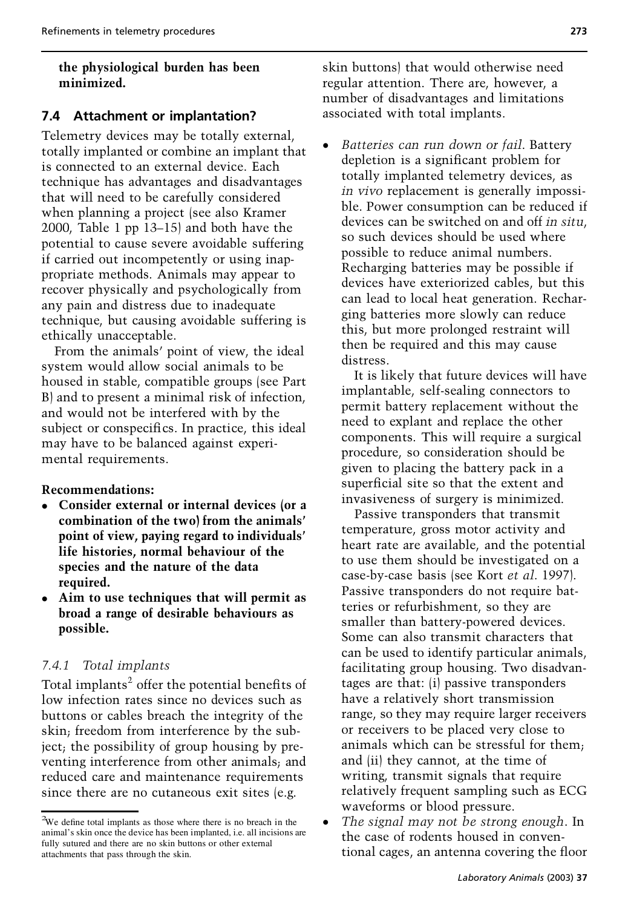**the physiological burden has been minimized.**

## 7.4 Attachment or implantation?

Telemetry devices may be totally external, totally implanted or combine an implant that is connected to an external device. Each technique has advantages and disadvantages that will need to be carefully considered when planning a project (see also Kramer 2000, Table 1 pp 13–15) and both have the potential to cause severe avoidable suffering if carried out incompetently or using inappropriate methods. Animals may appear to recover physically and psychologically from any pain and distress due to inadequate technique, but causing avoidable suffering is ethically unacceptable.

From the animals' point of view, the ideal system would allow social animals to be housed in stable, compatible groups (see Part B) and to present a minimal risk of infection, and would not be interfered with by the subject or conspecifics. In practice, this ideal may have to be balanced against experimental requirements.

**Recommendations:**

- **Consider external or internal devices (or a combination of the two) from the animals' point of view, paying regard to individuals' life histories, normal behaviour of the species and the nature of the data required.**
- **Aim to use techniques that will permit as broad a range of desirable behaviours as possible.**

### *7.4.1 Total implants*

Total implants[2] offer the potential benefits of low infection rates since no devices such as buttons or cables breach the integrity of the skin; freedom from interference by the subject; the possibility of group housing by preventing interference from other animals; and reduced care and maintenance requirements since there are no cutaneous exit sites (e.g. skin buttons) that would otherwise need regular attention. There are, however, a number of disadvantages and limitations associated with total implants.

- *Batteries can run down or fail*. Battery depletion is a significant problem for totally implanted telemetry devices, as *in vivo* replacement is generally impossible. Power consumption can be reduced if devices can be switched on and off *in situ*, so such devices should be used where possible to reduce animal numbers. Recharging batteries may be possible if devices have exteriorized cables, but this can lead to local heat generation. Recharging batteries more slowly can reduce this, but more prolonged restraint will then be required and this may cause distress.

  It is likely that future devices will have implantable, self-sealing connectors to permit battery replacement without the need to explant and replace the other components. This will require a surgical procedure, so consideration should be given to placing the battery pack in a superficial site so that the extent and invasiveness of surgery is minimized.

  Passive transponders that transmit temperature, gross motor activity and heart rate are available, and the potential to use them should be investigated on a case-by-case basis (see Kort *et al*. 1997). Passive transponders do not require batteries or refurbishment, so they are smaller than battery-powered devices. Some can also transmit characters that can be used to identify particular animals, facilitating group housing. Two disadvantages are that: (i) passive transponders have a relatively short transmission range, so they may require larger receivers or receivers to be placed very close to animals which can be stressful for them; and (ii) they cannot, at the time of writing, transmit signals that require relatively frequent sampling such as ECG waveforms or blood pressure.
- *The signal may not be strong enough*. In the case of rodents housed in conventional cages, an antenna covering the floor

[2] We define total implants as those where there is no breach in the animal's skin once the device has been implanted, i.e. all incisions are fully sutured and there are no skin buttons or other external attachments that pass through the skin.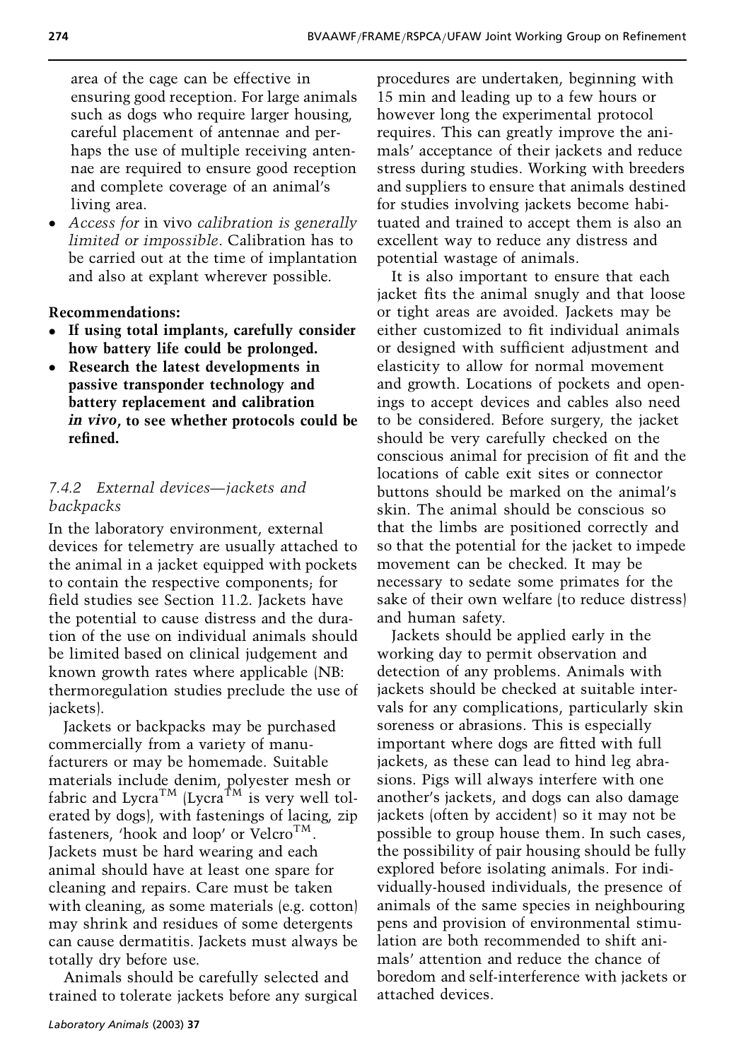area of the cage can be effective in ensuring good reception. For large animals such as dogs who require larger housing, careful placement of antennae and perhaps the use of multiple receiving antennae are required to ensure good reception and complete coverage of an animal's living area.

- *Access for* in vivo *calibration is generally limited or impossible*. Calibration has to be carried out at the time of implantation and also at explant wherever possible.

**Recommendations:**

- **If using total implants, carefully consider how battery life could be prolonged.**
- **Research the latest developments in passive transponder technology and battery replacement and calibration *in vivo*, to see whether protocols could be refined.**

### *7.4.2 External devices—jackets and backpacks*

In the laboratory environment, external devices for telemetry are usually attached to the animal in a jacket equipped with pockets to contain the respective components; for field studies see Section 11.2. Jackets have the potential to cause distress and the duration of the use on individual animals should be limited based on clinical judgement and known growth rates where applicable (NB: thermoregulation studies preclude the use of jackets).

Jackets or backpacks may be purchased commercially from a variety of manufacturers or may be homemade. Suitable materials include denim, polyester mesh or fabric and Lycra™ (Lycra™ is very well tolerated by dogs), with fastenings of lacing, zip fasteners, 'hook and loop' or Velcro™. Jackets must be hard wearing and each animal should have at least one spare for cleaning and repairs. Care must be taken with cleaning, as some materials (e.g. cotton) may shrink and residues of some detergents can cause dermatitis. Jackets must always be totally dry before use.

Animals should be carefully selected and trained to tolerate jackets before any surgical procedures are undertaken, beginning with 15 min and leading up to a few hours or however long the experimental protocol requires. This can greatly improve the animals' acceptance of their jackets and reduce stress during studies. Working with breeders and suppliers to ensure that animals destined for studies involving jackets become habituated and trained to accept them is also an excellent way to reduce any distress and potential wastage of animals.

It is also important to ensure that each jacket fits the animal snugly and that loose or tight areas are avoided. Jackets may be either customized to fit individual animals or designed with sufficient adjustment and elasticity to allow for normal movement and growth. Locations of pockets and openings to accept devices and cables also need to be considered. Before surgery, the jacket should be very carefully checked on the conscious animal for precision of fit and the locations of cable exit sites or connector buttons should be marked on the animal's skin. The animal should be conscious so that the limbs are positioned correctly and so that the potential for the jacket to impede movement can be checked. It may be necessary to sedate some primates for the sake of their own welfare (to reduce distress) and human safety.

Jackets should be applied early in the working day to permit observation and detection of any problems. Animals with jackets should be checked at suitable intervals for any complications, particularly skin soreness or abrasions. This is especially important where dogs are fitted with full jackets, as these can lead to hind leg abrasions. Pigs will always interfere with one another's jackets, and dogs can also damage jackets (often by accident) so it may not be possible to group house them. In such cases, the possibility of pair housing should be fully explored before isolating animals. For individually-housed individuals, the presence of animals of the same species in neighbouring pens and provision of environmental stimulation are both recommended to shift animals' attention and reduce the chance of boredom and self-interference with jackets or attached devices.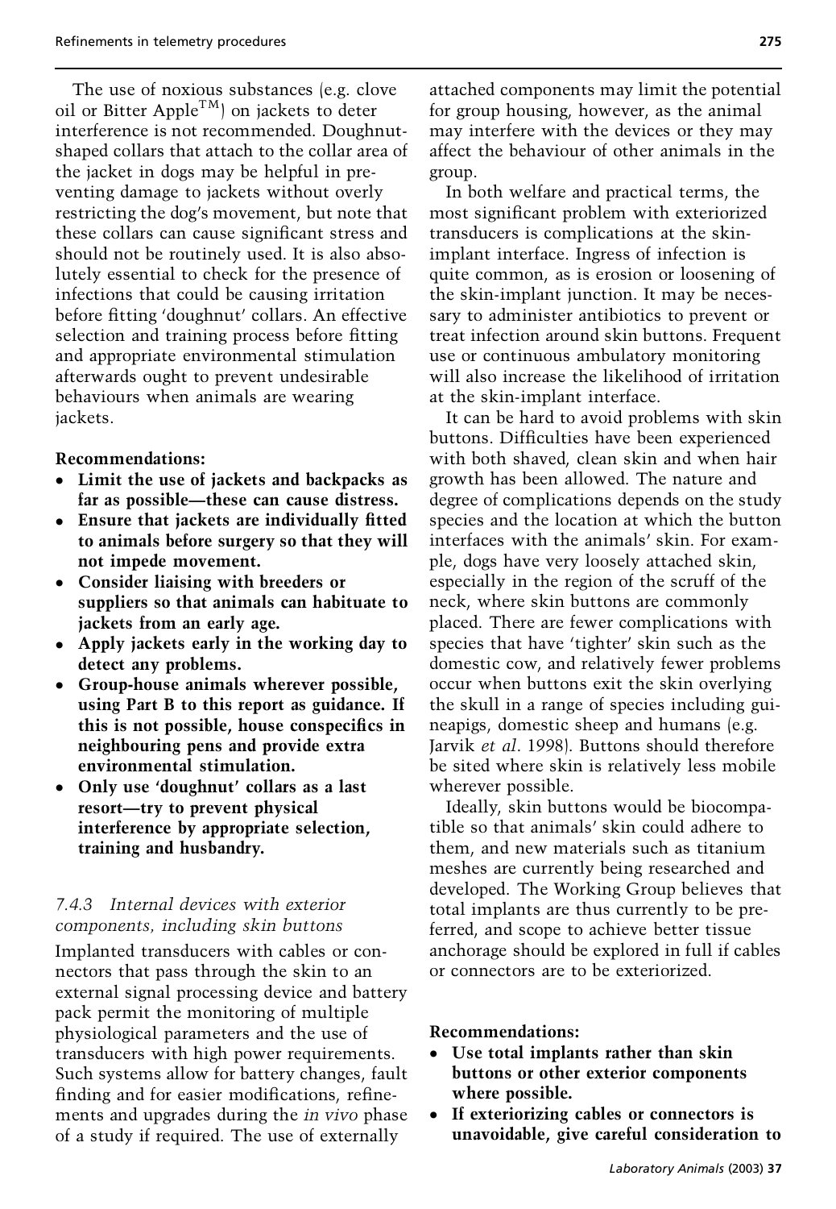The use of noxious substances (e.g. clove oil or Bitter Apple™) on jackets to deter interference is not recommended. Doughnut-shaped collars that attach to the collar area of the jacket in dogs may be helpful in preventing damage to jackets without overly restricting the dog's movement, but note that these collars can cause significant stress and should not be routinely used. It is also absolutely essential to check for the presence of infections that could be causing irritation before fitting 'doughnut' collars. An effective selection and training process before fitting and appropriate environmental stimulation afterwards ought to prevent undesirable behaviours when animals are wearing jackets.

**Recommendations:**

- **Limit the use of jackets and backpacks as far as possible—these can cause distress.**
- **Ensure that jackets are individually fitted to animals before surgery so that they will not impede movement.**
- **Consider liaising with breeders or suppliers so that animals can habituate to jackets from an early age.**
- **Apply jackets early in the working day to detect any problems.**
- **Group-house animals wherever possible, using Part B to this report as guidance. If this is not possible, house conspecifics in neighbouring pens and provide extra environmental stimulation.**
- **Only use 'doughnut' collars as a last resort—try to prevent physical interference by appropriate selection, training and husbandry.**

### *7.4.3 Internal devices with exterior components, including skin buttons*

Implanted transducers with cables or connectors that pass through the skin to an external signal processing device and battery pack permit the monitoring of multiple physiological parameters and the use of transducers with high power requirements. Such systems allow for battery changes, fault finding and for easier modifications, refinements and upgrades during the *in vivo* phase of a study if required. The use of externally attached components may limit the potential for group housing, however, as the animal may interfere with the devices or they may affect the behaviour of other animals in the group.

In both welfare and practical terms, the most significant problem with exteriorized transducers is complications at the skin-implant interface. Ingress of infection is quite common, as is erosion or loosening of the skin-implant junction. It may be necessary to administer antibiotics to prevent or treat infection around skin buttons. Frequent use or continuous ambulatory monitoring will also increase the likelihood of irritation at the skin-implant interface.

It can be hard to avoid problems with skin buttons. Difficulties have been experienced with both shaved, clean skin and when hair growth has been allowed. The nature and degree of complications depends on the study species and the location at which the button interfaces with the animals' skin. For example, dogs have very loosely attached skin, especially in the region of the scruff of the neck, where skin buttons are commonly placed. There are fewer complications with species that have 'tighter' skin such as the domestic cow, and relatively fewer problems occur when buttons exit the skin overlying the skull in a range of species including guinea-pigs, domestic sheep and humans (e.g. Jarvik *et al*. 1998). Buttons should therefore be sited where skin is relatively less mobile wherever possible.

Ideally, skin buttons would be biocompatible so that animals' skin could adhere to them, and new materials such as titanium meshes are currently being researched and developed. The Working Group believes that total implants are thus currently to be preferred, and scope to achieve better tissue anchorage should be explored in full if cables or connectors are to be exteriorized.

**Recommendations:**

- **Use total implants rather than skin buttons or other exterior components where possible.**
- **If exteriorizing cables or connectors is unavoidable, give careful consideration to**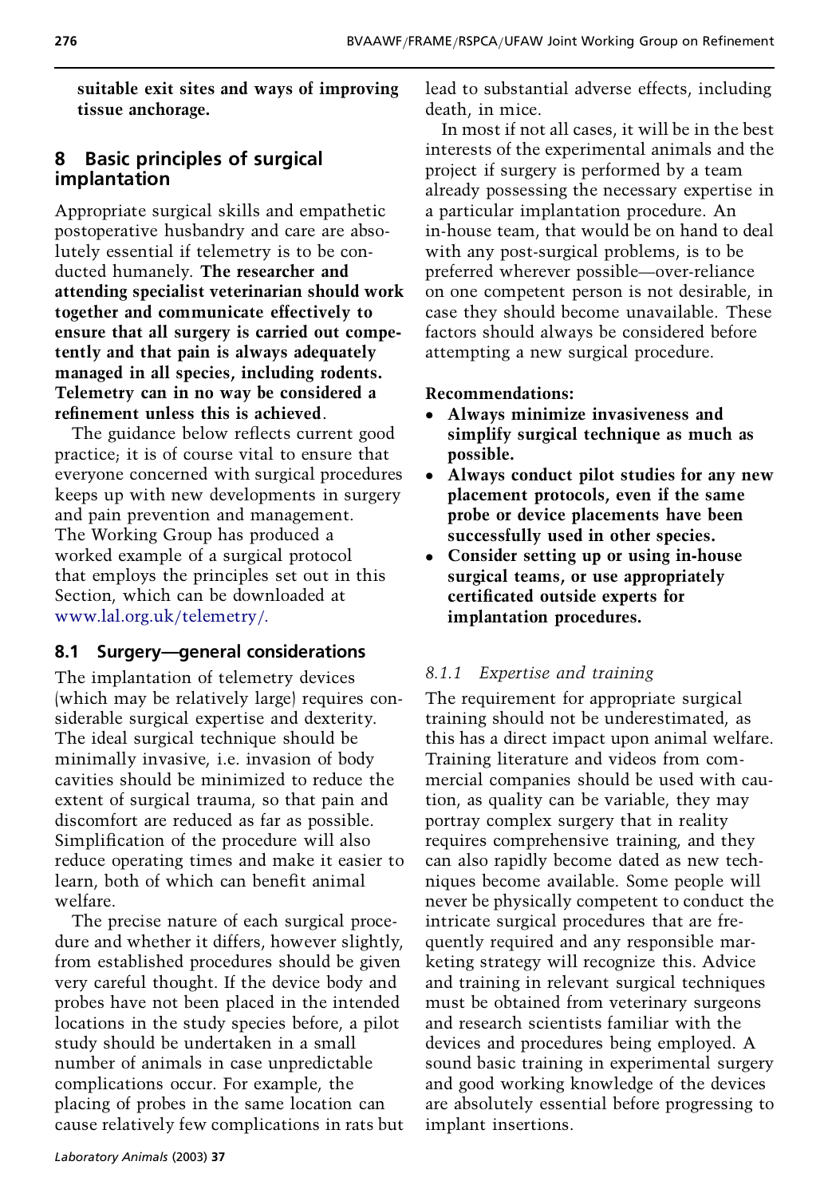**suitable exit sites and ways of improving tissue anchorage.**

## 8 Basic principles of surgical implantation

Appropriate surgical skills and empathetic postoperative husbandry and care are absolutely essential if telemetry is to be conducted humanely. **The researcher and attending specialist veterinarian should work together and communicate effectively to ensure that all surgery is carried out competently and that pain is always adequately managed in all species, including rodents. Telemetry can in no way be considered a refinement unless this is achieved**.

The guidance below reflects current good practice; it is of course vital to ensure that everyone concerned with surgical procedures keeps up with new developments in surgery and pain prevention and management. The Working Group has produced a worked example of a surgical protocol that employs the principles set out in this Section, which can be downloaded at www.lal.org.uk/telemetry/.

### 8.1 Surgery—general considerations

The implantation of telemetry devices (which may be relatively large) requires considerable surgical expertise and dexterity. The ideal surgical technique should be minimally invasive, i.e. invasion of body cavities should be minimized to reduce the extent of surgical trauma, so that pain and discomfort are reduced as far as possible. Simplification of the procedure will also reduce operating times and make it easier to learn, both of which can benefit animal welfare.

The precise nature of each surgical procedure and whether it differs, however slightly, from established procedures should be given very careful thought. If the device body and probes have not been placed in the intended locations in the study species before, a pilot study should be undertaken in a small number of animals in case unpredictable complications occur. For example, the placing of probes in the same location can cause relatively few complications in rats but lead to substantial adverse effects, including death, in mice.

In most if not all cases, it will be in the best interests of the experimental animals and the project if surgery is performed by a team already possessing the necessary expertise in a particular implantation procedure. An in-house team, that would be on hand to deal with any post-surgical problems, is to be preferred wherever possible—over-reliance on one competent person is not desirable, in case they should become unavailable. These factors should always be considered before attempting a new surgical procedure.

**Recommendations:**

- **Always minimize invasiveness and simplify surgical technique as much as possible.**
- **Always conduct pilot studies for any new placement protocols, even if the same probe or device placements have been successfully used in other species.**
- **Consider setting up or using in-house surgical teams, or use appropriately certificated outside experts for implantation procedures.**

#### *8.1.1 Expertise and training*

The requirement for appropriate surgical training should not be underestimated, as this has a direct impact upon animal welfare. Training literature and videos from commercial companies should be used with caution, as quality can be variable, they may portray complex surgery that in reality requires comprehensive training, and they can also rapidly become dated as new techniques become available. Some people will never be physically competent to conduct the intricate surgical procedures that are frequently required and any responsible marketing strategy will recognize this. Advice and training in relevant surgical techniques must be obtained from veterinary surgeons and research scientists familiar with the devices and procedures being employed. A sound basic training in experimental surgery and good working knowledge of the devices are absolutely essential before progressing to implant insertions.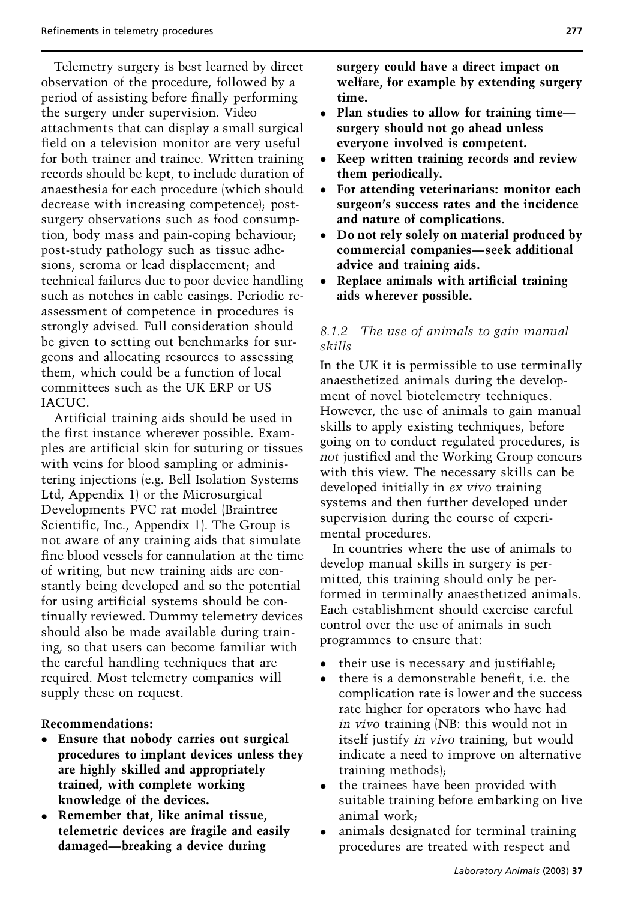Telemetry surgery is best learned by direct observation of the procedure, followed by a period of assisting before finally performing the surgery under supervision. Video attachments that can display a small surgical field on a television monitor are very useful for both trainer and trainee. Written training records should be kept, to include duration of anaesthesia for each procedure (which should decrease with increasing competence); post-surgery observations such as food consumption, body mass and pain-coping behaviour; post-study pathology such as tissue adhesions, seroma or lead displacement; and technical failures due to poor device handling such as notches in cable casings. Periodic re-assessment of competence in procedures is strongly advised. Full consideration should be given to setting out benchmarks for surgeons and allocating resources to assessing them, which could be a function of local committees such as the UK ERP or US IACUC.

Artificial training aids should be used in the first instance wherever possible. Examples are artificial skin for suturing or tissues with veins for blood sampling or administering injections (e.g. Bell Isolation Systems Ltd, Appendix 1) or the Microsurgical Developments PVC rat model (Braintree Scientific, Inc., Appendix 1). The Group is not aware of any training aids that simulate fine blood vessels for cannulation at the time of writing, but new training aids are constantly being developed and so the potential for using artificial systems should be continually reviewed. Dummy telemetry devices should also be made available during training, so that users can become familiar with the careful handling techniques that are required. Most telemetry companies will supply these on request.

**Recommendations:**

- **Ensure that nobody carries out surgical procedures to implant devices unless they are highly skilled and appropriately trained, with complete working knowledge of the devices.**
- **Remember that, like animal tissue, telemetric devices are fragile and easily damaged—breaking a device during surgery could have a direct impact on welfare, for example by extending surgery time.**
- **Plan studies to allow for training time—surgery should not go ahead unless everyone involved is competent.**
- **Keep written training records and review them periodically.**
- **For attending veterinarians: monitor each surgeon's success rates and the incidence and nature of complications.**
- **Do not rely solely on material produced by commercial companies—seek additional advice and training aids.**
- **Replace animals with artificial training aids wherever possible.**

### *8.1.2 The use of animals to gain manual skills*

In the UK it is permissible to use terminally anaesthetized animals during the development of novel biotelemetry techniques. However, the use of animals to gain manual skills to apply existing techniques, before going on to conduct regulated procedures, is *not* justified and the Working Group concurs with this view. The necessary skills can be developed initially in *ex vivo* training systems and then further developed under supervision during the course of experimental procedures.

In countries where the use of animals to develop manual skills in surgery is permitted, this training should only be performed in terminally anaesthetized animals. Each establishment should exercise careful control over the use of animals in such programmes to ensure that:

- their use is necessary and justifiable;
- there is a demonstrable benefit, i.e. the complication rate is lower and the success rate higher for operators who have had *in vivo* training (NB: this would not in itself justify *in vivo* training, but would indicate a need to improve on alternative training methods);
- the trainees have been provided with suitable training before embarking on live animal work;
- animals designated for terminal training procedures are treated with respect and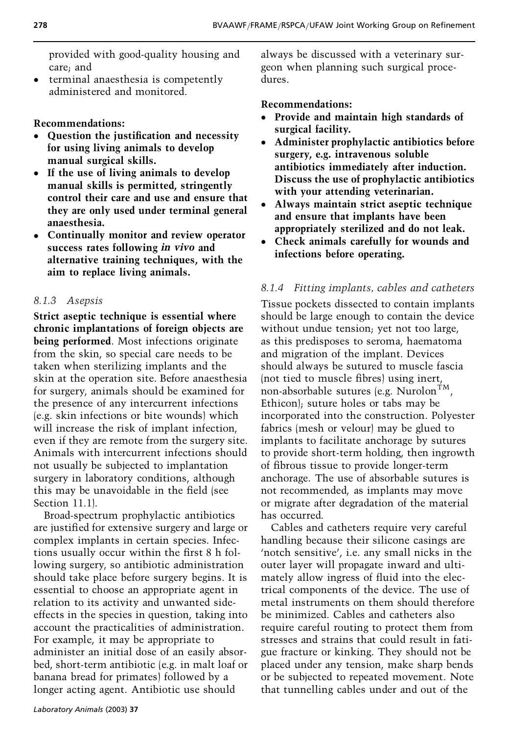provided with good-quality housing and care; and

- terminal anaesthesia is competently administered and monitored.

**Recommendations:**

- **Question the justification and necessity for using living animals to develop manual surgical skills.**
- **If the use of living animals to develop manual skills is permitted, stringently control their care and use and ensure that they are only used under terminal general anaesthesia.**
- **Continually monitor and review operator success rates following *in vivo* and alternative training techniques, with the aim to replace living animals.**

### *8.1.3 Asepsis*

**Strict aseptic technique is essential where chronic implantations of foreign objects are being performed**. Most infections originate from the skin, so special care needs to be taken when sterilizing implants and the skin at the operation site. Before anaesthesia for surgery, animals should be examined for the presence of any intercurrent infections (e.g. skin infections or bite wounds) which will increase the risk of implant infection, even if they are remote from the surgery site. Animals with intercurrent infections should not usually be subjected to implantation surgery in laboratory conditions, although this may be unavoidable in the field (see Section 11.1).

Broad-spectrum prophylactic antibiotics are justified for extensive surgery and large or complex implants in certain species. Infections usually occur within the first 8 h following surgery, so antibiotic administration should take place before surgery begins. It is essential to choose an appropriate agent in relation to its activity and unwanted side-effects in the species in question, taking into account the practicalities of administration. For example, it may be appropriate to administer an initial dose of an easily absorbed, short-term antibiotic (e.g. in malt loaf or banana bread for primates) followed by a longer acting agent. Antibiotic use should always be discussed with a veterinary surgeon when planning such surgical procedures.

**Recommendations:**

- **Provide and maintain high standards of surgical facility.**
- **Administer prophylactic antibiotics before surgery, e.g. intravenous soluble antibiotics immediately after induction. Discuss the use of prophylactic antibiotics with your attending veterinarian.**
- **Always maintain strict aseptic technique and ensure that implants have been appropriately sterilized and do not leak.**
- **Check animals carefully for wounds and infections before operating.**

### *8.1.4 Fitting implants, cables and catheters*

Tissue pockets dissected to contain implants should be large enough to contain the device without undue tension; yet not too large, as this predisposes to seroma, haematoma and migration of the implant. Devices should always be sutured to muscle fascia (not tied to muscle fibres) using inert, non-absorbable sutures (e.g. Nurolon™, Ethicon); suture holes or tabs may be incorporated into the construction. Polyester fabrics (mesh or velour) may be glued to implants to facilitate anchorage by sutures to provide short-term holding, then ingrowth of fibrous tissue to provide longer-term anchorage. The use of absorbable sutures is not recommended, as implants may move or migrate after degradation of the material has occurred.

Cables and catheters require very careful handling because their silicone casings are 'notch sensitive', i.e. any small nicks in the outer layer will propagate inward and ultimately allow ingress of fluid into the electrical components of the device. The use of metal instruments on them should therefore be minimized. Cables and catheters also require careful routing to protect them from stresses and strains that could result in fatigue fracture or kinking. They should not be placed under any tension, make sharp bends or be subjected to repeated movement. Note that tunnelling cables under and out of the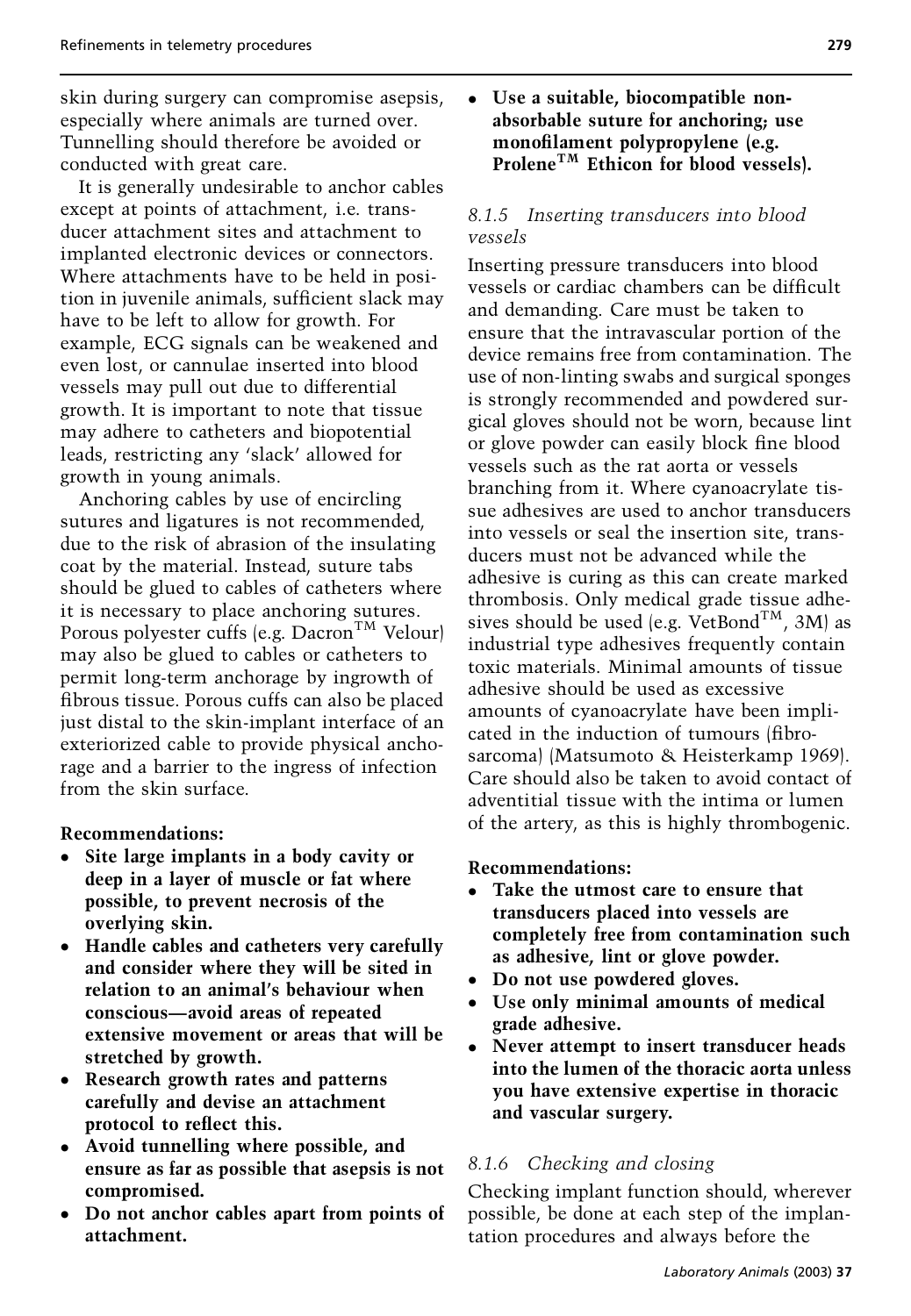skin during surgery can compromise asepsis, especially where animals are turned over. Tunnelling should therefore be avoided or conducted with great care.

It is generally undesirable to anchor cables except at points of attachment, i.e. transducer attachment sites and attachment to implanted electronic devices or connectors. Where attachments have to be held in position in juvenile animals, sufficient slack may have to be left to allow for growth. For example, ECG signals can be weakened and even lost, or cannulae inserted into blood vessels may pull out due to differential growth. It is important to note that tissue may adhere to catheters and biopotential leads, restricting any 'slack' allowed for growth in young animals.

Anchoring cables by use of encircling sutures and ligatures is not recommended, due to the risk of abrasion of the insulating coat by the material. Instead, suture tabs should be glued to cables of catheters where it is necessary to place anchoring sutures. Porous polyester cuffs (e.g. Dacron™ Velour) may also be glued to cables or catheters to permit long-term anchorage by ingrowth of fibrous tissue. Porous cuffs can also be placed just distal to the skin-implant interface of an exteriorized cable to provide physical anchorage and a barrier to the ingress of infection from the skin surface.

**Recommendations:**

- **Site large implants in a body cavity or deep in a layer of muscle or fat where possible, to prevent necrosis of the overlying skin.**
- **Handle cables and catheters very carefully and consider where they will be sited in relation to an animal's behaviour when conscious—avoid areas of repeated extensive movement or areas that will be stretched by growth.**
- **Research growth rates and patterns carefully and devise an attachment protocol to reflect this.**
- **Avoid tunnelling where possible, and ensure as far as possible that asepsis is not compromised.**
- **Do not anchor cables apart from points of attachment.**
- **Use a suitable, biocompatible non-absorbable suture for anchoring; use monofilament polypropylene (e.g. Prolene™ Ethicon for blood vessels).**

### *8.1.5 Inserting transducers into blood vessels*

Inserting pressure transducers into blood vessels or cardiac chambers can be difficult and demanding. Care must be taken to ensure that the intravascular portion of the device remains free from contamination. The use of non-linting swabs and surgical sponges is strongly recommended and powdered surgical gloves should not be worn, because lint or glove powder can easily block fine blood vessels such as the rat aorta or vessels branching from it. Where cyanoacrylate tissue adhesives are used to anchor transducers into vessels or seal the insertion site, transducers must not be advanced while the adhesive is curing as this can create marked thrombosis. Only medical grade tissue adhesives should be used (e.g. VetBond™, 3M) as industrial type adhesives frequently contain toxic materials. Minimal amounts of tissue adhesive should be used as excessive amounts of cyanoacrylate have been implicated in the induction of tumours (fibrosarcoma) (Matsumoto & Heisterkamp 1969). Care should also be taken to avoid contact of adventitial tissue with the intima or lumen of the artery, as this is highly thrombogenic.

**Recommendations:**

- **Take the utmost care to ensure that transducers placed into vessels are completely free from contamination such as adhesive, lint or glove powder.**
- **Do not use powdered gloves.**
- **Use only minimal amounts of medical grade adhesive.**
- **Never attempt to insert transducer heads into the lumen of the thoracic aorta unless you have extensive expertise in thoracic and vascular surgery.**

### *8.1.6 Checking and closing*

Checking implant function should, wherever possible, be done at each step of the implantation procedures and always before the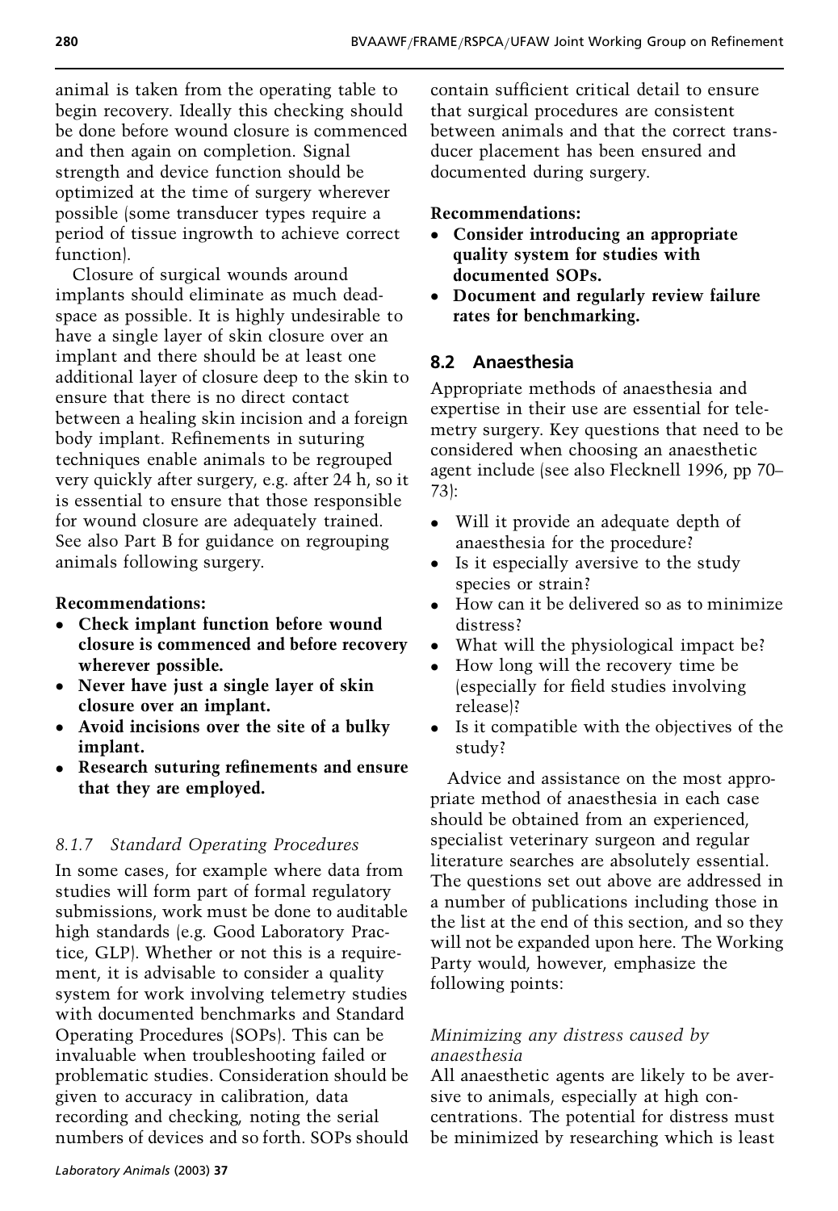animal is taken from the operating table to begin recovery. Ideally this checking should be done before wound closure is commenced and then again on completion. Signal strength and device function should be optimized at the time of surgery wherever possible (some transducer types require a period of tissue ingrowth to achieve correct function).

Closure of surgical wounds around implants should eliminate as much dead-space as possible. It is highly undesirable to have a single layer of skin closure over an implant and there should be at least one additional layer of closure deep to the skin to ensure that there is no direct contact between a healing skin incision and a foreign body implant. Refinements in suturing techniques enable animals to be regrouped very quickly after surgery, e.g. after 24 h, so it is essential to ensure that those responsible for wound closure are adequately trained. See also Part B for guidance on regrouping animals following surgery.

**Recommendations:**

- **Check implant function before wound closure is commenced and before recovery wherever possible.**
- **Never have just a single layer of skin closure over an implant.**
- **Avoid incisions over the site of a bulky implant.**
- **Research suturing refinements and ensure that they are employed.**

#### *8.1.7 Standard Operating Procedures*

In some cases, for example where data from studies will form part of formal regulatory submissions, work must be done to auditable high standards (e.g. Good Laboratory Practice, GLP). Whether or not this is a requirement, it is advisable to consider a quality system for work involving telemetry studies with documented benchmarks and Standard Operating Procedures (SOPs). This can be invaluable when troubleshooting failed or problematic studies. Consideration should be given to accuracy in calibration, data recording and checking, noting the serial numbers of devices and so forth. SOPs should contain sufficient critical detail to ensure that surgical procedures are consistent between animals and that the correct transducer placement has been ensured and documented during surgery.

**Recommendations:**

- **Consider introducing an appropriate quality system for studies with documented SOPs.**
- **Document and regularly review failure rates for benchmarking.**

### 8.2 Anaesthesia

Appropriate methods of anaesthesia and expertise in their use are essential for telemetry surgery. Key questions that need to be considered when choosing an anaesthetic agent include (see also Flecknell 1996, pp 70–73):

- Will it provide an adequate depth of anaesthesia for the procedure?
- Is it especially aversive to the study species or strain?
- How can it be delivered so as to minimize distress?
- What will the physiological impact be?
- How long will the recovery time be (especially for field studies involving release)?
- Is it compatible with the objectives of the study?

Advice and assistance on the most appropriate method of anaesthesia in each case should be obtained from an experienced, specialist veterinary surgeon and regular literature searches are absolutely essential. The questions set out above are addressed in a number of publications including those in the list at the end of this section, and so they will not be expanded upon here. The Working Party would, however, emphasize the following points:

*Minimizing any distress caused by anaesthesia*

All anaesthetic agents are likely to be aversive to animals, especially at high concentrations. The potential for distress must be minimized by researching which is least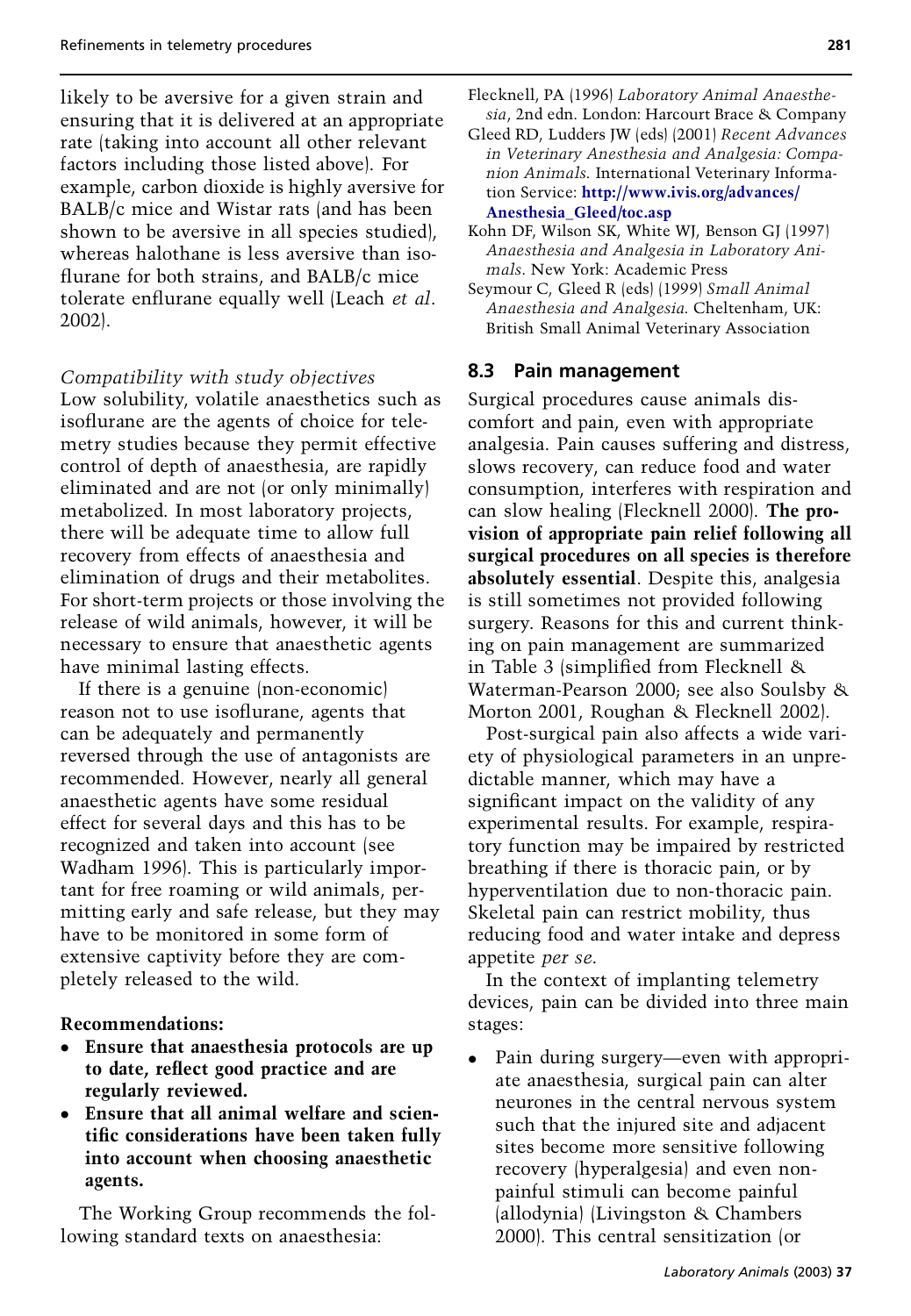likely to be aversive for a given strain and ensuring that it is delivered at an appropriate rate (taking into account all other relevant factors including those listed above). For example, carbon dioxide is highly aversive for BALB/c mice and Wistar rats (and has been shown to be aversive in all species studied), whereas halothane is less aversive than isoflurane for both strains, and BALB/c mice tolerate enflurane equally well (Leach *et al*. 2002).

*Compatibility with study objectives*

Low solubility, volatile anaesthetics such as isoflurane are the agents of choice for telemetry studies because they permit effective control of depth of anaesthesia, are rapidly eliminated and are not (or only minimally) metabolized. In most laboratory projects, there will be adequate time to allow full recovery from effects of anaesthesia and elimination of drugs and their metabolites. For short-term projects or those involving the release of wild animals, however, it will be necessary to ensure that anaesthetic agents have minimal lasting effects.

If there is a genuine (non-economic) reason not to use isoflurane, agents that can be adequately and permanently reversed through the use of antagonists are recommended. However, nearly all general anaesthetic agents have some residual effect for several days and this has to be recognized and taken into account (see Wadham 1996). This is particularly important for free roaming or wild animals, permitting early and safe release, but they may have to be monitored in some form of extensive captivity before they are completely released to the wild.

**Recommendations:**

- **Ensure that anaesthesia protocols are up to date, reflect good practice and are regularly reviewed.**
- **Ensure that all animal welfare and scientific considerations have been taken fully into account when choosing anaesthetic agents.**

The Working Group recommends the following standard texts on anaesthesia:

Flecknell, PA (1996) *Laboratory Animal Anaesthesia*, 2nd edn. London: Harcourt Brace & Company

Gleed RD, Ludders JW (eds) (2001) *Recent Advances in Veterinary Anesthesia and Analgesia: Companion Animals*. International Veterinary Information Service: **http://www.ivis.org/advances/Anesthesia_Gleed/toc.asp**

Kohn DF, Wilson SK, White WJ, Benson GJ (1997) *Anaesthesia and Analgesia in Laboratory Animals*. New York: Academic Press

Seymour C, Gleed R (eds) (1999) *Small Animal Anaesthesia and Analgesia*. Cheltenham, UK: British Small Animal Veterinary Association

## 8.3 Pain management

Surgical procedures cause animals discomfort and pain, even with appropriate analgesia. Pain causes suffering and distress, slows recovery, can reduce food and water consumption, interferes with respiration and can slow healing (Flecknell 2000). **The provision of appropriate pain relief following all surgical procedures on all species is therefore absolutely essential**. Despite this, analgesia is still sometimes not provided following surgery. Reasons for this and current thinking on pain management are summarized in Table 3 (simplified from Flecknell & Waterman-Pearson 2000; see also Soulsby & Morton 2001, Roughan & Flecknell 2002).

Post-surgical pain also affects a wide variety of physiological parameters in an unpredictable manner, which may have a significant impact on the validity of any experimental results. For example, respiratory function may be impaired by restricted breathing if there is thoracic pain, or by hyperventilation due to non-thoracic pain. Skeletal pain can restrict mobility, thus reducing food and water intake and depress appetite *per se*.

In the context of implanting telemetry devices, pain can be divided into three main stages:

- Pain during surgery—even with appropriate anaesthesia, surgical pain can alter neurones in the central nervous system such that the injured site and adjacent sites become more sensitive following recovery (hyperalgesia) and even non-painful stimuli can become painful (allodynia) (Livingston & Chambers 2000). This central sensitization (or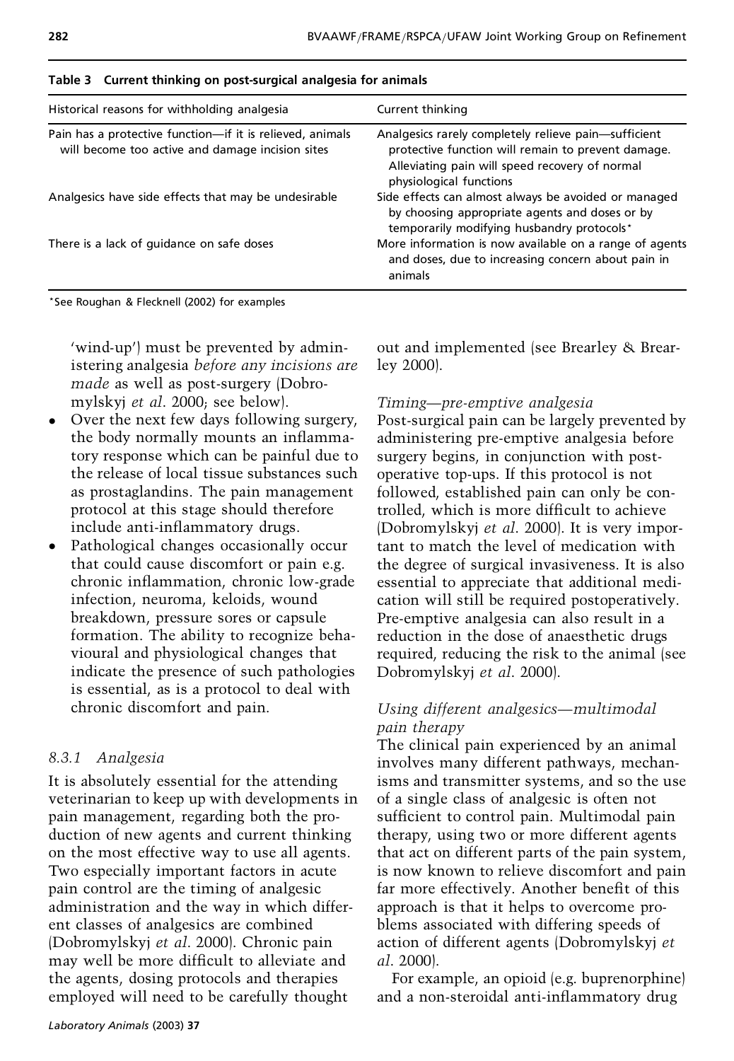**Table 3 Current thinking on post-surgical analgesia for animals**

| Historical reasons for withholding analgesia | Current thinking |
| --- | --- |
| Pain has a protective function—if it is relieved, animals will become too active and damage incision sites | Analgesics rarely completely relieve pain—sufficient protective function will remain to prevent damage. Alleviating pain will speed recovery of normal physiological functions |
| Analgesics have side effects that may be undesirable | Side effects can almost always be avoided or managed by choosing appropriate agents and doses or by temporarily modifying husbandry protocols* |
| There is a lack of guidance on safe doses | More information is now available on a range of agents and doses, due to increasing concern about pain in animals |

*See Roughan & Flecknell (2002) for examples

'wind-up') must be prevented by administering analgesia *before any incisions are made* as well as post-surgery (Dobromylskyj *et al*. 2000; see below).

- Over the next few days following surgery, the body normally mounts an inflammatory response which can be painful due to the release of local tissue substances such as prostaglandins. The pain management protocol at this stage should therefore include anti-inflammatory drugs.
- Pathological changes occasionally occur that could cause discomfort or pain e.g. chronic inflammation, chronic low-grade infection, neuroma, keloids, wound breakdown, pressure sores or capsule formation. The ability to recognize behavioural and physiological changes that indicate the presence of such pathologies is essential, as is a protocol to deal with chronic discomfort and pain.

### *8.3.1 Analgesia*

It is absolutely essential for the attending veterinarian to keep up with developments in pain management, regarding both the production of new agents and current thinking on the most effective way to use all agents. Two especially important factors in acute pain control are the timing of analgesic administration and the way in which different classes of analgesics are combined (Dobromylskyj *et al*. 2000). Chronic pain may well be more difficult to alleviate and the agents, dosing protocols and therapies employed will need to be carefully thought out and implemented (see Brearley & Brearley 2000).

*Timing—pre-emptive analgesia*

Post-surgical pain can be largely prevented by administering pre-emptive analgesia before surgery begins, in conjunction with post-operative top-ups. If this protocol is not followed, established pain can only be controlled, which is more difficult to achieve (Dobromylskyj *et al*. 2000). It is very important to match the level of medication with the degree of surgical invasiveness. It is also essential to appreciate that additional medication will still be required postoperatively. Pre-emptive analgesia can also result in a reduction in the dose of anaesthetic drugs required, reducing the risk to the animal (see Dobromylskyj *et al*. 2000).

*Using different analgesics—multimodal pain therapy*

The clinical pain experienced by an animal involves many different pathways, mechanisms and transmitter systems, and so the use of a single class of analgesic is often not sufficient to control pain. Multimodal pain therapy, using two or more different agents that act on different parts of the pain system, is now known to relieve discomfort and pain far more effectively. Another benefit of this approach is that it helps to overcome problems associated with differing speeds of action of different agents (Dobromylskyj *et al*. 2000).

For example, an opioid (e.g. buprenorphine) and a non-steroidal anti-inflammatory drug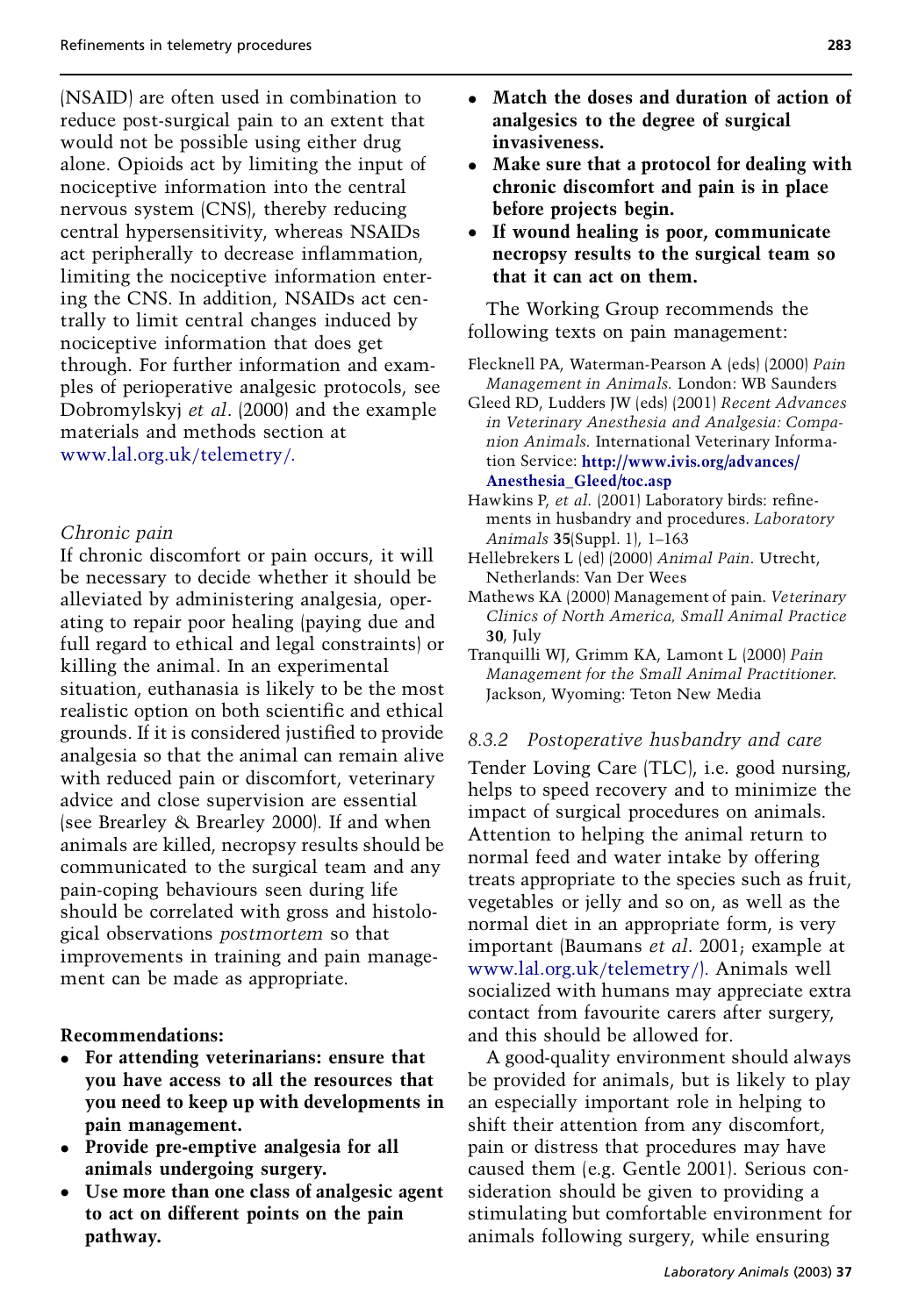(NSAID) are often used in combination to reduce post-surgical pain to an extent that would not be possible using either drug alone. Opioids act by limiting the input of nociceptive information into the central nervous system (CNS), thereby reducing central hypersensitivity, whereas NSAIDs act peripherally to decrease inflammation, limiting the nociceptive information entering the CNS. In addition, NSAIDs act centrally to limit central changes induced by nociceptive information that does get through. For further information and examples of perioperative analgesic protocols, see Dobromylskyj *et al*. (2000) and the example materials and methods section at www.lal.org.uk/telemetry/.

*Chronic pain*

If chronic discomfort or pain occurs, it will be necessary to decide whether it should be alleviated by administering analgesia, operating to repair poor healing (paying due and full regard to ethical and legal constraints) or killing the animal. In an experimental situation, euthanasia is likely to be the most realistic option on both scientific and ethical grounds. If it is considered justified to provide analgesia so that the animal can remain alive with reduced pain or discomfort, veterinary advice and close supervision are essential (see Brearley & Brearley 2000). If and when animals are killed, necropsy results should be communicated to the surgical team and any pain-coping behaviours seen during life should be correlated with gross and histological observations *postmortem* so that improvements in training and pain management can be made as appropriate.

**Recommendations:**

- **For attending veterinarians: ensure that you have access to all the resources that you need to keep up with developments in pain management.**
- **Provide pre-emptive analgesia for all animals undergoing surgery.**
- **Use more than one class of analgesic agent to act on different points on the pain pathway.**
- **Match the doses and duration of action of analgesics to the degree of surgical invasiveness.**
- **Make sure that a protocol for dealing with chronic discomfort and pain is in place before projects begin.**
- **If wound healing is poor, communicate necropsy results to the surgical team so that it can act on them.**

The Working Group recommends the following texts on pain management:

Flecknell PA, Waterman-Pearson A (eds) (2000) *Pain Management in Animals*. London: WB Saunders

Gleed RD, Ludders JW (eds) (2001) *Recent Advances in Veterinary Anesthesia and Analgesia: Companion Animals*. International Veterinary Information Service: **http://www.ivis.org/advances/Anesthesia_Gleed/toc.asp**

Hawkins P, *et al*. (2001) Laboratory birds: refinements in husbandry and procedures. *Laboratory Animals* **35**(Suppl. 1), 1–163

Hellebrekers L (ed) (2000) *Animal Pain*. Utrecht, Netherlands: Van Der Wees

Mathews KA (2000) Management of pain. *Veterinary Clinics of North America, Small Animal Practice* **30**, July

Tranquilli WJ, Grimm KA, Lamont L (2000) *Pain Management for the Small Animal Practitioner*. Jackson, Wyoming: Teton New Media

### *8.3.2 Postoperative husbandry and care*

Tender Loving Care (TLC), i.e. good nursing, helps to speed recovery and to minimize the impact of surgical procedures on animals. Attention to helping the animal return to normal feed and water intake by offering treats appropriate to the species such as fruit, vegetables or jelly and so on, as well as the normal diet in an appropriate form, is very important (Baumans *et al*. 2001; example at www.lal.org.uk/telemetry/). Animals well socialized with humans may appreciate extra contact from favourite carers after surgery, and this should be allowed for.

A good-quality environment should always be provided for animals, but is likely to play an especially important role in helping to shift their attention from any discomfort, pain or distress that procedures may have caused them (e.g. Gentle 2001). Serious consideration should be given to providing a stimulating but comfortable environment for animals following surgery, while ensuring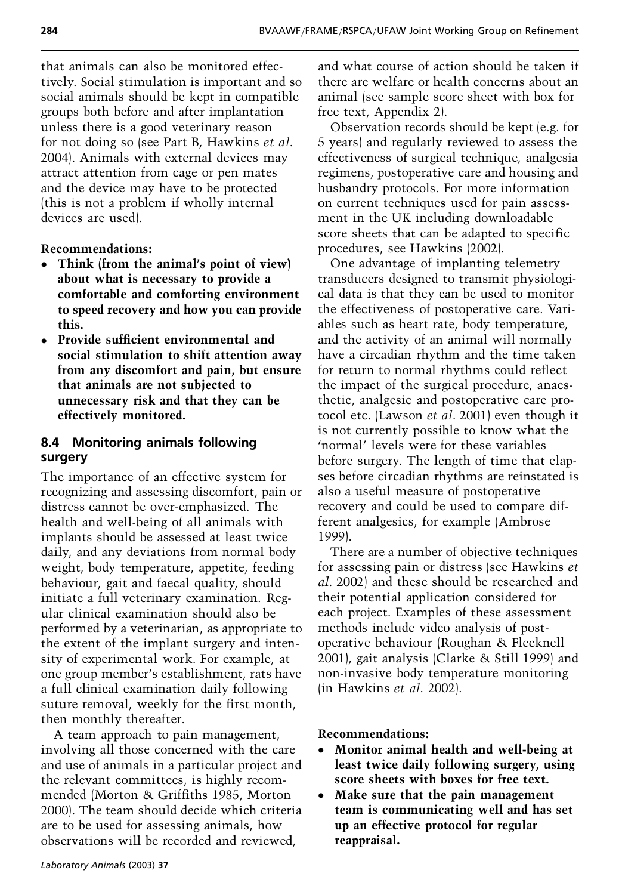that animals can also be monitored effectively. Social stimulation is important and so social animals should be kept in compatible groups both before and after implantation unless there is a good veterinary reason for not doing so (see Part B, Hawkins *et al*. 2004). Animals with external devices may attract attention from cage or pen mates and the device may have to be protected (this is not a problem if wholly internal devices are used).

**Recommendations:**

- **Think (from the animal's point of view) about what is necessary to provide a comfortable and comforting environment to speed recovery and how you can provide this.**
- **Provide sufficient environmental and social stimulation to shift attention away from any discomfort and pain, but ensure that animals are not subjected to unnecessary risk and that they can be effectively monitored.**

## 8.4 Monitoring animals following surgery

The importance of an effective system for recognizing and assessing discomfort, pain or distress cannot be over-emphasized. The health and well-being of all animals with implants should be assessed at least twice daily, and any deviations from normal body weight, body temperature, appetite, feeding behaviour, gait and faecal quality, should initiate a full veterinary examination. Regular clinical examination should also be performed by a veterinarian, as appropriate to the extent of the implant surgery and intensity of experimental work. For example, at one group member's establishment, rats have a full clinical examination daily following suture removal, weekly for the first month, then monthly thereafter.

A team approach to pain management, involving all those concerned with the care and use of animals in a particular project and the relevant committees, is highly recommended (Morton & Griffiths 1985, Morton 2000). The team should decide which criteria are to be used for assessing animals, how observations will be recorded and reviewed, and what course of action should be taken if there are welfare or health concerns about an animal (see sample score sheet with box for free text, Appendix 2).

Observation records should be kept (e.g. for 5 years) and regularly reviewed to assess the effectiveness of surgical technique, analgesia regimens, postoperative care and housing and husbandry protocols. For more information on current techniques used for pain assessment in the UK including downloadable score sheets that can be adapted to specific procedures, see Hawkins (2002).

One advantage of implanting telemetry transducers designed to transmit physiological data is that they can be used to monitor the effectiveness of postoperative care. Variables such as heart rate, body temperature, and the activity of an animal will normally have a circadian rhythm and the time taken for return to normal rhythms could reflect the impact of the surgical procedure, anaesthetic, analgesic and postoperative care protocol etc. (Lawson *et al*. 2001) even though it is not currently possible to know what the 'normal' levels were for these variables before surgery. The length of time that elapses before circadian rhythms are reinstated is also a useful measure of postoperative recovery and could be used to compare different analgesics, for example (Ambrose 1999).

There are a number of objective techniques for assessing pain or distress (see Hawkins *et al*. 2002) and these should be researched and their potential application considered for each project. Examples of these assessment methods include video analysis of postoperative behaviour (Roughan & Flecknell 2001), gait analysis (Clarke & Still 1999) and non-invasive body temperature monitoring (in Hawkins *et al*. 2002).

**Recommendations:**

- **Monitor animal health and well-being at least twice daily following surgery, using score sheets with boxes for free text.**
- **Make sure that the pain management team is communicating well and has set up an effective protocol for regular reappraisal.**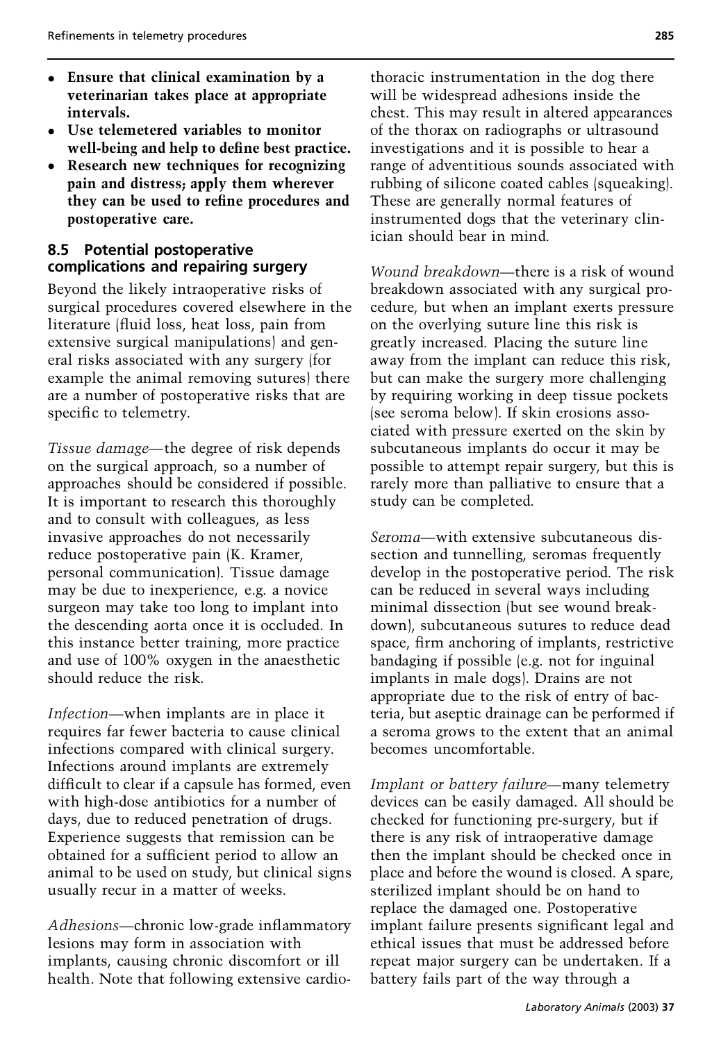- **Ensure that clinical examination by a veterinarian takes place at appropriate intervals.**
- **Use telemetered variables to monitor well-being and help to define best practice.**
- **Research new techniques for recognizing pain and distress; apply them wherever they can be used to refine procedures and postoperative care.**

## 8.5 Potential postoperative complications and repairing surgery

Beyond the likely intraoperative risks of surgical procedures covered elsewhere in the literature (fluid loss, heat loss, pain from extensive surgical manipulations) and general risks associated with any surgery (for example the animal removing sutures) there are a number of postoperative risks that are specific to telemetry.

*Tissue damage*—the degree of risk depends on the surgical approach, so a number of approaches should be considered if possible. It is important to research this thoroughly and to consult with colleagues, as less invasive approaches do not necessarily reduce postoperative pain (K. Kramer, personal communication). Tissue damage may be due to inexperience, e.g. a novice surgeon may take too long to implant into the descending aorta once it is occluded. In this instance better training, more practice and use of 100% oxygen in the anaesthetic should reduce the risk.

*Infection*—when implants are in place it requires far fewer bacteria to cause clinical infections compared with clinical surgery. Infections around implants are extremely difficult to clear if a capsule has formed, even with high-dose antibiotics for a number of days, due to reduced penetration of drugs. Experience suggests that remission can be obtained for a sufficient period to allow an animal to be used on study, but clinical signs usually recur in a matter of weeks.

*Adhesions*—chronic low-grade inflammatory lesions may form in association with implants, causing chronic discomfort or ill health. Note that following extensive cardiothoracic instrumentation in the dog there will be widespread adhesions inside the chest. This may result in altered appearances of the thorax on radiographs or ultrasound investigations and it is possible to hear a range of adventitious sounds associated with rubbing of silicone coated cables (squeaking). These are generally normal features of instrumented dogs that the veterinary clinician should bear in mind.

*Wound breakdown*—there is a risk of wound breakdown associated with any surgical procedure, but when an implant exerts pressure on the overlying suture line this risk is greatly increased. Placing the suture line away from the implant can reduce this risk, but can make the surgery more challenging by requiring working in deep tissue pockets (see seroma below). If skin erosions associated with pressure exerted on the skin by subcutaneous implants do occur it may be possible to attempt repair surgery, but this is rarely more than palliative to ensure that a study can be completed.

*Seroma*—with extensive subcutaneous dissection and tunnelling, seromas frequently develop in the postoperative period. The risk can be reduced in several ways including minimal dissection (but see wound breakdown), subcutaneous sutures to reduce dead space, firm anchoring of implants, restrictive bandaging if possible (e.g. not for inguinal implants in male dogs). Drains are not appropriate due to the risk of entry of bacteria, but aseptic drainage can be performed if a seroma grows to the extent that an animal becomes uncomfortable.

*Implant or battery failure*—many telemetry devices can be easily damaged. All should be checked for functioning pre-surgery, but if there is any risk of intraoperative damage then the implant should be checked once in place and before the wound is closed. A spare, sterilized implant should be on hand to replace the damaged one. Postoperative implant failure presents significant legal and ethical issues that must be addressed before repeat major surgery can be undertaken. If a battery fails part of the way through a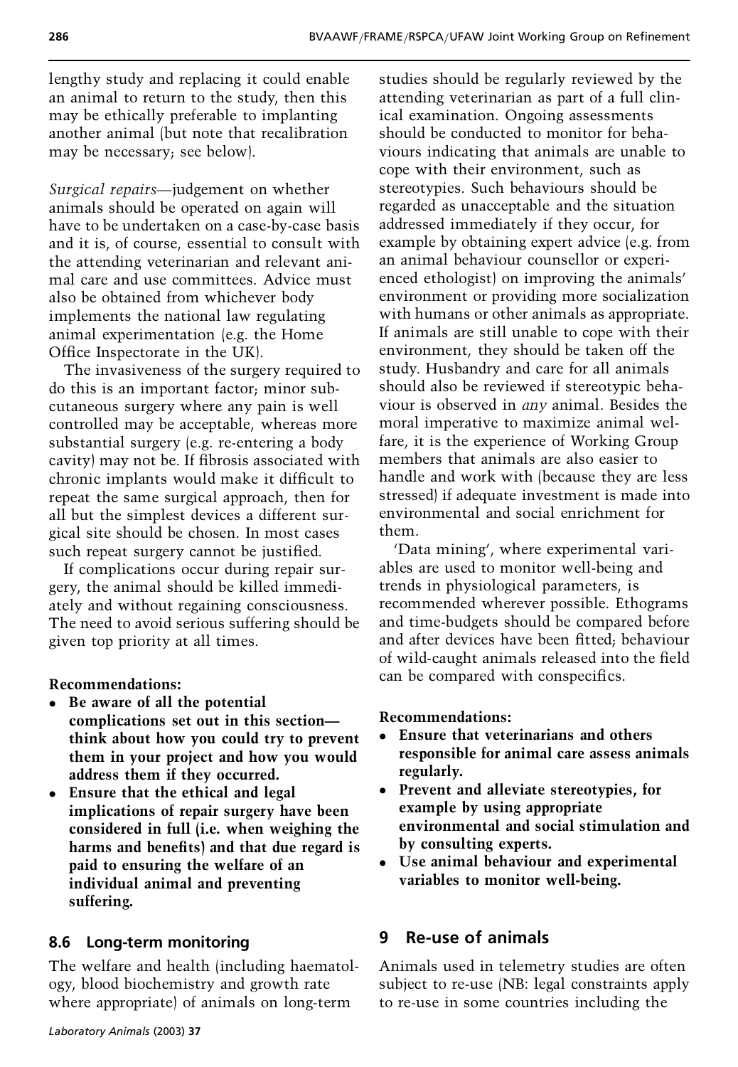lengthy study and replacing it could enable an animal to return to the study, then this may be ethically preferable to implanting another animal (but note that recalibration may be necessary; see below).

*Surgical repairs*—judgement on whether animals should be operated on again will have to be undertaken on a case-by-case basis and it is, of course, essential to consult with the attending veterinarian and relevant animal care and use committees. Advice must also be obtained from whichever body implements the national law regulating animal experimentation (e.g. the Home Office Inspectorate in the UK).

The invasiveness of the surgery required to do this is an important factor; minor subcutaneous surgery where any pain is well controlled may be acceptable, whereas more substantial surgery (e.g. re-entering a body cavity) may not be. If fibrosis associated with chronic implants would make it difficult to repeat the same surgical approach, then for all but the simplest devices a different surgical site should be chosen. In most cases such repeat surgery cannot be justified.

If complications occur during repair surgery, the animal should be killed immediately and without regaining consciousness. The need to avoid serious suffering should be given top priority at all times.

**Recommendations:**

- **Be aware of all the potential complications set out in this section—think about how you could try to prevent them in your project and how you would address them if they occurred.**
- **Ensure that the ethical and legal implications of repair surgery have been considered in full (i.e. when weighing the harms and benefits) and that due regard is paid to ensuring the welfare of an individual animal and preventing suffering.**

## 8.6 Long-term monitoring

The welfare and health (including haematology, blood biochemistry and growth rate where appropriate) of animals on long-term studies should be regularly reviewed by the attending veterinarian as part of a full clinical examination. Ongoing assessments should be conducted to monitor for behaviours indicating that animals are unable to cope with their environment, such as stereotypies. Such behaviours should be regarded as unacceptable and the situation addressed immediately if they occur, for example by obtaining expert advice (e.g. from an animal behaviour counsellor or experienced ethologist) on improving the animals' environment or providing more socialization with humans or other animals as appropriate. If animals are still unable to cope with their environment, they should be taken off the study. Husbandry and care for all animals should also be reviewed if stereotypic behaviour is observed in *any* animal. Besides the moral imperative to maximize animal welfare, it is the experience of Working Group members that animals are also easier to handle and work with (because they are less stressed) if adequate investment is made into environmental and social enrichment for them.

'Data mining', where experimental variables are used to monitor well-being and trends in physiological parameters, is recommended wherever possible. Ethograms and time-budgets should be compared before and after devices have been fitted; behaviour of wild-caught animals released into the field can be compared with conspecifics.

**Recommendations:**

- **Ensure that veterinarians and others responsible for animal care assess animals regularly.**
- **Prevent and alleviate stereotypies, for example by using appropriate environmental and social stimulation and by consulting experts.**
- **Use animal behaviour and experimental variables to monitor well-being.**

# 9 Re-use of animals

Animals used in telemetry studies are often subject to re-use (NB: legal constraints apply to re-use in some countries including the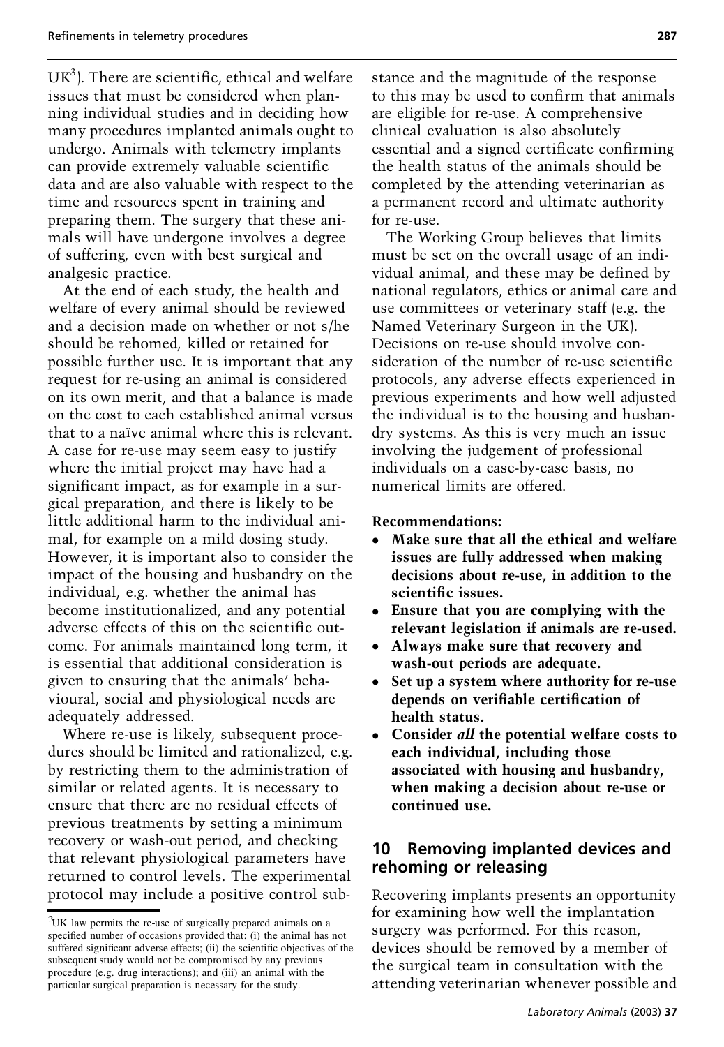UK[3]). There are scientific, ethical and welfare issues that must be considered when planning individual studies and in deciding how many procedures implanted animals ought to undergo. Animals with telemetry implants can provide extremely valuable scientific data and are also valuable with respect to the time and resources spent in training and preparing them. The surgery that these animals will have undergone involves a degree of suffering, even with best surgical and analgesic practice.

At the end of each study, the health and welfare of every animal should be reviewed and a decision made on whether or not s/he should be rehomed, killed or retained for possible further use. It is important that any request for re-using an animal is considered on its own merit, and that a balance is made on the cost to each established animal versus that to a naïve animal where this is relevant. A case for re-use may seem easy to justify where the initial project may have had a significant impact, as for example in a surgical preparation, and there is likely to be little additional harm to the individual animal, for example on a mild dosing study. However, it is important also to consider the impact of the housing and husbandry on the individual, e.g. whether the animal has become institutionalized, and any potential adverse effects of this on the scientific outcome. For animals maintained long term, it is essential that additional consideration is given to ensuring that the animals' behavioural, social and physiological needs are adequately addressed.

Where re-use is likely, subsequent procedures should be limited and rationalized, e.g. by restricting them to the administration of similar or related agents. It is necessary to ensure that there are no residual effects of previous treatments by setting a minimum recovery or wash-out period, and checking that relevant physiological parameters have returned to control levels. The experimental protocol may include a positive control substance and the magnitude of the response to this may be used to confirm that animals are eligible for re-use. A comprehensive clinical evaluation is also absolutely essential and a signed certificate confirming the health status of the animals should be completed by the attending veterinarian as a permanent record and ultimate authority for re-use.

The Working Group believes that limits must be set on the overall usage of an individual animal, and these may be defined by national regulators, ethics or animal care and use committees or veterinary staff (e.g. the Named Veterinary Surgeon in the UK). Decisions on re-use should involve consideration of the number of re-use scientific protocols, any adverse effects experienced in previous experiments and how well adjusted the individual is to the housing and husbandry systems. As this is very much an issue involving the judgement of professional individuals on a case-by-case basis, no numerical limits are offered.

**Recommendations:**

- **Make sure that all the ethical and welfare issues are fully addressed when making decisions about re-use, in addition to the scientific issues.**
- **Ensure that you are complying with the relevant legislation if animals are re-used.**
- **Always make sure that recovery and wash-out periods are adequate.**
- **Set up a system where authority for re-use depends on verifiable certification of health status.**
- **Consider *all* the potential welfare costs to each individual, including those associated with housing and husbandry, when making a decision about re-use or continued use.**

## 10 Removing implanted devices and rehoming or releasing

Recovering implants presents an opportunity for examining how well the implantation surgery was performed. For this reason, devices should be removed by a member of the surgical team in consultation with the attending veterinarian whenever possible and

[3]UK law permits the re-use of surgically prepared animals on a specified number of occasions provided that: (i) the animal has not suffered significant adverse effects; (ii) the scientific objectives of the subsequent study would not be compromised by any previous procedure (e.g. drug interactions); and (iii) an animal with the particular surgical preparation is necessary for the study.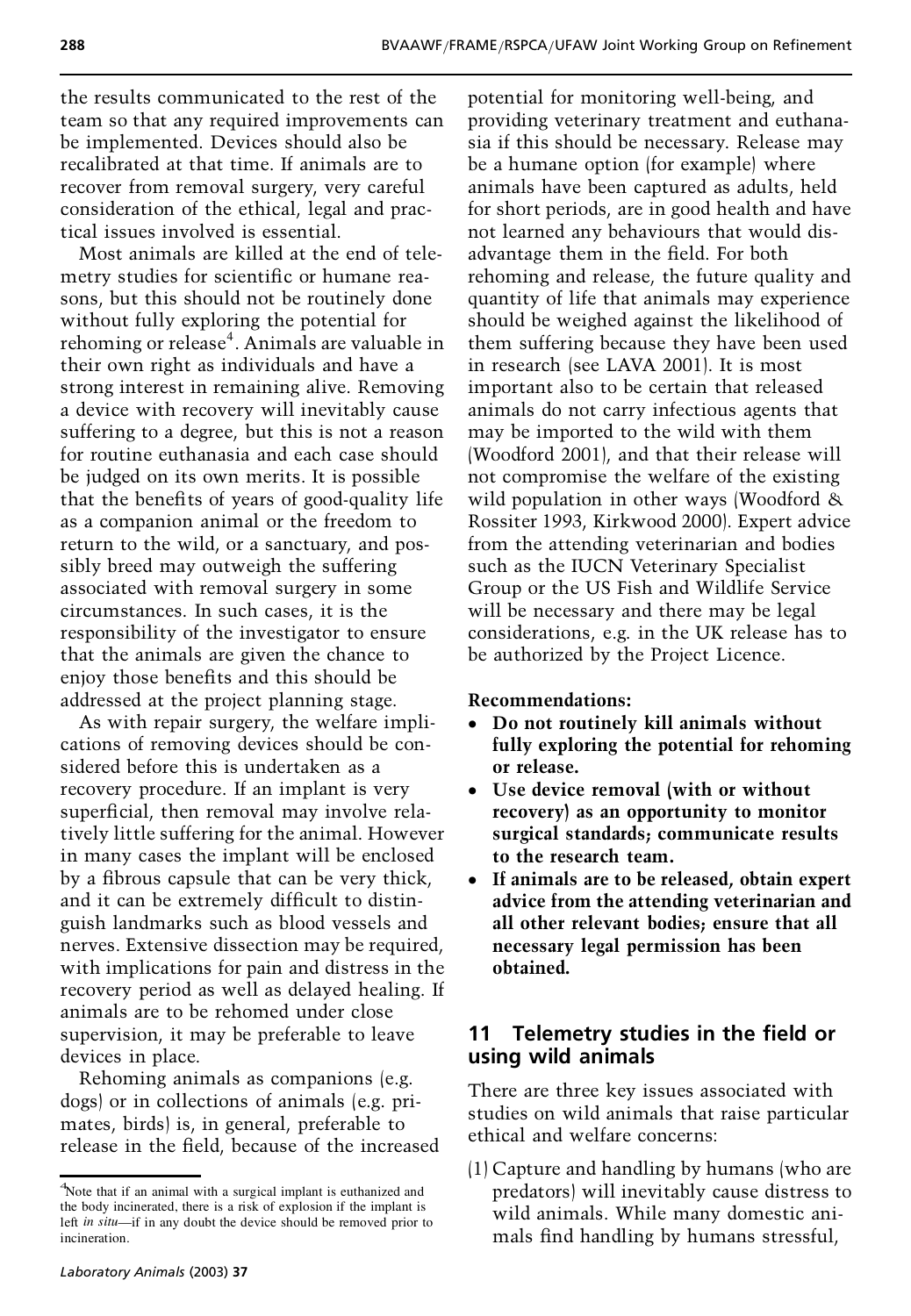the results communicated to the rest of the team so that any required improvements can be implemented. Devices should also be recalibrated at that time. If animals are to recover from removal surgery, very careful consideration of the ethical, legal and practical issues involved is essential.

Most animals are killed at the end of telemetry studies for scientific or humane reasons, but this should not be routinely done without fully exploring the potential for rehoming or release[4]. Animals are valuable in their own right as individuals and have a strong interest in remaining alive. Removing a device with recovery will inevitably cause suffering to a degree, but this is not a reason for routine euthanasia and each case should be judged on its own merits. It is possible that the benefits of years of good-quality life as a companion animal or the freedom to return to the wild, or a sanctuary, and possibly breed may outweigh the suffering associated with removal surgery in some circumstances. In such cases, it is the responsibility of the investigator to ensure that the animals are given the chance to enjoy those benefits and this should be addressed at the project planning stage.

As with repair surgery, the welfare implications of removing devices should be considered before this is undertaken as a recovery procedure. If an implant is very superficial, then removal may involve relatively little suffering for the animal. However in many cases the implant will be enclosed by a fibrous capsule that can be very thick, and it can be extremely difficult to distinguish landmarks such as blood vessels and nerves. Extensive dissection may be required, with implications for pain and distress in the recovery period as well as delayed healing. If animals are to be rehomed under close supervision, it may be preferable to leave devices in place.

Rehoming animals as companions (e.g. dogs) or in collections of animals (e.g. primates, birds) is, in general, preferable to release in the field, because of the increased potential for monitoring well-being, and providing veterinary treatment and euthanasia if this should be necessary. Release may be a humane option (for example) where animals have been captured as adults, held for short periods, are in good health and have not learned any behaviours that would disadvantage them in the field. For both rehoming and release, the future quality and quantity of life that animals may experience should be weighed against the likelihood of them suffering because they have been used in research (see LAVA 2001). It is most important also to be certain that released animals do not carry infectious agents that may be imported to the wild with them (Woodford 2001), and that their release will not compromise the welfare of the existing wild population in other ways (Woodford & Rossiter 1993, Kirkwood 2000). Expert advice from the attending veterinarian and bodies such as the IUCN Veterinary Specialist Group or the US Fish and Wildlife Service will be necessary and there may be legal considerations, e.g. in the UK release has to be authorized by the Project Licence.

**Recommendations:**

- **Do not routinely kill animals without fully exploring the potential for rehoming or release.**
- **Use device removal (with or without recovery) as an opportunity to monitor surgical standards; communicate results to the research team.**
- **If animals are to be released, obtain expert advice from the attending veterinarian and all other relevant bodies; ensure that all necessary legal permission has been obtained.**

## 11 Telemetry studies in the field or using wild animals

There are three key issues associated with studies on wild animals that raise particular ethical and welfare concerns:

(1) Capture and handling by humans (who are predators) will inevitably cause distress to wild animals. While many domestic animals find handling by humans stressful,

[4] Note that if an animal with a surgical implant is euthanized and the body incinerated, there is a risk of explosion if the implant is left *in situ*—if in any doubt the device should be removed prior to incineration.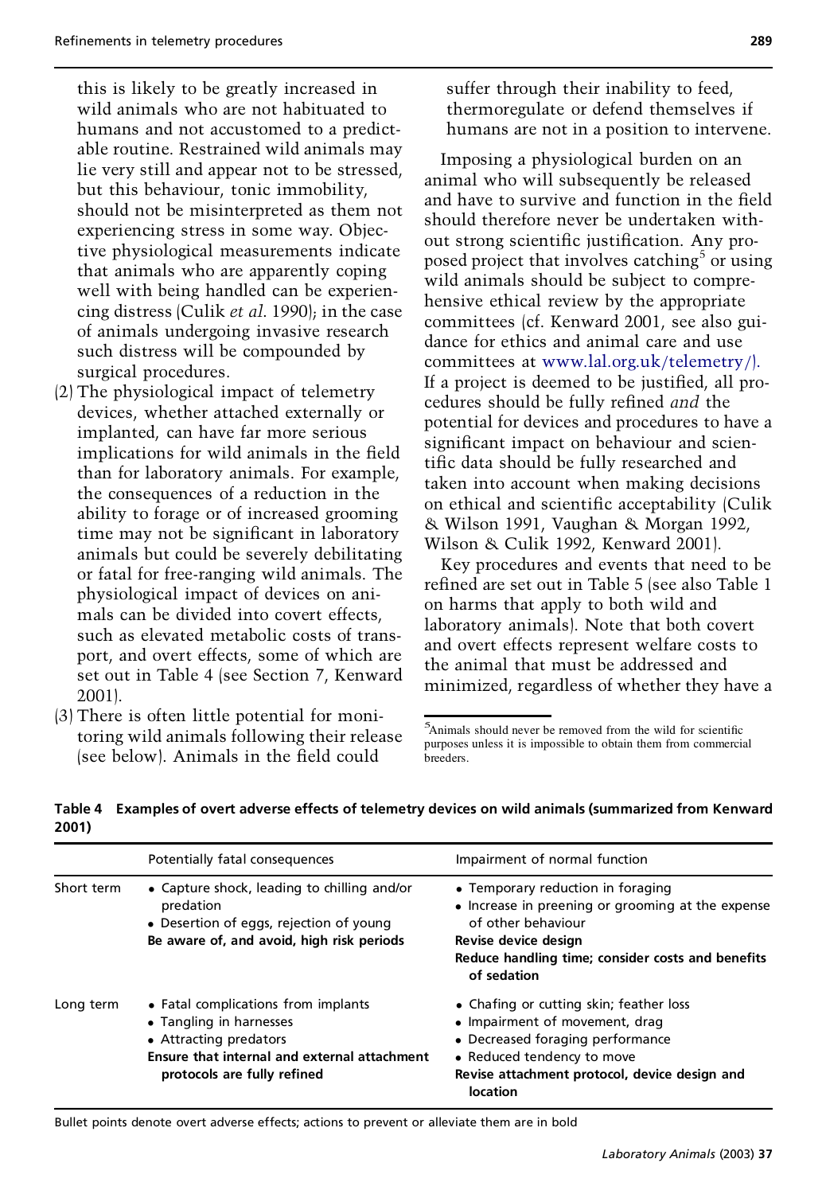this is likely to be greatly increased in wild animals who are not habituated to humans and not accustomed to a predictable routine. Restrained wild animals may lie very still and appear not to be stressed, but this behaviour, tonic immobility, should not be misinterpreted as them not experiencing stress in some way. Objective physiological measurements indicate that animals who are apparently coping well with being handled can be experiencing distress (Culik *et al*. 1990); in the case of animals undergoing invasive research such distress will be compounded by surgical procedures.

(2) The physiological impact of telemetry devices, whether attached externally or implanted, can have far more serious implications for wild animals in the field than for laboratory animals. For example, the consequences of a reduction in the ability to forage or of increased grooming time may not be significant in laboratory animals but could be severely debilitating or fatal for free-ranging wild animals. The physiological impact of devices on animals can be divided into covert effects, such as elevated metabolic costs of transport, and overt effects, some of which are set out in Table 4 (see Section 7, Kenward 2001).

(3) There is often little potential for monitoring wild animals following their release (see below). Animals in the field could suffer through their inability to feed, thermoregulate or defend themselves if humans are not in a position to intervene.

Imposing a physiological burden on an animal who will subsequently be released and have to survive and function in the field should therefore never be undertaken without strong scientific justification. Any proposed project that involves catching[5] or using wild animals should be subject to comprehensive ethical review by the appropriate committees (cf. Kenward 2001, see also guidance for ethics and animal care and use committees at www.lal.org.uk/telemetry/). If a project is deemed to be justified, all procedures should be fully refined *and* the potential for devices and procedures to have a significant impact on behaviour and scientific data should be fully researched and taken into account when making decisions on ethical and scientific acceptability (Culik & Wilson 1991, Vaughan & Morgan 1992, Wilson & Culik 1992, Kenward 2001).

Key procedures and events that need to be refined are set out in Table 5 (see also Table 1 on harms that apply to both wild and laboratory animals). Note that both covert and overt effects represent welfare costs to the animal that must be addressed and minimized, regardless of whether they have a

[5]Animals should never be removed from the wild for scientific purposes unless it is impossible to obtain them from commercial breeders.

**Table 4 Examples of overt adverse effects of telemetry devices on wild animals (summarized from Kenward 2001)**

| | Potentially fatal consequences | Impairment of normal function |
|---|---|---|
| Short term | • Capture shock, leading to chilling and/or predation<br>• Desertion of eggs, rejection of young<br>**Be aware of, and avoid, high risk periods** | • Temporary reduction in foraging<br>• Increase in preening or grooming at the expense of other behaviour<br>**Revise device design**<br>**Reduce handling time; consider costs and benefits of sedation** |
| Long term | • Fatal complications from implants<br>• Tangling in harnesses<br>• Attracting predators<br>**Ensure that internal and external attachment protocols are fully refined** | • Chafing or cutting skin; feather loss<br>• Impairment of movement, drag<br>• Decreased foraging performance<br>• Reduced tendency to move<br>**Revise attachment protocol, device design and location** |

Bullet points denote overt adverse effects; actions to prevent or alleviate them are in bold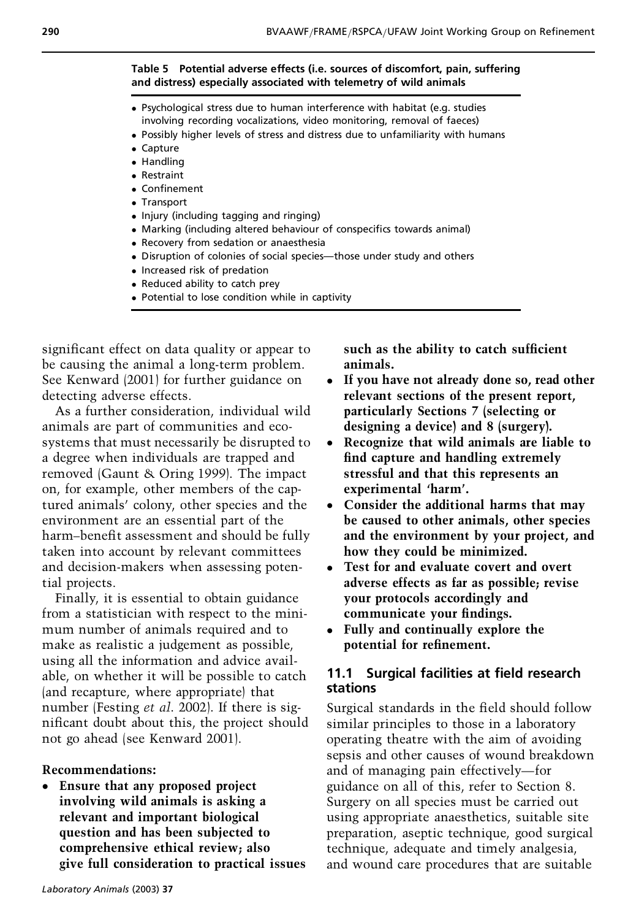**Table 5 Potential adverse effects (i.e. sources of discomfort, pain, suffering and distress) especially associated with telemetry of wild animals**

- Psychological stress due to human interference with habitat (e.g. studies involving recording vocalizations, video monitoring, removal of faeces)
- Possibly higher levels of stress and distress due to unfamiliarity with humans
- Capture
- Handling
- Restraint
- Confinement
- Transport
- Injury (including tagging and ringing)
- Marking (including altered behaviour of conspecifics towards animal)
- Recovery from sedation or anaesthesia
- Disruption of colonies of social species—those under study and others
- Increased risk of predation
- Reduced ability to catch prey
- Potential to lose condition while in captivity

significant effect on data quality or appear to be causing the animal a long-term problem. See Kenward (2001) for further guidance on detecting adverse effects.

As a further consideration, individual wild animals are part of communities and ecosystems that must necessarily be disrupted to a degree when individuals are trapped and removed (Gaunt & Oring 1999). The impact on, for example, other members of the captured animals' colony, other species and the environment are an essential part of the harm–benefit assessment and should be fully taken into account by relevant committees and decision-makers when assessing potential projects.

Finally, it is essential to obtain guidance from a statistician with respect to the minimum number of animals required and to make as realistic a judgement as possible, using all the information and advice available, on whether it will be possible to catch (and recapture, where appropriate) that number (Festing *et al*. 2002). If there is significant doubt about this, the project should not go ahead (see Kenward 2001).

**Recommendations:**

- **Ensure that any proposed project involving wild animals is asking a relevant and important biological question and has been subjected to comprehensive ethical review; also give full consideration to practical issues such as the ability to catch sufficient animals.**
- **If you have not already done so, read other relevant sections of the present report, particularly Sections 7 (selecting or designing a device) and 8 (surgery).**
- **Recognize that wild animals are liable to find capture and handling extremely stressful and that this represents an experimental 'harm'.**
- **Consider the additional harms that may be caused to other animals, other species and the environment by your project, and how they could be minimized.**
- **Test for and evaluate covert and overt adverse effects as far as possible; revise your protocols accordingly and communicate your findings.**
- **Fully and continually explore the potential for refinement.**

## 11.1 Surgical facilities at field research stations

Surgical standards in the field should follow similar principles to those in a laboratory operating theatre with the aim of avoiding sepsis and other causes of wound breakdown and of managing pain effectively—for guidance on all of this, refer to Section 8. Surgery on all species must be carried out using appropriate anaesthetics, suitable site preparation, aseptic technique, good surgical technique, adequate and timely analgesia, and wound care procedures that are suitable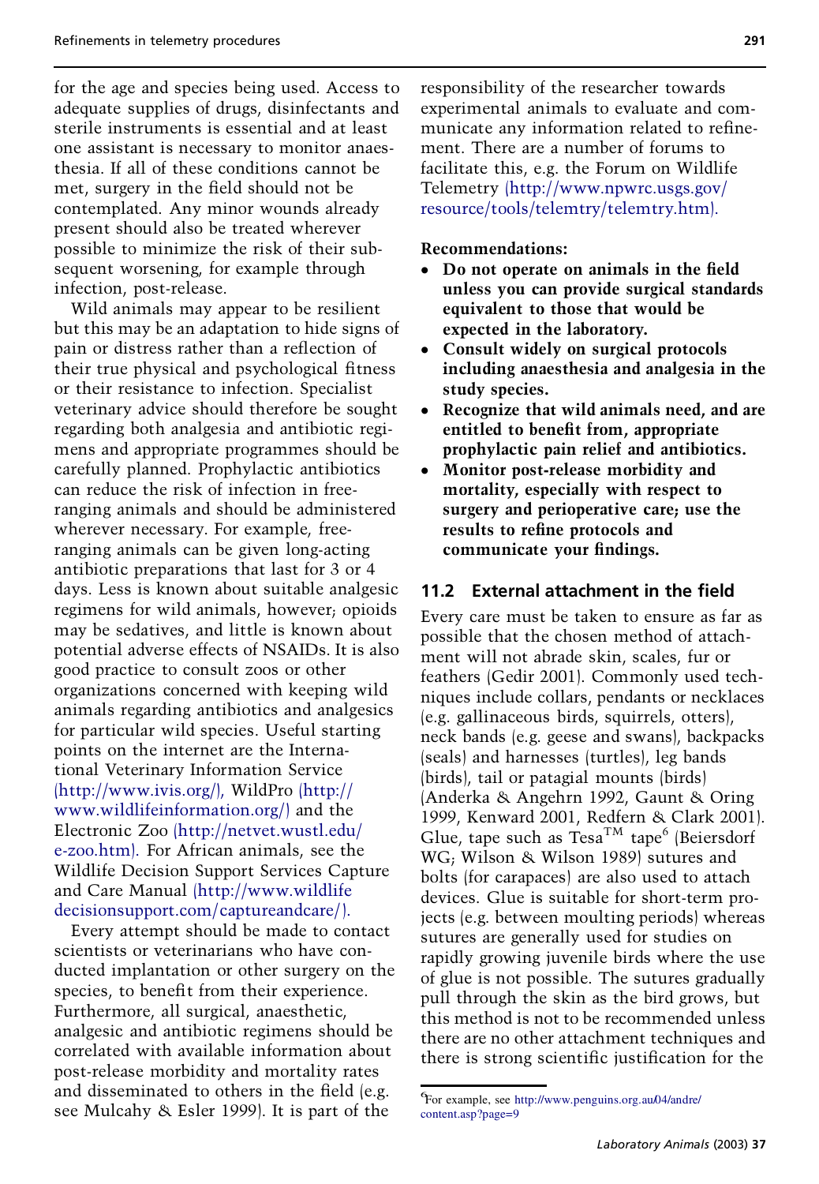for the age and species being used. Access to adequate supplies of drugs, disinfectants and sterile instruments is essential and at least one assistant is necessary to monitor anaesthesia. If all of these conditions cannot be met, surgery in the field should not be contemplated. Any minor wounds already present should also be treated wherever possible to minimize the risk of their subsequent worsening, for example through infection, post-release.

Wild animals may appear to be resilient but this may be an adaptation to hide signs of pain or distress rather than a reflection of their true physical and psychological fitness or their resistance to infection. Specialist veterinary advice should therefore be sought regarding both analgesia and antibiotic regimens and appropriate programmes should be carefully planned. Prophylactic antibiotics can reduce the risk of infection in free-ranging animals and should be administered wherever necessary. For example, free-ranging animals can be given long-acting antibiotic preparations that last for 3 or 4 days. Less is known about suitable analgesic regimens for wild animals, however; opioids may be sedatives, and little is known about potential adverse effects of NSAIDs. It is also good practice to consult zoos or other organizations concerned with keeping wild animals regarding antibiotics and analgesics for particular wild species. Useful starting points on the internet are the International Veterinary Information Service (http://www.ivis.org/), WildPro (http://www.wildlifeinformation.org/) and the Electronic Zoo (http://netvet.wustl.edu/e-zoo.htm). For African animals, see the Wildlife Decision Support Services Capture and Care Manual (http://www.wildlifedecisionsupport.com/captureandcare/).

Every attempt should be made to contact scientists or veterinarians who have conducted implantation or other surgery on the species, to benefit from their experience. Furthermore, all surgical, anaesthetic, analgesic and antibiotic regimens should be correlated with available information about post-release morbidity and mortality rates and disseminated to others in the field (e.g. see Mulcahy & Esler 1999). It is part of the responsibility of the researcher towards experimental animals to evaluate and communicate any information related to refinement. There are a number of forums to facilitate this, e.g. the Forum on Wildlife Telemetry (http://www.npwrc.usgs.gov/resource/tools/telemtry/telemtry.htm).

**Recommendations:**

- **Do not operate on animals in the field unless you can provide surgical standards equivalent to those that would be expected in the laboratory.**
- **Consult widely on surgical protocols including anaesthesia and analgesia in the study species.**
- **Recognize that wild animals need, and are entitled to benefit from, appropriate prophylactic pain relief and antibiotics.**
- **Monitor post-release morbidity and mortality, especially with respect to surgery and perioperative care; use the results to refine protocols and communicate your findings.**

## 11.2 External attachment in the field

Every care must be taken to ensure as far as possible that the chosen method of attachment will not abrade skin, scales, fur or feathers (Gedir 2001). Commonly used techniques include collars, pendants or necklaces (e.g. gallinaceous birds, squirrels, otters), neck bands (e.g. geese and swans), backpacks (seals) and harnesses (turtles), leg bands (birds), tail or patagial mounts (birds) (Anderka & Angehrn 1992, Gaunt & Oring 1999, Kenward 2001, Redfern & Clark 2001). Glue, tape such as Tesa$^{\text{TM}}$ tape[6] (Beiersdorf WG; Wilson & Wilson 1989) sutures and bolts (for carapaces) are also used to attach devices. Glue is suitable for short-term projects (e.g. between moulting periods) whereas sutures are generally used for studies on rapidly growing juvenile birds where the use of glue is not possible. The sutures gradually pull through the skin as the bird grows, but this method is not to be recommended unless there are no other attachment techniques and there is strong scientific justification for the

[6] For example, see http://www.penguins.org.au/04/andre/content.asp?page=9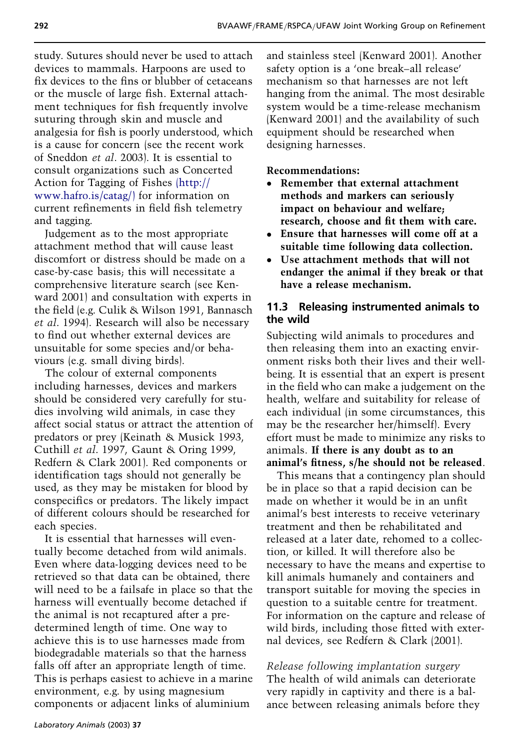study. Sutures should never be used to attach devices to mammals. Harpoons are used to fix devices to the fins or blubber of cetaceans or the muscle of large fish. External attachment techniques for fish frequently involve suturing through skin and muscle and analgesia for fish is poorly understood, which is a cause for concern (see the recent work of Sneddon *et al*. 2003). It is essential to consult organizations such as Concerted Action for Tagging of Fishes (http://www.hafro.is/catag/) for information on current refinements in field fish telemetry and tagging.

Judgement as to the most appropriate attachment method that will cause least discomfort or distress should be made on a case-by-case basis; this will necessitate a comprehensive literature search (see Kenward 2001) and consultation with experts in the field (e.g. Culik & Wilson 1991, Bannasch *et al*. 1994). Research will also be necessary to find out whether external devices are unsuitable for some species and/or behaviours (e.g. small diving birds).

The colour of external components including harnesses, devices and markers should be considered very carefully for studies involving wild animals, in case they affect social status or attract the attention of predators or prey (Keinath & Musick 1993, Cuthill *et al*. 1997, Gaunt & Oring 1999, Redfern & Clark 2001). Red components or identification tags should not generally be used, as they may be mistaken for blood by conspecifics or predators. The likely impact of different colours should be researched for each species.

It is essential that harnesses will eventually become detached from wild animals. Even where data-logging devices need to be retrieved so that data can be obtained, there will need to be a failsafe in place so that the harness will eventually become detached if the animal is not recaptured after a predetermined length of time. One way to achieve this is to use harnesses made from biodegradable materials so that the harness falls off after an appropriate length of time. This is perhaps easiest to achieve in a marine environment, e.g. by using magnesium components or adjacent links of aluminium and stainless steel (Kenward 2001). Another safety option is a 'one break–all release' mechanism so that harnesses are not left hanging from the animal. The most desirable system would be a time-release mechanism (Kenward 2001) and the availability of such equipment should be researched when designing harnesses.

**Recommendations:**

- **Remember that external attachment methods and markers can seriously impact on behaviour and welfare; research, choose and fit them with care.**
- **Ensure that harnesses will come off at a suitable time following data collection.**
- **Use attachment methods that will not endanger the animal if they break or that have a release mechanism.**

## 11.3 Releasing instrumented animals to the wild

Subjecting wild animals to procedures and then releasing them into an exacting environment risks both their lives and their wellbeing. It is essential that an expert is present in the field who can make a judgement on the health, welfare and suitability for release of each individual (in some circumstances, this may be the researcher her/himself). Every effort must be made to minimize any risks to animals. **If there is any doubt as to an animal's fitness, s/he should not be released**.

This means that a contingency plan should be in place so that a rapid decision can be made on whether it would be in an unfit animal's best interests to receive veterinary treatment and then be rehabilitated and released at a later date, rehomed to a collection, or killed. It will therefore also be necessary to have the means and expertise to kill animals humanely and containers and transport suitable for moving the species in question to a suitable centre for treatment. For information on the capture and release of wild birds, including those fitted with external devices, see Redfern & Clark (2001).

*Release following implantation surgery*

The health of wild animals can deteriorate very rapidly in captivity and there is a balance between releasing animals before they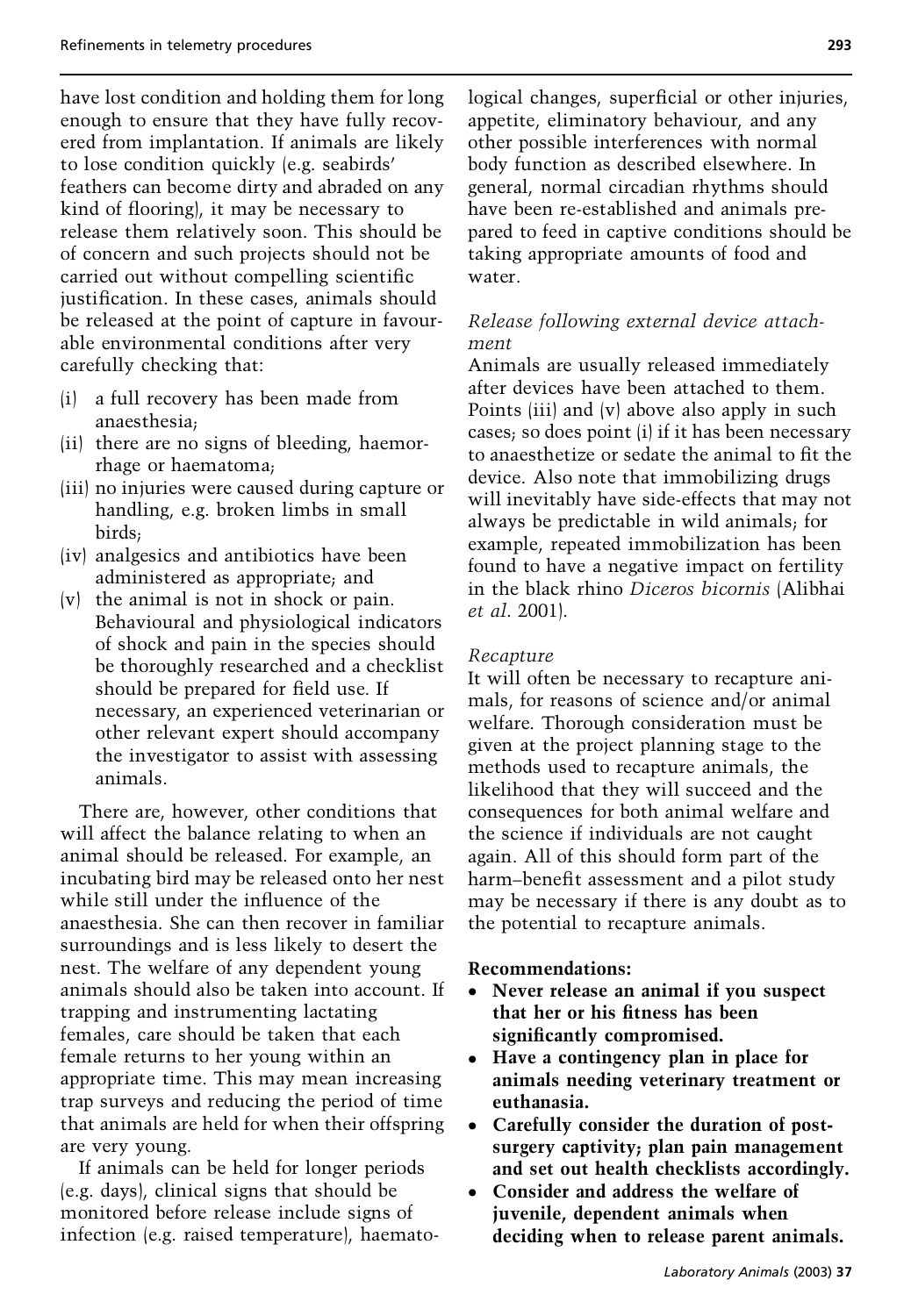have lost condition and holding them for long enough to ensure that they have fully recovered from implantation. If animals are likely to lose condition quickly (e.g. seabirds' feathers can become dirty and abraded on any kind of flooring), it may be necessary to release them relatively soon. This should be of concern and such projects should not be carried out without compelling scientific justification. In these cases, animals should be released at the point of capture in favourable environmental conditions after very carefully checking that:

(i) a full recovery has been made from anaesthesia;
(ii) there are no signs of bleeding, haemorrhage or haematoma;
(iii) no injuries were caused during capture or handling, e.g. broken limbs in small birds;
(iv) analgesics and antibiotics have been administered as appropriate; and
(v) the animal is not in shock or pain. Behavioural and physiological indicators of shock and pain in the species should be thoroughly researched and a checklist should be prepared for field use. If necessary, an experienced veterinarian or other relevant expert should accompany the investigator to assist with assessing animals.

There are, however, other conditions that will affect the balance relating to when an animal should be released. For example, an incubating bird may be released onto her nest while still under the influence of the anaesthesia. She can then recover in familiar surroundings and is less likely to desert the nest. The welfare of any dependent young animals should also be taken into account. If trapping and instrumenting lactating females, care should be taken that each female returns to her young within an appropriate time. This may mean increasing trap surveys and reducing the period of time that animals are held for when their offspring are very young.

If animals can be held for longer periods (e.g. days), clinical signs that should be monitored before release include signs of infection (e.g. raised temperature), haematological changes, superficial or other injuries, appetite, eliminatory behaviour, and any other possible interferences with normal body function as described elsewhere. In general, normal circadian rhythms should have been re-established and animals prepared to feed in captive conditions should be taking appropriate amounts of food and water.

*Release following external device attachment*

Animals are usually released immediately after devices have been attached to them. Points (iii) and (v) above also apply in such cases; so does point (i) if it has been necessary to anaesthetize or sedate the animal to fit the device. Also note that immobilizing drugs will inevitably have side-effects that may not always be predictable in wild animals; for example, repeated immobilization has been found to have a negative impact on fertility in the black rhino *Diceros bicornis* (Alibhai *et al*. 2001).

*Recapture*

It will often be necessary to recapture animals, for reasons of science and/or animal welfare. Thorough consideration must be given at the project planning stage to the methods used to recapture animals, the likelihood that they will succeed and the consequences for both animal welfare and the science if individuals are not caught again. All of this should form part of the harm–benefit assessment and a pilot study may be necessary if there is any doubt as to the potential to recapture animals.

**Recommendations:**

- **Never release an animal if you suspect that her or his fitness has been significantly compromised.**
- **Have a contingency plan in place for animals needing veterinary treatment or euthanasia.**
- **Carefully consider the duration of post-surgery captivity; plan pain management and set out health checklists accordingly.**
- **Consider and address the welfare of juvenile, dependent animals when deciding when to release parent animals.**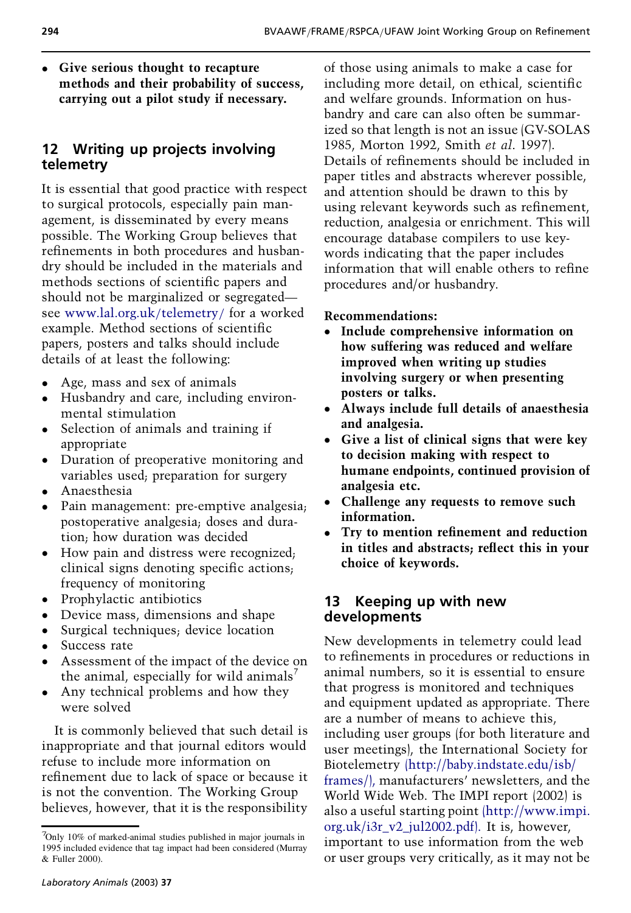- **Give serious thought to recapture methods and their probability of success, carrying out a pilot study if necessary.**

## 12 Writing up projects involving telemetry

It is essential that good practice with respect to surgical protocols, especially pain management, is disseminated by every means possible. The Working Group believes that refinements in both procedures and husbandry should be included in the materials and methods sections of scientific papers and should not be marginalized or segregated—see www.lal.org.uk/telemetry/ for a worked example. Method sections of scientific papers, posters and talks should include details of at least the following:

- Age, mass and sex of animals
- Husbandry and care, including environmental stimulation
- Selection of animals and training if appropriate
- Duration of preoperative monitoring and variables used; preparation for surgery
- Anaesthesia
- Pain management: pre-emptive analgesia; postoperative analgesia; doses and duration; how duration was decided
- How pain and distress were recognized; clinical signs denoting specific actions; frequency of monitoring
- Prophylactic antibiotics
- Device mass, dimensions and shape
- Surgical techniques; device location
- Success rate
- Assessment of the impact of the device on the animal, especially for wild animals[7]
- Any technical problems and how they were solved

It is commonly believed that such detail is inappropriate and that journal editors would refuse to include more information on refinement due to lack of space or because it is not the convention. The Working Group believes, however, that it is the responsibility of those using animals to make a case for including more detail, on ethical, scientific and welfare grounds. Information on husbandry and care can also often be summarized so that length is not an issue (GV-SOLAS 1985, Morton 1992, Smith *et al*. 1997). Details of refinements should be included in paper titles and abstracts wherever possible, and attention should be drawn to this by using relevant keywords such as refinement, reduction, analgesia or enrichment. This will encourage database compilers to use keywords indicating that the paper includes information that will enable others to refine procedures and/or husbandry.

**Recommendations:**

- **Include comprehensive information on how suffering was reduced and welfare improved when writing up studies involving surgery or when presenting posters or talks.**
- **Always include full details of anaesthesia and analgesia.**
- **Give a list of clinical signs that were key to decision making with respect to humane endpoints, continued provision of analgesia etc.**
- **Challenge any requests to remove such information.**
- **Try to mention refinement and reduction in titles and abstracts; reflect this in your choice of keywords.**

## 13 Keeping up with new developments

New developments in telemetry could lead to refinements in procedures or reductions in animal numbers, so it is essential to ensure that progress is monitored and techniques and equipment updated as appropriate. There are a number of means to achieve this, including user groups (for both literature and user meetings), the International Society for Biotelemetry (http://baby.indstate.edu/isb/frames/), manufacturers' newsletters, and the World Wide Web. The IMPI report (2002) is also a useful starting point (http://www.impi.org.uk/i3r_v2_jul2002.pdf). It is, however, important to use information from the web or user groups very critically, as it may not be

[7]Only 10% of marked-animal studies published in major journals in 1995 included evidence that tag impact had been considered (Murray & Fuller 2000).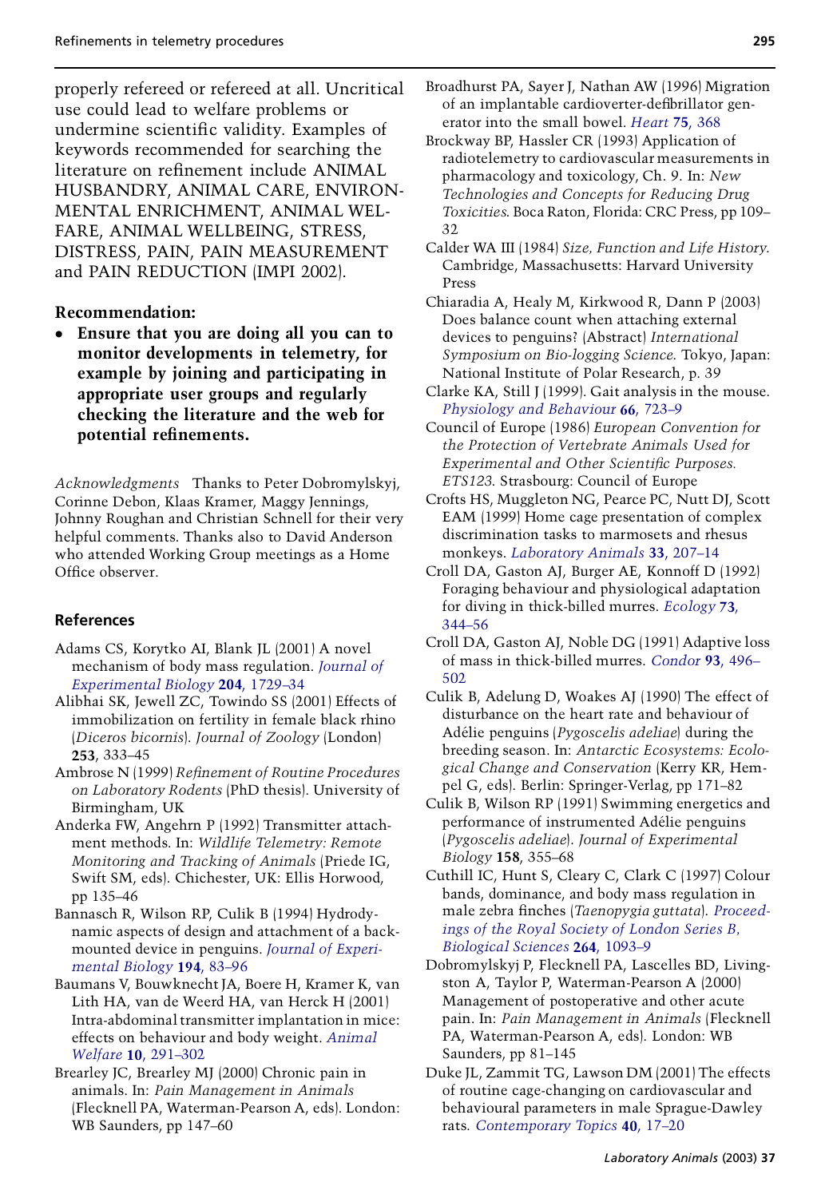properly refereed or refereed at all. Uncritical use could lead to welfare problems or undermine scientific validity. Examples of keywords recommended for searching the literature on refinement include ANIMAL HUSBANDRY, ANIMAL CARE, ENVIRONMENTAL ENRICHMENT, ANIMAL WELFARE, ANIMAL WELLBEING, STRESS, DISTRESS, PAIN, PAIN MEASUREMENT and PAIN REDUCTION (IMPI 2002).

**Recommendation:**

- **Ensure that you are doing all you can to monitor developments in telemetry, for example by joining and participating in appropriate user groups and regularly checking the literature and the web for potential refinements.**

*Acknowledgments* Thanks to Peter Dobromylskyj, Corinne Debon, Klaas Kramer, Maggy Jennings, Johnny Roughan and Christian Schnell for their very helpful comments. Thanks also to David Anderson who attended Working Group meetings as a Home Office observer.

## References

Adams CS, Korytko AI, Blank JL (2001) A novel mechanism of body mass regulation. *Journal of Experimental Biology* **204**, 1729–34

Alibhai SK, Jewell ZC, Towindo SS (2001) Effects of immobilization on fertility in female black rhino (*Diceros bicornis*). *Journal of Zoology* (London) **253**, 333–45

Ambrose N (1999) *Refinement of Routine Procedures on Laboratory Rodents* (PhD thesis). University of Birmingham, UK

Anderka FW, Angehrn P (1992) Transmitter attachment methods. In: *Wildlife Telemetry: Remote Monitoring and Tracking of Animals* (Priede IG, Swift SM, eds). Chichester, UK: Ellis Horwood, pp 135–46

Bannasch R, Wilson RP, Culik B (1994) Hydrodynamic aspects of design and attachment of a back-mounted device in penguins. *Journal of Experimental Biology* **194**, 83–96

Baumans V, Bouwknecht JA, Boere H, Kramer K, van Lith HA, van de Weerd HA, van Herck H (2001) Intra-abdominal transmitter implantation in mice: effects on behaviour and body weight. *Animal Welfare* **10**, 291–302

Brearley JC, Brearley MJ (2000) Chronic pain in animals. In: *Pain Management in Animals* (Flecknell PA, Waterman-Pearson A, eds). London: WB Saunders, pp 147–60

Broadhurst PA, Sayer J, Nathan AW (1996) Migration of an implantable cardioverter-defibrillator generator into the small bowel. *Heart* **75**, 368

Brockway BP, Hassler CR (1993) Application of radiotelemetry to cardiovascular measurements in pharmacology and toxicology, Ch. 9. In: *New Technologies and Concepts for Reducing Drug Toxicities*. Boca Raton, Florida: CRC Press, pp 109–32

Calder WA III (1984) *Size, Function and Life History*. Cambridge, Massachusetts: Harvard University Press

Chiaradia A, Healy M, Kirkwood R, Dann P (2003) Does balance count when attaching external devices to penguins? (Abstract) *International Symposium on Bio-logging Science.* Tokyo, Japan: National Institute of Polar Research, p. 39

Clarke KA, Still J (1999). Gait analysis in the mouse. *Physiology and Behaviour* **66**, 723–9

Council of Europe (1986) *European Convention for the Protection of Vertebrate Animals Used for Experimental and Other Scientific Purposes. ETS123.* Strasbourg: Council of Europe

Crofts HS, Muggleton NG, Pearce PC, Nutt DJ, Scott EAM (1999) Home cage presentation of complex discrimination tasks to marmosets and rhesus monkeys. *Laboratory Animals* **33**, 207–14

Croll DA, Gaston AJ, Burger AE, Konnoff D (1992) Foraging behaviour and physiological adaptation for diving in thick-billed murres. *Ecology* **73**, 344–56

Croll DA, Gaston AJ, Noble DG (1991) Adaptive loss of mass in thick-billed murres. *Condor* **93**, 496–502

Culik B, Adelung D, Woakes AJ (1990) The effect of disturbance on the heart rate and behaviour of Adélie penguins (*Pygoscelis adeliae*) during the breeding season. In: *Antarctic Ecosystems: Ecological Change and Conservation* (Kerry KR, Hempel G, eds). Berlin: Springer-Verlag, pp 171–82

Culik B, Wilson RP (1991) Swimming energetics and performance of instrumented Adélie penguins (*Pygoscelis adeliae*). *Journal of Experimental Biology* **158**, 355–68

Cuthill IC, Hunt S, Cleary C, Clark C (1997) Colour bands, dominance, and body mass regulation in male zebra finches (*Taenopygia guttata*). *Proceedings of the Royal Society of London Series B, Biological Sciences* **264**, 1093–9

Dobromylskyj P, Flecknell PA, Lascelles BD, Livingston A, Taylor P, Waterman-Pearson A (2000) Management of postoperative and other acute pain. In: *Pain Management in Animals* (Flecknell PA, Waterman-Pearson A, eds). London: WB Saunders, pp 81–145

Duke JL, Zammit TG, Lawson DM (2001) The effects of routine cage-changing on cardiovascular and behavioural parameters in male Sprague-Dawley rats. *Contemporary Topics* **40**, 17–20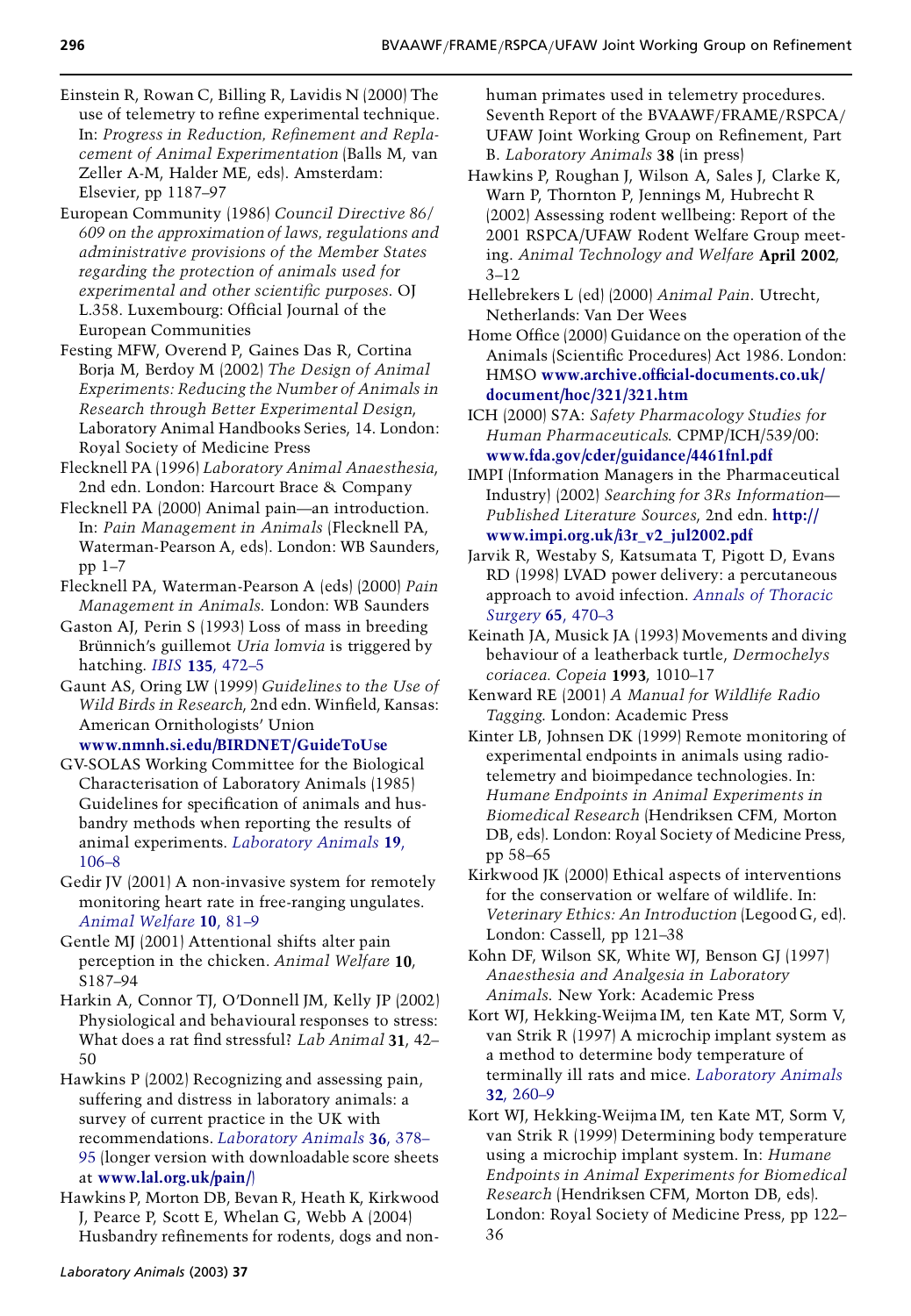Einstein R, Rowan C, Billing R, Lavidis N (2000) The use of telemetry to refine experimental technique. In: *Progress in Reduction, Refinement and Replacement of Animal Experimentation* (Balls M, van Zeller A-M, Halder ME, eds). Amsterdam: Elsevier, pp 1187–97

European Community (1986) *Council Directive 86/609 on the approximation of laws, regulations and administrative provisions of the Member States regarding the protection of animals used for experimental and other scientific purposes.* OJ L.358. Luxembourg: Official Journal of the European Communities

Festing MFW, Overend P, Gaines Das R, Cortina Borja M, Berdoy M (2002) *The Design of Animal Experiments: Reducing the Number of Animals in Research through Better Experimental Design*, Laboratory Animal Handbooks Series, 14. London: Royal Society of Medicine Press

Flecknell PA (1996) *Laboratory Animal Anaesthesia*, 2nd edn. London: Harcourt Brace & Company

Flecknell PA (2000) Animal pain—an introduction. In: *Pain Management in Animals* (Flecknell PA, Waterman-Pearson A, eds). London: WB Saunders, pp 1–7

Flecknell PA, Waterman-Pearson A (eds) (2000) *Pain Management in Animals*. London: WB Saunders

Gaston AJ, Perin S (1993) Loss of mass in breeding Brünnich's guillemot *Uria lomvia* is triggered by hatching. *IBIS* **135**, 472–5

Gaunt AS, Oring LW (1999) *Guidelines to the Use of Wild Birds in Research*, 2nd edn. Winfield, Kansas: American Ornithologists' Union **www.nmnh.si.edu/BIRDNET/GuideToUse**

GV-SOLAS Working Committee for the Biological Characterisation of Laboratory Animals (1985) Guidelines for specification of animals and husbandry methods when reporting the results of animal experiments. *Laboratory Animals* **19**, 106–8

Gedir JV (2001) A non-invasive system for remotely monitoring heart rate in free-ranging ungulates. *Animal Welfare* **10**, 81–9

Gentle MJ (2001) Attentional shifts alter pain perception in the chicken. *Animal Welfare* **10**, S187–94

Harkin A, Connor TJ, O'Donnell JM, Kelly JP (2002) Physiological and behavioural responses to stress: What does a rat find stressful? *Lab Animal* **31**, 42–50

Hawkins P (2002) Recognizing and assessing pain, suffering and distress in laboratory animals: a survey of current practice in the UK with recommendations. *Laboratory Animals* **36**, 378–95 (longer version with downloadable score sheets at **www.lal.org.uk/pain/**)

Hawkins P, Morton DB, Bevan R, Heath K, Kirkwood J, Pearce P, Scott E, Whelan G, Webb A (2004) Husbandry refinements for rodents, dogs and non-human primates used in telemetry procedures. Seventh Report of the BVAAWF/FRAME/RSPCA/UFAW Joint Working Group on Refinement, Part B. *Laboratory Animals* **38** (in press)

Hawkins P, Roughan J, Wilson A, Sales J, Clarke K, Warn P, Thornton P, Jennings M, Hubrecht R (2002) Assessing rodent wellbeing: Report of the 2001 RSPCA/UFAW Rodent Welfare Group meeting. *Animal Technology and Welfare* **April 2002**, 3–12

Hellebrekers L (ed) (2000) *Animal Pain*. Utrecht, Netherlands: Van Der Wees

Home Office (2000) Guidance on the operation of the Animals (Scientific Procedures) Act 1986. London: HMSO **www.archive.official-documents.co.uk/document/hoc/321/321.htm**

ICH (2000) S7A: *Safety Pharmacology Studies for Human Pharmaceuticals.* CPMP/ICH/539/00: **www.fda.gov/cder/guidance/4461fnl.pdf**

IMPI (Information Managers in the Pharmaceutical Industry) (2002) *Searching for 3Rs Information—Published Literature Sources*, 2nd edn. **http://www.impi.org.uk/i3r_v2_jul2002.pdf**

Jarvik R, Westaby S, Katsumata T, Pigott D, Evans RD (1998) LVAD power delivery: a percutaneous approach to avoid infection. *Annals of Thoracic Surgery* **65**, 470–3

Keinath JA, Musick JA (1993) Movements and diving behaviour of a leatherback turtle, *Dermochelys coriacea. Copeia* **1993**, 1010–17

Kenward RE (2001) *A Manual for Wildlife Radio Tagging.* London: Academic Press

Kinter LB, Johnsen DK (1999) Remote monitoring of experimental endpoints in animals using radiotelemetry and bioimpedance technologies. In: *Humane Endpoints in Animal Experiments in Biomedical Research* (Hendriksen CFM, Morton DB, eds). London: Royal Society of Medicine Press, pp 58–65

Kirkwood JK (2000) Ethical aspects of interventions for the conservation or welfare of wildlife. In: *Veterinary Ethics: An Introduction* (Legood G, ed). London: Cassell, pp 121–38

Kohn DF, Wilson SK, White WJ, Benson GJ (1997) *Anaesthesia and Analgesia in Laboratory Animals*. New York: Academic Press

Kort WJ, Hekking-Weijma IM, ten Kate MT, Sorm V, van Strik R (1997) A microchip implant system as a method to determine body temperature of terminally ill rats and mice. *Laboratory Animals* **32**, 260–9

Kort WJ, Hekking-Weijma IM, ten Kate MT, Sorm V, van Strik R (1999) Determining body temperature using a microchip implant system. In: *Humane Endpoints in Animal Experiments for Biomedical Research* (Hendriksen CFM, Morton DB, eds). London: Royal Society of Medicine Press, pp 122–36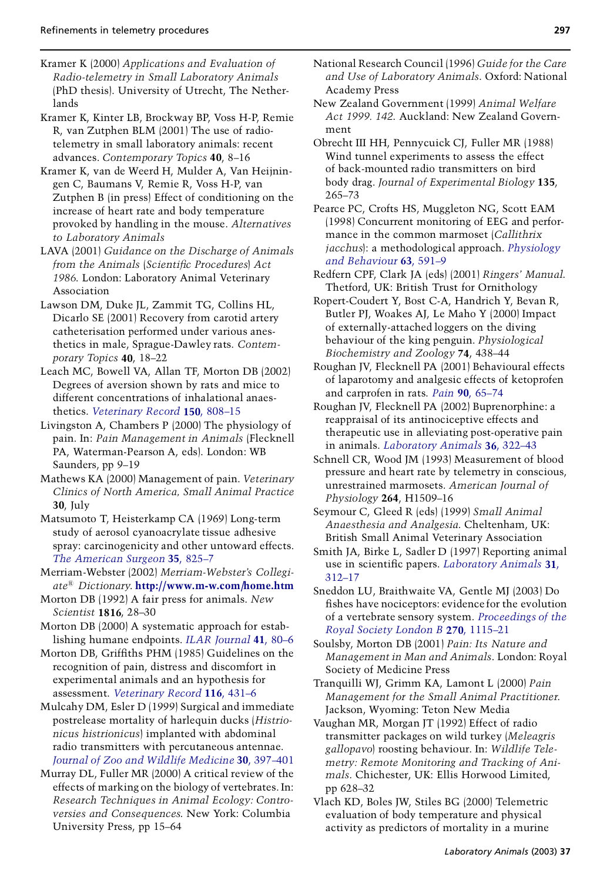Kramer K (2000) *Applications and Evaluation of Radio-telemetry in Small Laboratory Animals* (PhD thesis). University of Utrecht, The Netherlands

Kramer K, Kinter LB, Brockway BP, Voss H-P, Remie R, van Zutphen BLM (2001) The use of radiotelemetry in small laboratory animals: recent advances. *Contemporary Topics* **40**, 8–16

Kramer K, van de Weerd H, Mulder A, Van Heijningen C, Baumans V, Remie R, Voss H-P, van Zutphen B (in press) Effect of conditioning on the increase of heart rate and body temperature provoked by handling in the mouse. *Alternatives to Laboratory Animals*

LAVA (2001) *Guidance on the Discharge of Animals from the Animals (Scientific Procedures) Act 1986*. London: Laboratory Animal Veterinary Association

Lawson DM, Duke JL, Zammit TG, Collins HL, Dicarlo SE (2001) Recovery from carotid artery catheterisation performed under various anesthetics in male, Sprague-Dawley rats. *Contemporary Topics* **40**, 18–22

Leach MC, Bowell VA, Allan TF, Morton DB (2002) Degrees of aversion shown by rats and mice to different concentrations of inhalational anaesthetics. *Veterinary Record* **150**, 808–15

Livingston A, Chambers P (2000) The physiology of pain. In: *Pain Management in Animals* (Flecknell PA, Waterman-Pearson A, eds). London: WB Saunders, pp 9–19

Mathews KA (2000) Management of pain. *Veterinary Clinics of North America, Small Animal Practice* **30**, July

Matsumoto T, Heisterkamp CA (1969) Long-term study of aerosol cyanoacrylate tissue adhesive spray: carcinogenicity and other untoward effects. *The American Surgeon* **35**, 825–7

Merriam-Webster (2002) *Merriam-Webster's Collegiate® Dictionary*. **http://www.m-w.com/home.htm**

Morton DB (1992) A fair press for animals. *New Scientist* **1816**, 28–30

Morton DB (2000) A systematic approach for establishing humane endpoints. *ILAR Journal* **41**, 80–6

Morton DB, Griffiths PHM (1985) Guidelines on the recognition of pain, distress and discomfort in experimental animals and an hypothesis for assessment. *Veterinary Record* **116**, 431–6

Mulcahy DM, Esler D (1999) Surgical and immediate postrelease mortality of harlequin ducks (*Histrionicus histrionicus*) implanted with abdominal radio transmitters with percutaneous antennae. *Journal of Zoo and Wildlife Medicine* **30**, 397–401

Murray DL, Fuller MR (2000) A critical review of the effects of marking on the biology of vertebrates. In: *Research Techniques in Animal Ecology: Controversies and Consequences*. New York: Columbia University Press, pp 15–64

National Research Council (1996) *Guide for the Care and Use of Laboratory Animals*. Oxford: National Academy Press

New Zealand Government (1999) *Animal Welfare Act 1999. 142*. Auckland: New Zealand Government

Obrecht III HH, Pennycuick CJ, Fuller MR (1988) Wind tunnel experiments to assess the effect of back-mounted radio transmitters on bird body drag. *Journal of Experimental Biology* **135**, 265–73

Pearce PC, Crofts HS, Muggleton NG, Scott EAM (1998) Concurrent monitoring of EEG and performance in the common marmoset (*Callithrix jacchus*): a methodological approach. *Physiology and Behaviour* **63**, 591–9

Redfern CPF, Clark JA (eds) (2001) *Ringers' Manual*. Thetford, UK: British Trust for Ornithology

Ropert-Coudert Y, Bost C-A, Handrich Y, Bevan R, Butler PJ, Woakes AJ, Le Maho Y (2000) Impact of externally-attached loggers on the diving behaviour of the king penguin. *Physiological Biochemistry and Zoology* **74**, 438–44

Roughan JV, Flecknell PA (2001) Behavioural effects of laparotomy and analgesic effects of ketoprofen and carprofen in rats. *Pain* **90**, 65–74

Roughan JV, Flecknell PA (2002) Buprenorphine: a reappraisal of its antinociceptive effects and therapeutic use in alleviating post-operative pain in animals. *Laboratory Animals* **36**, 322–43

Schnell CR, Wood JM (1993) Measurement of blood pressure and heart rate by telemetry in conscious, unrestrained marmosets. *American Journal of Physiology* **264**, H1509–16

Seymour C, Gleed R (eds) (1999) *Small Animal Anaesthesia and Analgesia*. Cheltenham, UK: British Small Animal Veterinary Association

Smith JA, Birke L, Sadler D (1997) Reporting animal use in scientific papers. *Laboratory Animals* **31**, 312–17

Sneddon LU, Braithwaite VA, Gentle MJ (2003) Do fishes have nociceptors: evidence for the evolution of a vertebrate sensory system. *Proceedings of the Royal Society London B* **270**, 1115–21

Soulsby, Morton DB (2001) *Pain: Its Nature and Management in Man and Animals*. London: Royal Society of Medicine Press

Tranquilli WJ, Grimm KA, Lamont L (2000) *Pain Management for the Small Animal Practitioner*. Jackson, Wyoming: Teton New Media

Vaughan MR, Morgan JT (1992) Effect of radio transmitter packages on wild turkey (*Meleagris gallopavo*) roosting behaviour. In: *Wildlife Telemetry: Remote Monitoring and Tracking of Animals*. Chichester, UK: Ellis Horwood Limited, pp 628–32

Vlach KD, Boles JW, Stiles BG (2000) Telemetric evaluation of body temperature and physical activity as predictors of mortality in a murine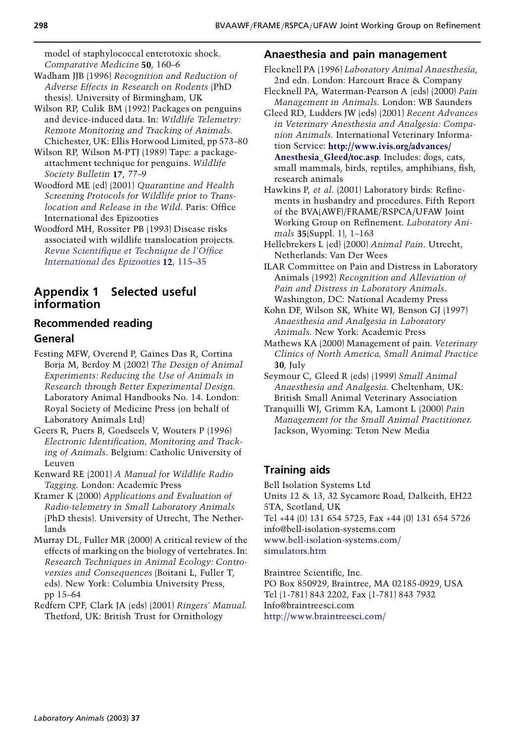model of staphylococcal enterotoxic shock. *Comparative Medicine* **50**, 160–6

Wadham JJB (1996) *Recognition and Reduction of Adverse Effects in Research on Rodents* (PhD thesis). University of Birmingham, UK

Wilson RP, Culik BM (1992) Packages on penguins and device-induced data. In: *Wildlife Telemetry: Remote Monitoring and Tracking of Animals*. Chichester, UK: Ellis Horwood Limited, pp 573–80

Wilson RP, Wilson M-PTJ (1989) Tape: a package-attachment technique for penguins. *Wildlife Society Bulletin* **17**, 77–9

Woodford ME (ed) (2001) *Quarantine and Health Screening Protocols for Wildlife prior to Translocation and Release in the Wild*. Paris: Office International des Epizooties

Woodford MH, Rossiter PB (1993) Disease risks associated with wildlife translocation projects. *Revue Scientifique et Technique de l'Office International des Epizooties* **12**, 115–35

# Appendix 1 Selected useful information

## Recommended reading

### General

Festing MFW, Overend P, Gaines Das R, Cortina Borja M, Berdoy M (2002) *The Design of Animal Experiments: Reducing the Use of Animals in Research through Better Experimental Design*. Laboratory Animal Handbooks No. 14. London: Royal Society of Medicine Press (on behalf of Laboratory Animals Ltd)

Geers R, Puers B, Goedseels V, Wouters P (1996) *Electronic Identification, Monitoring and Tracking of Animals*. Belgium: Catholic University of Leuven

Kenward RE (2001) *A Manual for Wildlife Radio Tagging*. London: Academic Press

Kramer K (2000) *Applications and Evaluation of Radio-telemetry in Small Laboratory Animals* (PhD thesis). University of Utrecht, The Netherlands

Murray DL, Fuller MR (2000) A critical review of the effects of marking on the biology of vertebrates. In: *Research Techniques in Animal Ecology: Controversies and Consequences* (Boitani L, Fuller T, eds). New York: Columbia University Press, pp 15–64

Redfern CPF, Clark JA (eds) (2001) *Ringers' Manual*. Thetford, UK: British Trust for Ornithology

### Anaesthesia and pain management

Flecknell PA (1996) *Laboratory Animal Anaesthesia*, 2nd edn. London: Harcourt Brace & Company

Flecknell PA, Waterman-Pearson A (eds) (2000) *Pain Management in Animals*. London: WB Saunders

Gleed RD, Ludders JW (eds) (2001) *Recent Advances in Veterinary Anesthesia and Analgesia: Companion Animals*. International Veterinary Information Service: **http://www.ivis.org/advances/Anesthesia_Gleed/toc.asp**. Includes: dogs, cats, small mammals, birds, reptiles, amphibians, fish, research animals

Hawkins P, *et al*. (2001) Laboratory birds: Refinements in husbandry and procedures. Fifth Report of the BVA(AWF)/FRAME/RSPCA/UFAW Joint Working Group on Refinement. *Laboratory Animals* **35**(Suppl. 1), 1–163

Hellebrekers L (ed) (2000) *Animal Pain*. Utrecht, Netherlands: Van Der Wees

ILAR Committee on Pain and Distress in Laboratory Animals (1992) *Recognition and Alleviation of Pain and Distress in Laboratory Animals*. Washington, DC: National Academy Press

Kohn DF, Wilson SK, White WJ, Benson GJ (1997) *Anaesthesia and Analgesia in Laboratory Animals*. New York: Academic Press

Mathews KA (2000) Management of pain. *Veterinary Clinics of North America, Small Animal Practice* **30**, July

Seymour C, Gleed R (eds) (1999) *Small Animal Anaesthesia and Analgesia*. Cheltenham, UK: British Small Animal Veterinary Association

Tranquilli WJ, Grimm KA, Lamont L (2000) *Pain Management for the Small Animal Practitioner*. Jackson, Wyoming: Teton New Media

## Training aids

Bell Isolation Systems Ltd
Units 12 & 13, 32 Sycamore Road, Dalkeith, EH22 5TA, Scotland, UK
Tel +44 (0) 131 654 5725, Fax +44 (0) 131 654 5726
info@bell-isolation-systems.com
www.bell-isolation-systems.com/simulators.htm

Braintree Scientific, Inc.
PO Box 850929, Braintree, MA 02185-0929, USA
Tel (1-781) 843 2202, Fax (1-781) 843 7932
Info@braintreesci.com
http://www.braintreesci.com/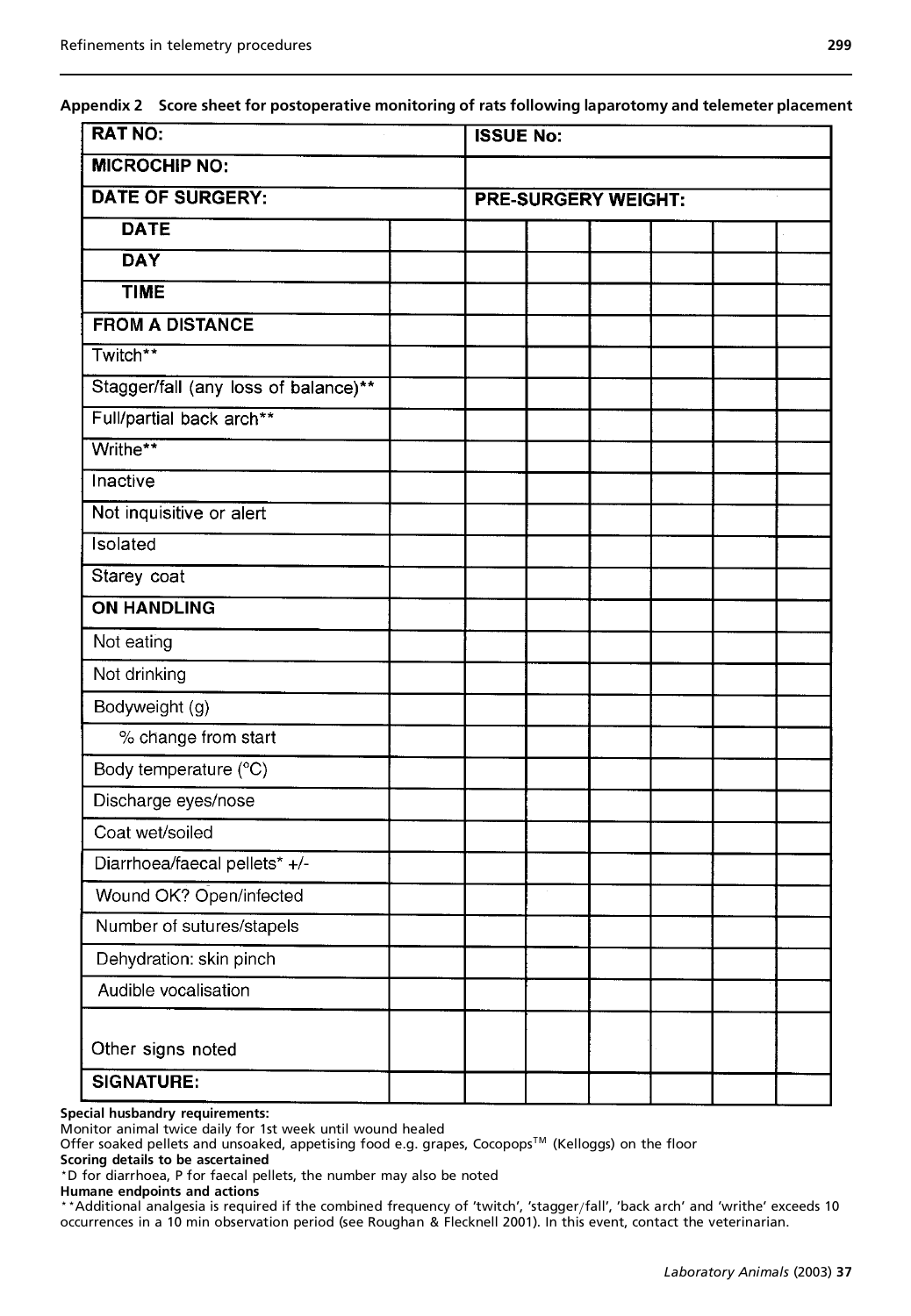**Appendix 2 Score sheet for postoperative monitoring of rats following laparotomy and telemeter placement**

| RAT NO: | | ISSUE No: | | | | | |
|---|---|---|---|---|---|---|---|
| MICROCHIP NO: | | | | | | | |
| DATE OF SURGERY: | | PRE-SURGERY WEIGHT: | | | | | |
| DATE | | | | | | | |
| DAY | | | | | | | |
| TIME | | | | | | | |
| **FROM A DISTANCE** | | | | | | | |
| Twitch** | | | | | | | |
| Stagger/fall (any loss of balance)** | | | | | | | |
| Full/partial back arch** | | | | | | | |
| Writhe** | | | | | | | |
| Inactive | | | | | | | |
| Not inquisitive or alert | | | | | | | |
| Isolated | | | | | | | |
| Starey coat | | | | | | | |
| **ON HANDLING** | | | | | | | |
| Not eating | | | | | | | |
| Not drinking | | | | | | | |
| Bodyweight (g) | | | | | | | |
| % change from start | | | | | | | |
| Body temperature (°C) | | | | | | | |
| Discharge eyes/nose | | | | | | | |
| Coat wet/soiled | | | | | | | |
| Diarrhoea/faecal pellets* +/- | | | | | | | |
| Wound OK? Open/infected | | | | | | | |
| Number of sutures/stapels | | | | | | | |
| Dehydration: skin pinch | | | | | | | |
| Audible vocalisation | | | | | | | |
| Other signs noted | | | | | | | |
| **SIGNATURE:** | | | | | | | |

**Special husbandry requirements:**
Monitor animal twice daily for 1st week until wound healed
Offer soaked pellets and unsoaked, appetising food e.g. grapes, Cocopops™ (Kelloggs) on the floor

**Scoring details to be ascertained**
*D for diarrhoea, P for faecal pellets, the number may also be noted

**Humane endpoints and actions**
**Additional analgesia is required if the combined frequency of 'twitch', 'stagger/fall', 'back arch' and 'writhe' exceeds 10 occurrences in a 10 min observation period (see Roughan & Flecknell 2001). In this event, contact the veterinarian.